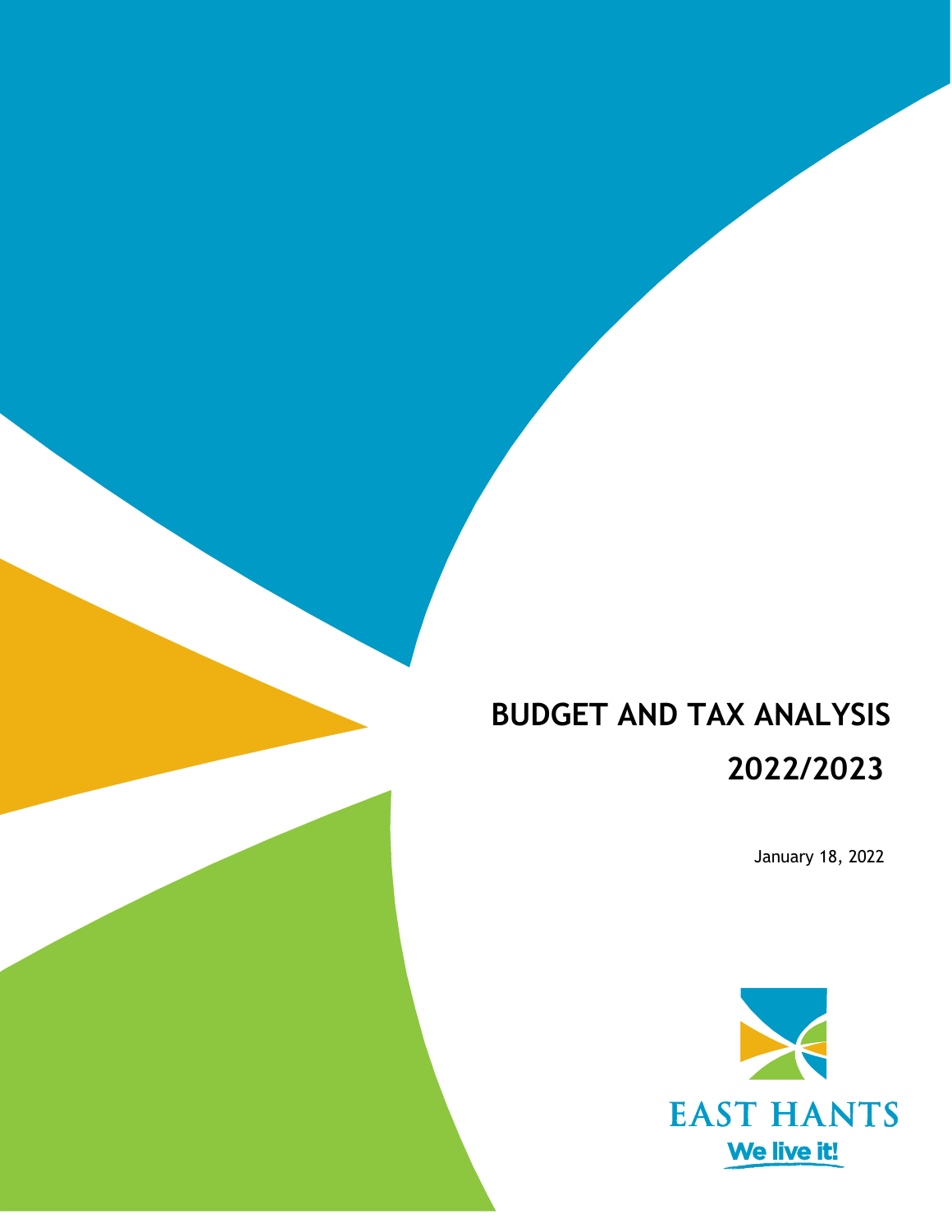# BUDGET AND TAX ANALYSIS

# 2022/2023

January 18, 2022

EAST HANTS

We live it!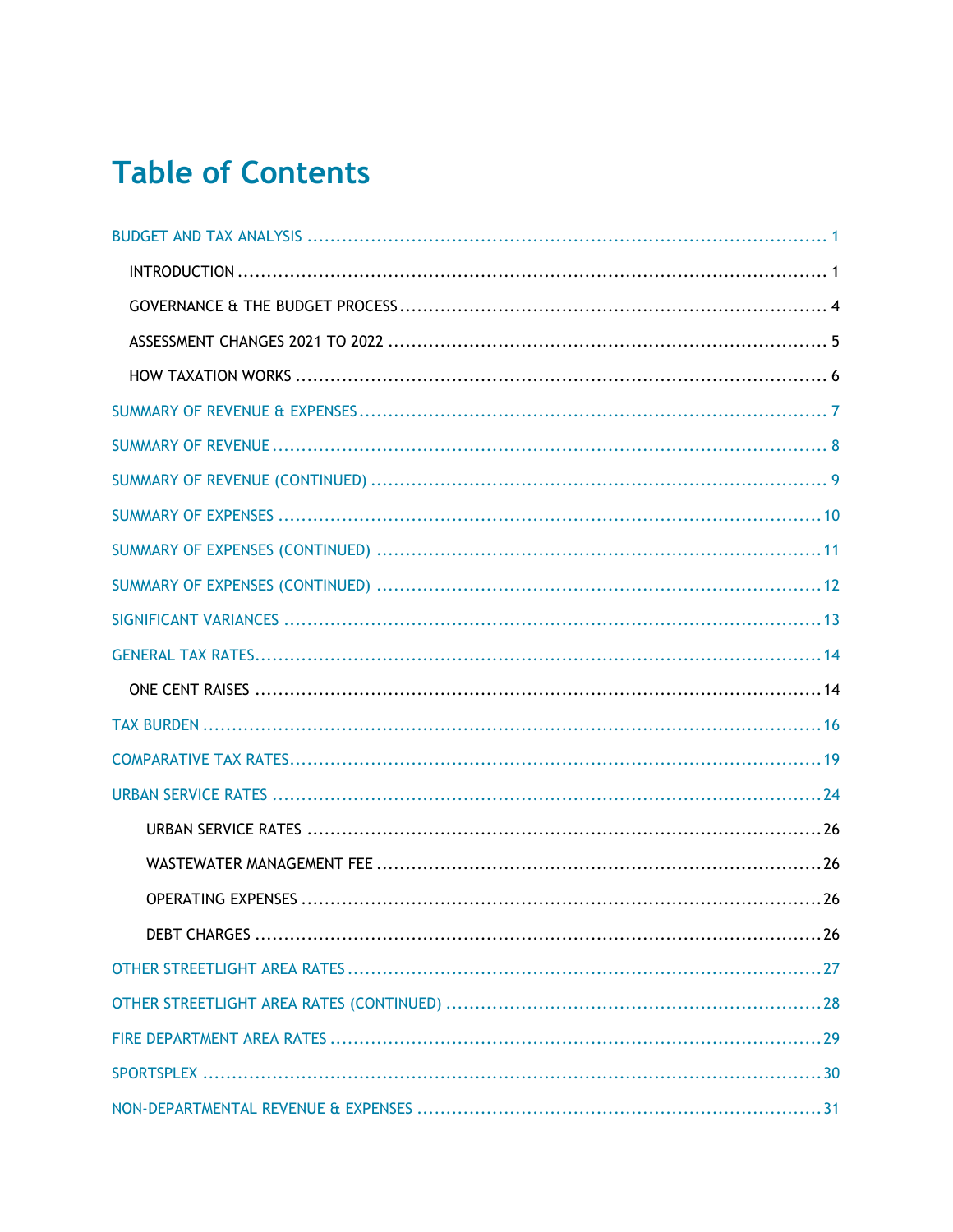# Table of Contents

- BUDGET AND TAX ANALYSIS ..... 1
  - INTRODUCTION ..... 1
  - GOVERNANCE & THE BUDGET PROCESS ..... 4
  - ASSESSMENT CHANGES 2021 TO 2022 ..... 5
  - HOW TAXATION WORKS ..... 6
- SUMMARY OF REVENUE & EXPENSES ..... 7
- SUMMARY OF REVENUE ..... 8
- SUMMARY OF REVENUE (CONTINUED) ..... 9
- SUMMARY OF EXPENSES ..... 10
- SUMMARY OF EXPENSES (CONTINUED) ..... 11
- SUMMARY OF EXPENSES (CONTINUED) ..... 12
- SIGNIFICANT VARIANCES ..... 13
- GENERAL TAX RATES ..... 14
  - ONE CENT RAISES ..... 14
- TAX BURDEN ..... 16
- COMPARATIVE TAX RATES ..... 19
- URBAN SERVICE RATES ..... 24
  - URBAN SERVICE RATES ..... 26
  - WASTEWATER MANAGEMENT FEE ..... 26
  - OPERATING EXPENSES ..... 26
  - DEBT CHARGES ..... 26
- OTHER STREETLIGHT AREA RATES ..... 27
- OTHER STREETLIGHT AREA RATES (CONTINUED) ..... 28
- FIRE DEPARTMENT AREA RATES ..... 29
- SPORTSPLEX ..... 30
- NON-DEPARTMENTAL REVENUE & EXPENSES ..... 31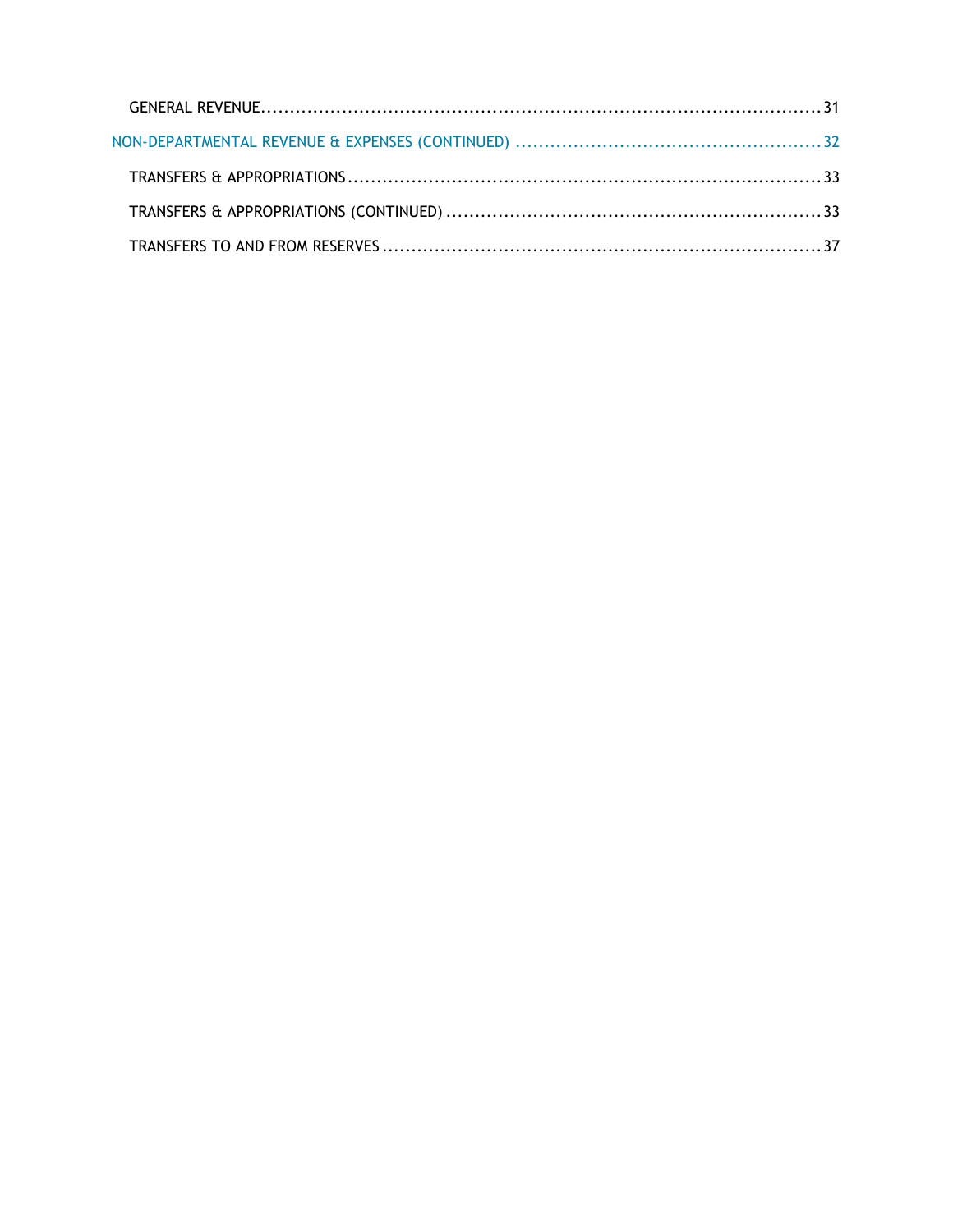GENERAL REVENUE ........................................................................................ 31

NON-DEPARTMENTAL REVENUE & EXPENSES (CONTINUED) ........................................................ 32

TRANSFERS & APPROPRIATIONS ................................................................................ 33

TRANSFERS & APPROPRIATIONS (CONTINUED) .................................................................. 33

TRANSFERS TO AND FROM RESERVES .......................................................................... 37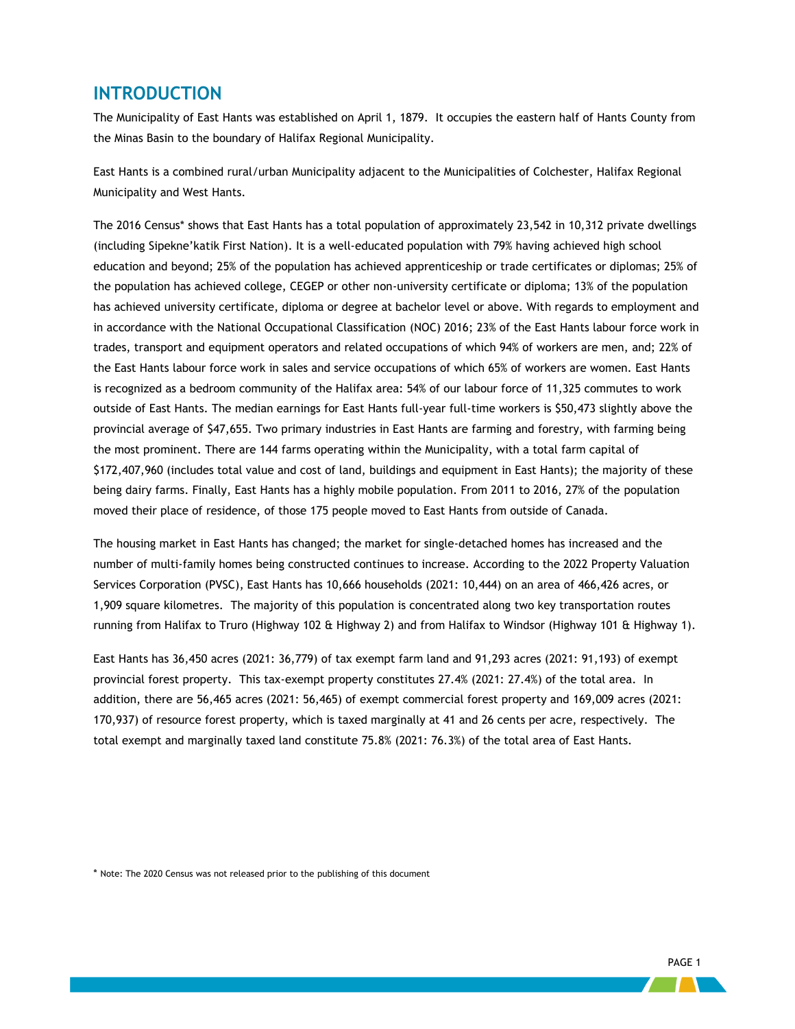## INTRODUCTION

The Municipality of East Hants was established on April 1, 1879. It occupies the eastern half of Hants County from the Minas Basin to the boundary of Halifax Regional Municipality.

East Hants is a combined rural/urban Municipality adjacent to the Municipalities of Colchester, Halifax Regional Municipality and West Hants.

The 2016 Census* shows that East Hants has a total population of approximately 23,542 in 10,312 private dwellings (including Sipekne'katik First Nation). It is a well-educated population with 79% having achieved high school education and beyond; 25% of the population has achieved apprenticeship or trade certificates or diplomas; 25% of the population has achieved college, CEGEP or other non-university certificate or diploma; 13% of the population has achieved university certificate, diploma or degree at bachelor level or above. With regards to employment and in accordance with the National Occupational Classification (NOC) 2016; 23% of the East Hants labour force work in trades, transport and equipment operators and related occupations of which 94% of workers are men, and; 22% of the East Hants labour force work in sales and service occupations of which 65% of workers are women. East Hants is recognized as a bedroom community of the Halifax area: 54% of our labour force of 11,325 commutes to work outside of East Hants. The median earnings for East Hants full-year full-time workers is $50,473 slightly above the provincial average of $47,655. Two primary industries in East Hants are farming and forestry, with farming being the most prominent. There are 144 farms operating within the Municipality, with a total farm capital of $172,407,960 (includes total value and cost of land, buildings and equipment in East Hants); the majority of these being dairy farms. Finally, East Hants has a highly mobile population. From 2011 to 2016, 27% of the population moved their place of residence, of those 175 people moved to East Hants from outside of Canada.

The housing market in East Hants has changed; the market for single-detached homes has increased and the number of multi-family homes being constructed continues to increase. According to the 2022 Property Valuation Services Corporation (PVSC), East Hants has 10,666 households (2021: 10,444) on an area of 466,426 acres, or 1,909 square kilometres. The majority of this population is concentrated along two key transportation routes running from Halifax to Truro (Highway 102 & Highway 2) and from Halifax to Windsor (Highway 101 & Highway 1).

East Hants has 36,450 acres (2021: 36,779) of tax exempt farm land and 91,293 acres (2021: 91,193) of exempt provincial forest property. This tax-exempt property constitutes 27.4% (2021: 27.4%) of the total area. In addition, there are 56,465 acres (2021: 56,465) of exempt commercial forest property and 169,009 acres (2021: 170,937) of resource forest property, which is taxed marginally at 41 and 26 cents per acre, respectively. The total exempt and marginally taxed land constitute 75.8% (2021: 76.3%) of the total area of East Hants.

* Note: The 2020 Census was not released prior to the publishing of this document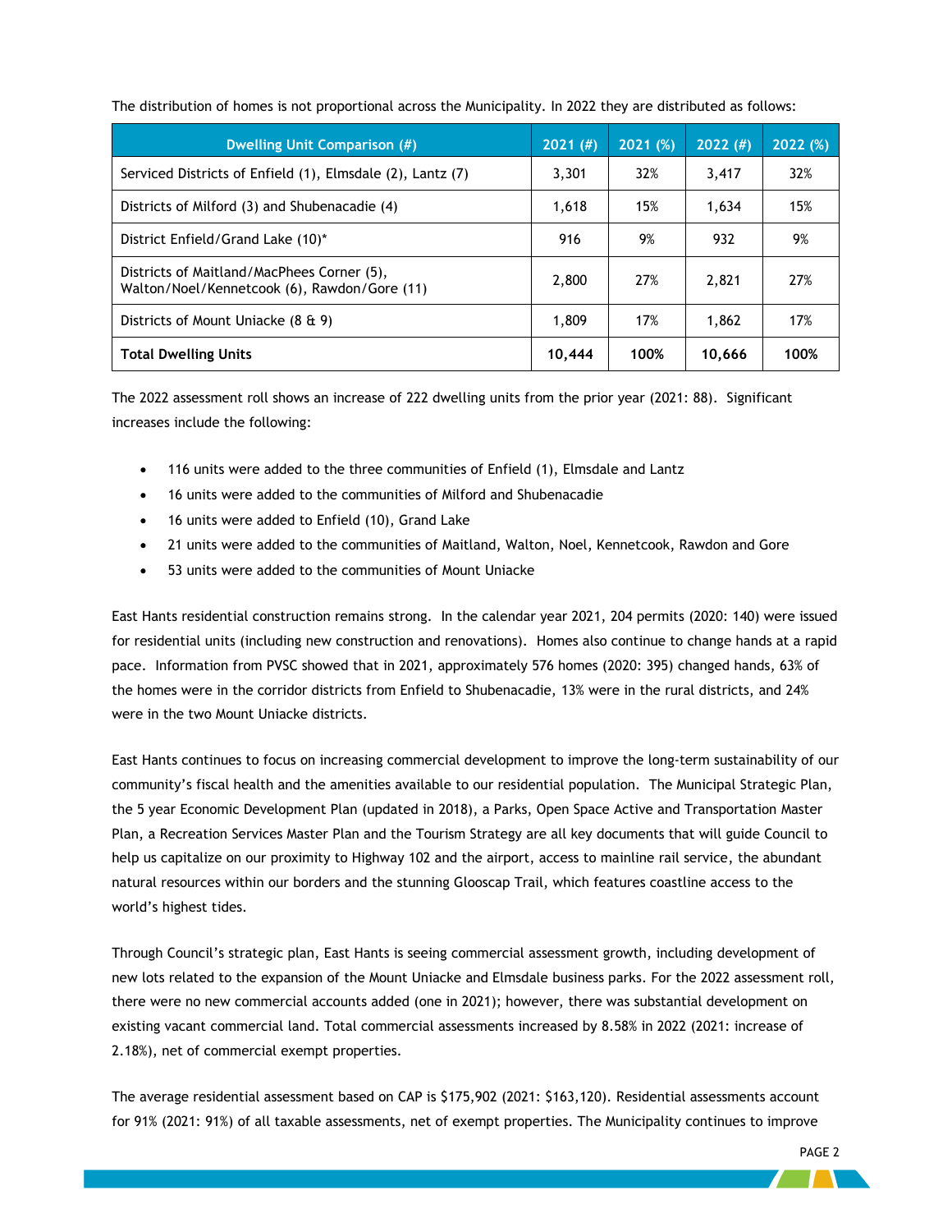The distribution of homes is not proportional across the Municipality. In 2022 they are distributed as follows:

| Dwelling Unit Comparison (#) | 2021 (#) | 2021 (%) | 2022 (#) | 2022 (%) |
|---|---|---|---|---|
| Serviced Districts of Enfield (1), Elmsdale (2), Lantz (7) | 3,301 | 32% | 3,417 | 32% |
| Districts of Milford (3) and Shubenacadie (4) | 1,618 | 15% | 1,634 | 15% |
| District Enfield/Grand Lake (10)* | 916 | 9% | 932 | 9% |
| Districts of Maitland/MacPhees Corner (5), Walton/Noel/Kennetcook (6), Rawdon/Gore (11) | 2,800 | 27% | 2,821 | 27% |
| Districts of Mount Uniacke (8 & 9) | 1,809 | 17% | 1,862 | 17% |
| **Total Dwelling Units** | **10,444** | **100%** | **10,666** | **100%** |

The 2022 assessment roll shows an increase of 222 dwelling units from the prior year (2021: 88). Significant increases include the following:

- 116 units were added to the three communities of Enfield (1), Elmsdale and Lantz
- 16 units were added to the communities of Milford and Shubenacadie
- 16 units were added to Enfield (10), Grand Lake
- 21 units were added to the communities of Maitland, Walton, Noel, Kennetcook, Rawdon and Gore
- 53 units were added to the communities of Mount Uniacke

East Hants residential construction remains strong. In the calendar year 2021, 204 permits (2020: 140) were issued for residential units (including new construction and renovations). Homes also continue to change hands at a rapid pace. Information from PVSC showed that in 2021, approximately 576 homes (2020: 395) changed hands, 63% of the homes were in the corridor districts from Enfield to Shubenacadie, 13% were in the rural districts, and 24% were in the two Mount Uniacke districts.

East Hants continues to focus on increasing commercial development to improve the long-term sustainability of our community's fiscal health and the amenities available to our residential population. The Municipal Strategic Plan, the 5 year Economic Development Plan (updated in 2018), a Parks, Open Space Active and Transportation Master Plan, a Recreation Services Master Plan and the Tourism Strategy are all key documents that will guide Council to help us capitalize on our proximity to Highway 102 and the airport, access to mainline rail service, the abundant natural resources within our borders and the stunning Glooscap Trail, which features coastline access to the world's highest tides.

Through Council's strategic plan, East Hants is seeing commercial assessment growth, including development of new lots related to the expansion of the Mount Uniacke and Elmsdale business parks. For the 2022 assessment roll, there were no new commercial accounts added (one in 2021); however, there was substantial development on existing vacant commercial land. Total commercial assessments increased by 8.58% in 2022 (2021: increase of 2.18%), net of commercial exempt properties.

The average residential assessment based on CAP is $175,902 (2021: $163,120). Residential assessments account for 91% (2021: 91%) of all taxable assessments, net of exempt properties. The Municipality continues to improve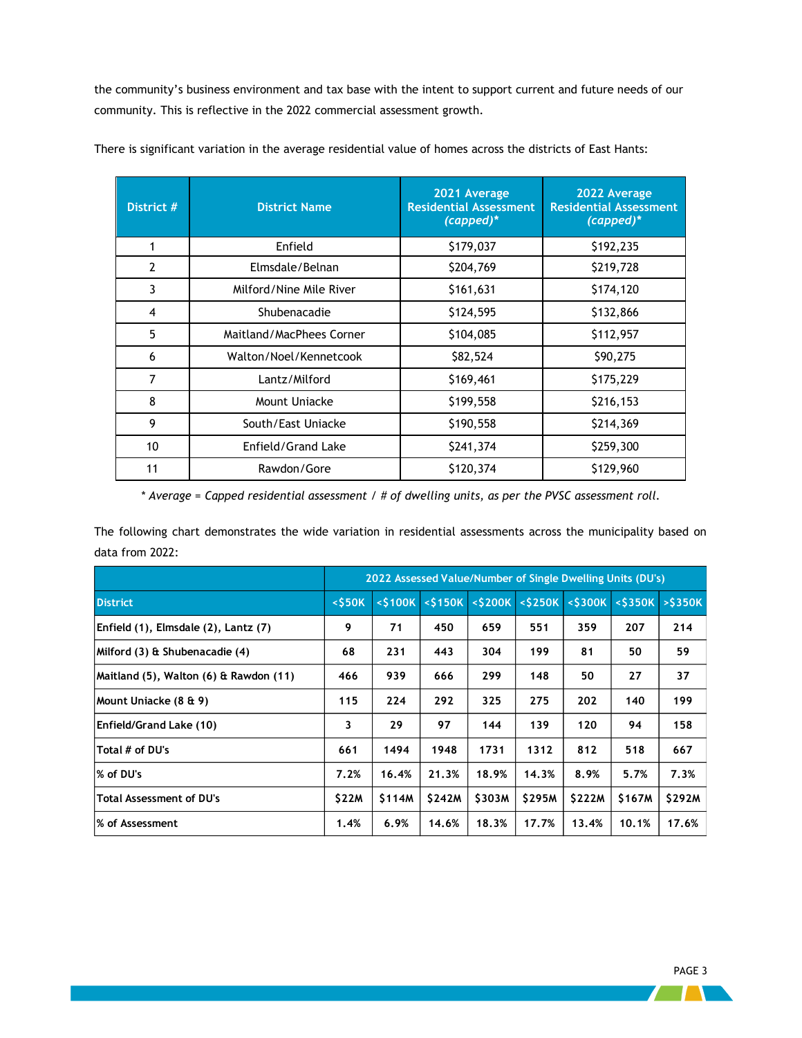the community's business environment and tax base with the intent to support current and future needs of our community. This is reflective in the 2022 commercial assessment growth.

There is significant variation in the average residential value of homes across the districts of East Hants:

| District # | District Name | 2021 Average Residential Assessment *(capped)** | 2022 Average Residential Assessment *(capped)** |
|---|---|---|---|
| 1 | Enfield | $179,037 | $192,235 |
| 2 | Elmsdale/Belnan | $204,769 | $219,728 |
| 3 | Milford/Nine Mile River | $161,631 | $174,120 |
| 4 | Shubenacadie | $124,595 | $132,866 |
| 5 | Maitland/MacPhees Corner | $104,085 | $112,957 |
| 6 | Walton/Noel/Kennetcook | $82,524 | $90,275 |
| 7 | Lantz/Milford | $169,461 | $175,229 |
| 8 | Mount Uniacke | $199,558 | $216,153 |
| 9 | South/East Uniacke | $190,558 | $214,369 |
| 10 | Enfield/Grand Lake | $241,374 | $259,300 |
| 11 | Rawdon/Gore | $120,374 | $129,960 |

*\* Average = Capped residential assessment / # of dwelling units, as per the PVSC assessment roll.*

The following chart demonstrates the wide variation in residential assessments across the municipality based on data from 2022:

| | 2022 Assessed Value/Number of Single Dwelling Units (DU's) | | | | | | | |
|---|---|---|---|---|---|---|---|---|
| **District** | **<$50K** | **<$100K** | **<$150K** | **<$200K** | **<$250K** | **<$300K** | **<$350K** | **>$350K** |
| **Enfield (1), Elmsdale (2), Lantz (7)** | 9 | 71 | 450 | 659 | 551 | 359 | 207 | 214 |
| **Milford (3) & Shubenacadie (4)** | 68 | 231 | 443 | 304 | 199 | 81 | 50 | 59 |
| **Maitland (5), Walton (6) & Rawdon (11)** | 466 | 939 | 666 | 299 | 148 | 50 | 27 | 37 |
| **Mount Uniacke (8 & 9)** | 115 | 224 | 292 | 325 | 275 | 202 | 140 | 199 |
| **Enfield/Grand Lake (10)** | 3 | 29 | 97 | 144 | 139 | 120 | 94 | 158 |
| **Total # of DU's** | 661 | 1494 | 1948 | 1731 | 1312 | 812 | 518 | 667 |
| **% of DU's** | 7.2% | 16.4% | 21.3% | 18.9% | 14.3% | 8.9% | 5.7% | 7.3% |
| **Total Assessment of DU's** | $22M | $114M | $242M | $303M | $295M | $222M | $167M | $292M |
| **% of Assessment** | 1.4% | 6.9% | 14.6% | 18.3% | 17.7% | 13.4% | 10.1% | 17.6% |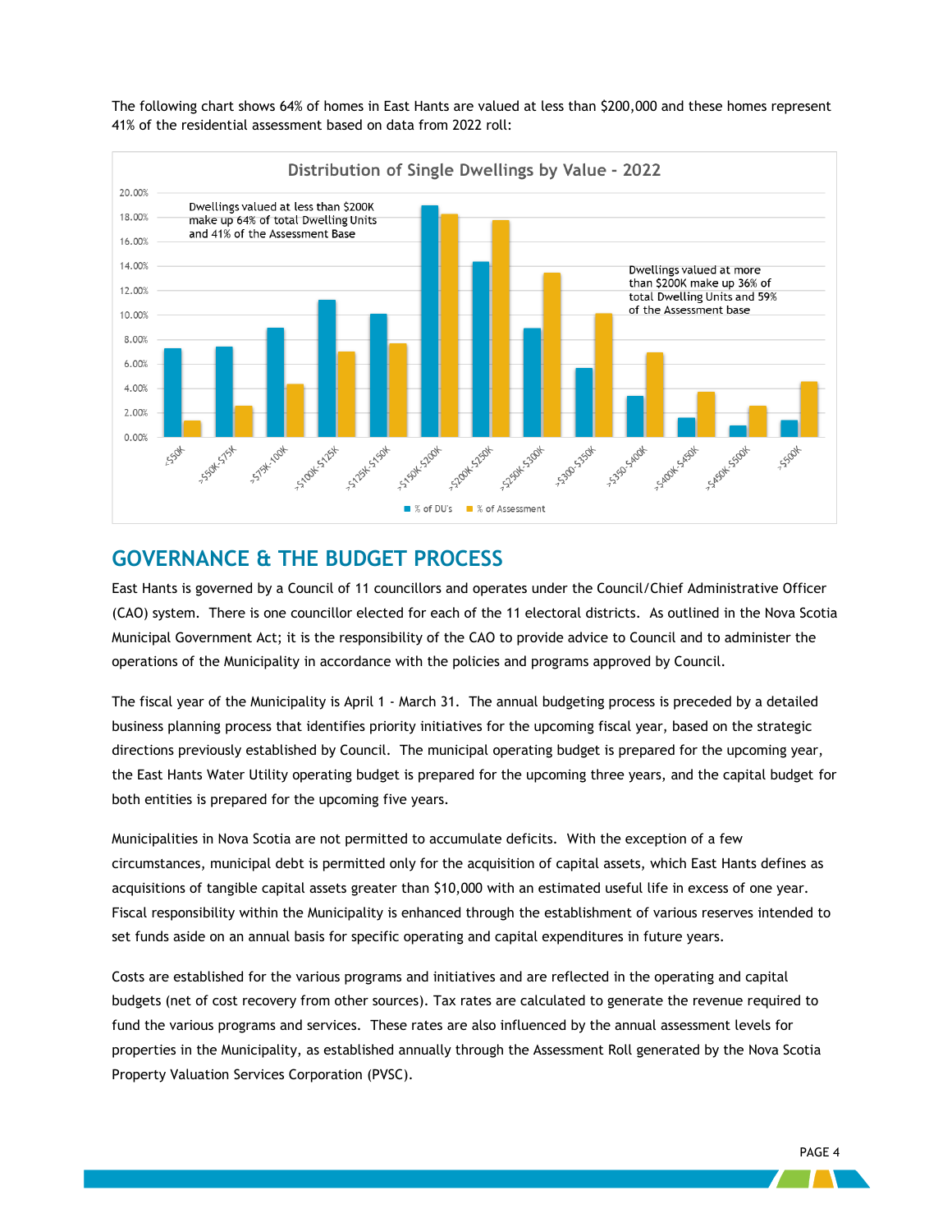The following chart shows 64% of homes in East Hants are valued at less than $200,000 and these homes represent 41% of the residential assessment based on data from 2022 roll:

**Distribution of Single Dwellings by Value - 2022**

Dwellings valued at less than $200K make up 64% of total Dwelling Units and 41% of the Assessment Base

Dwellings valued at more than $200K make up 36% of total Dwelling Units and 59% of the Assessment base

## GOVERNANCE & THE BUDGET PROCESS

East Hants is governed by a Council of 11 councillors and operates under the Council/Chief Administrative Officer (CAO) system. There is one councillor elected for each of the 11 electoral districts. As outlined in the Nova Scotia Municipal Government Act; it is the responsibility of the CAO to provide advice to Council and to administer the operations of the Municipality in accordance with the policies and programs approved by Council.

The fiscal year of the Municipality is April 1 - March 31. The annual budgeting process is preceded by a detailed business planning process that identifies priority initiatives for the upcoming fiscal year, based on the strategic directions previously established by Council. The municipal operating budget is prepared for the upcoming year, the East Hants Water Utility operating budget is prepared for the upcoming three years, and the capital budget for both entities is prepared for the upcoming five years.

Municipalities in Nova Scotia are not permitted to accumulate deficits. With the exception of a few circumstances, municipal debt is permitted only for the acquisition of capital assets, which East Hants defines as acquisitions of tangible capital assets greater than $10,000 with an estimated useful life in excess of one year. Fiscal responsibility within the Municipality is enhanced through the establishment of various reserves intended to set funds aside on an annual basis for specific operating and capital expenditures in future years.

Costs are established for the various programs and initiatives and are reflected in the operating and capital budgets (net of cost recovery from other sources). Tax rates are calculated to generate the revenue required to fund the various programs and services. These rates are also influenced by the annual assessment levels for properties in the Municipality, as established annually through the Assessment Roll generated by the Nova Scotia Property Valuation Services Corporation (PVSC).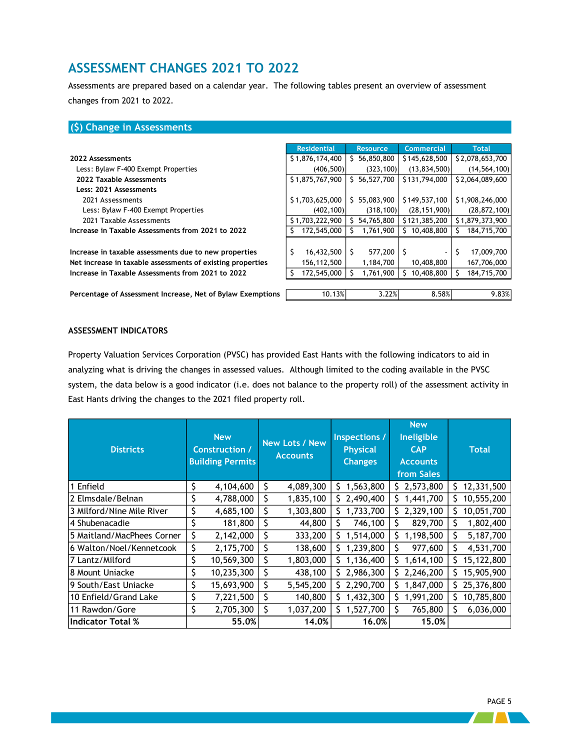# ASSESSMENT CHANGES 2021 TO 2022

Assessments are prepared based on a calendar year. The following tables present an overview of assessment changes from 2021 to 2022.

## ($) Change in Assessments

| | Residential | Resource | Commercial | Total |
|---|---|---|---|---|
| **2022 Assessments** | $ 1,876,174,400 | $ 56,850,800 | $ 145,628,500 | $ 2,078,653,700 |
| Less: Bylaw F-400 Exempt Properties | (406,500) | (323,100) | (13,834,500) | (14,564,100) |
| **2022 Taxable Assessments** | $ 1,875,767,900 | $ 56,527,700 | $ 131,794,000 | $ 2,064,089,600 |
| **Less: 2021 Assessments** | | | | |
| 2021 Assessments | $ 1,703,625,000 | $ 55,083,900 | $ 149,537,100 | $ 1,908,246,000 |
| Less: Bylaw F-400 Exempt Properties | (402,100) | (318,100) | (28,151,900) | (28,872,100) |
| 2021 Taxable Assessments | $ 1,703,222,900 | $ 54,765,800 | $ 121,385,200 | $ 1,879,373,900 |
| **Increase in Taxable Assessments from 2021 to 2022** | $ 172,545,000 | $ 1,761,900 | $ 10,408,800 | $ 184,715,700 |
| | | | | |
| **Increase in taxable assessments due to new properties** | $ 16,432,500 | $ 577,200 | $ - | $ 17,009,700 |
| **Net increase in taxable assessments of existing properties** | 156,112,500 | 1,184,700 | 10,408,800 | 167,706,000 |
| **Increase in Taxable Assessments from 2021 to 2022** | $ 172,545,000 | $ 1,761,900 | $ 10,408,800 | $ 184,715,700 |
| | | | | |
| **Percentage of Assessment Increase, Net of Bylaw Exemptions** | 10.13% | 3.22% | 8.58% | 9.83% |

### ASSESSMENT INDICATORS

Property Valuation Services Corporation (PVSC) has provided East Hants with the following indicators to aid in analyzing what is driving the changes in assessed values. Although limited to the coding available in the PVSC system, the data below is a good indicator (i.e. does not balance to the property roll) of the assessment activity in East Hants driving the changes to the 2021 filed property roll.

| Districts | New Construction / Building Permits | New Lots / New Accounts | Inspections / Physical Changes | New Ineligible CAP Accounts from Sales | Total |
|---|---|---|---|---|---|
| 1 Enfield | $ 4,104,600 | $ 4,089,300 | $ 1,563,800 | $ 2,573,800 | $ 12,331,500 |
| 2 Elmsdale/Belnan | $ 4,788,000 | $ 1,835,100 | $ 2,490,400 | $ 1,441,700 | $ 10,555,200 |
| 3 Milford/Nine Mile River | $ 4,685,100 | $ 1,303,800 | $ 1,733,700 | $ 2,329,100 | $ 10,051,700 |
| 4 Shubenacadie | $ 181,800 | $ 44,800 | $ 746,100 | $ 829,700 | $ 1,802,400 |
| 5 Maitland/MacPhees Corner | $ 2,142,000 | $ 333,200 | $ 1,514,000 | $ 1,198,500 | $ 5,187,700 |
| 6 Walton/Noel/Kennetcook | $ 2,175,700 | $ 138,600 | $ 1,239,800 | $ 977,600 | $ 4,531,700 |
| 7 Lantz/Milford | $ 10,569,300 | $ 1,803,000 | $ 1,136,400 | $ 1,614,100 | $ 15,122,800 |
| 8 Mount Uniacke | $ 10,235,300 | $ 438,100 | $ 2,986,300 | $ 2,246,200 | $ 15,905,900 |
| 9 South/East Uniacke | $ 15,693,900 | $ 5,545,200 | $ 2,290,700 | $ 1,847,000 | $ 25,376,800 |
| 10 Enfield/Grand Lake | $ 7,221,500 | $ 140,800 | $ 1,432,300 | $ 1,991,200 | $ 10,785,800 |
| 11 Rawdon/Gore | $ 2,705,300 | $ 1,037,200 | $ 1,527,700 | $ 765,800 | $ 6,036,000 |
| **Indicator Total %** | **55.0%** | **14.0%** | **16.0%** | **15.0%** | |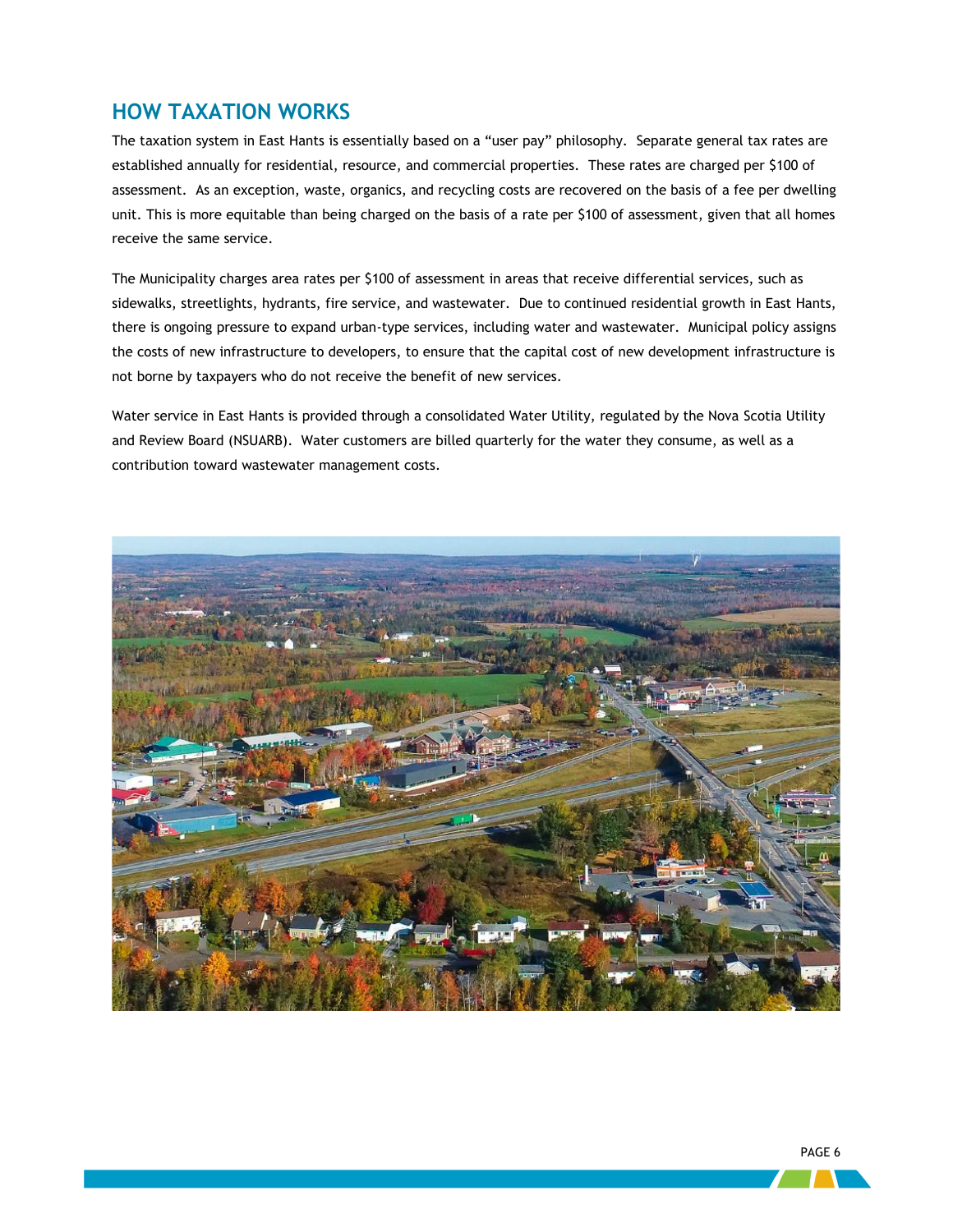## HOW TAXATION WORKS

The taxation system in East Hants is essentially based on a "user pay" philosophy. Separate general tax rates are established annually for residential, resource, and commercial properties. These rates are charged per $100 of assessment. As an exception, waste, organics, and recycling costs are recovered on the basis of a fee per dwelling unit. This is more equitable than being charged on the basis of a rate per $100 of assessment, given that all homes receive the same service.

The Municipality charges area rates per $100 of assessment in areas that receive differential services, such as sidewalks, streetlights, hydrants, fire service, and wastewater. Due to continued residential growth in East Hants, there is ongoing pressure to expand urban-type services, including water and wastewater. Municipal policy assigns the costs of new infrastructure to developers, to ensure that the capital cost of new development infrastructure is not borne by taxpayers who do not receive the benefit of new services.

Water service in East Hants is provided through a consolidated Water Utility, regulated by the Nova Scotia Utility and Review Board (NSUARB). Water customers are billed quarterly for the water they consume, as well as a contribution toward wastewater management costs.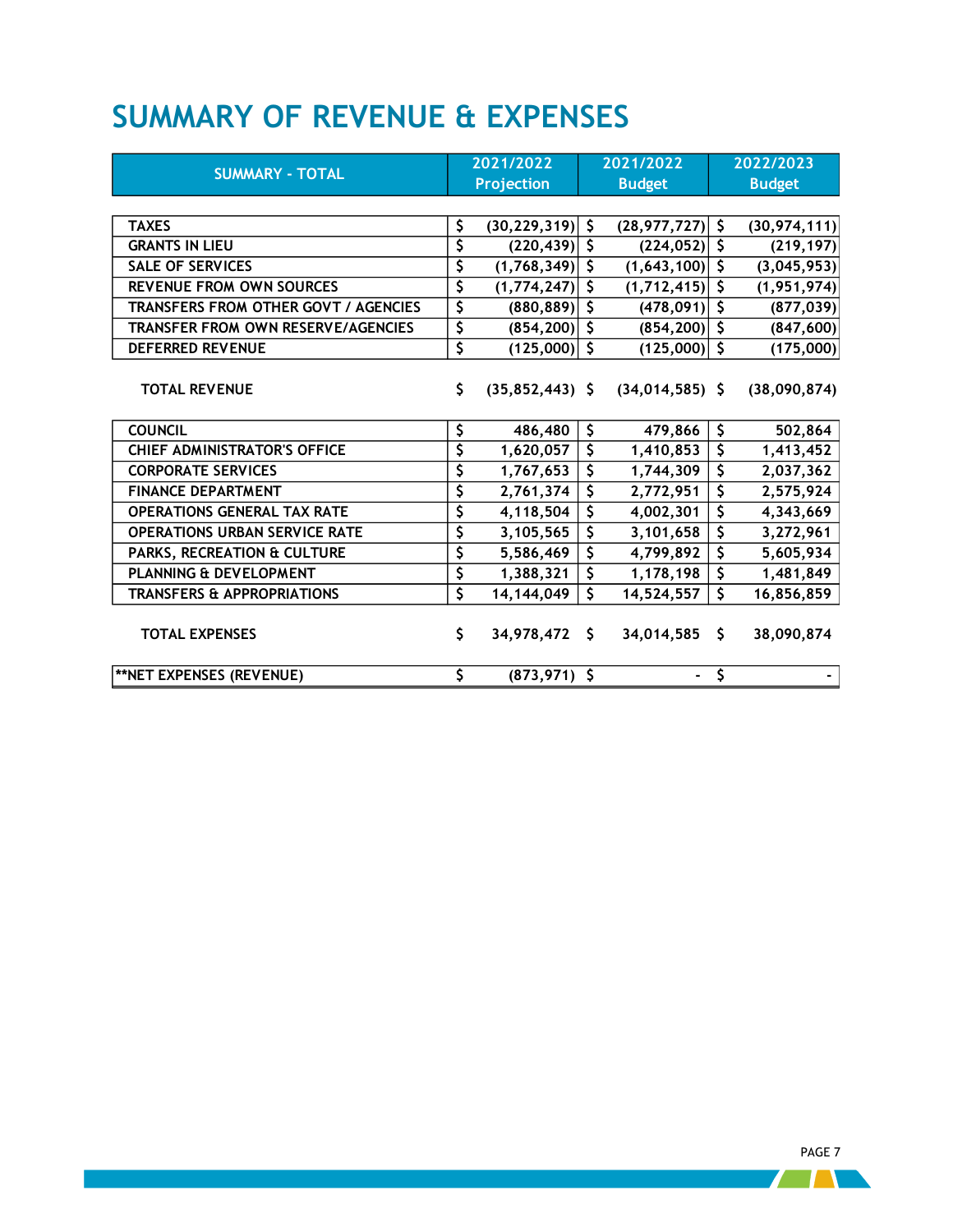# SUMMARY OF REVENUE & EXPENSES

| SUMMARY - TOTAL | 2021/2022 Projection | 2021/2022 Budget | 2022/2023 Budget |
|---|---|---|---|
| TAXES | $ (30,229,319) | $ (28,977,727) | $ (30,974,111) |
| GRANTS IN LIEU | $ (220,439) | $ (224,052) | $ (219,197) |
| SALE OF SERVICES | $ (1,768,349) | $ (1,643,100) | $ (3,045,953) |
| REVENUE FROM OWN SOURCES | $ (1,774,247) | $ (1,712,415) | $ (1,951,974) |
| TRANSFERS FROM OTHER GOVT / AGENCIES | $ (880,889) | $ (478,091) | $ (877,039) |
| TRANSFER FROM OWN RESERVE/AGENCIES | $ (854,200) | $ (854,200) | $ (847,600) |
| DEFERRED REVENUE | $ (125,000) | $ (125,000) | $ (175,000) |
| TOTAL REVENUE | $ (35,852,443) | $ (34,014,585) | $ (38,090,874) |
| COUNCIL | $ 486,480 | $ 479,866 | $ 502,864 |
| CHIEF ADMINISTRATOR'S OFFICE | $ 1,620,057 | $ 1,410,853 | $ 1,413,452 |
| CORPORATE SERVICES | $ 1,767,653 | $ 1,744,309 | $ 2,037,362 |
| FINANCE DEPARTMENT | $ 2,761,374 | $ 2,772,951 | $ 2,575,924 |
| OPERATIONS GENERAL TAX RATE | $ 4,118,504 | $ 4,002,301 | $ 4,343,669 |
| OPERATIONS URBAN SERVICE RATE | $ 3,105,565 | $ 3,101,658 | $ 3,272,961 |
| PARKS, RECREATION & CULTURE | $ 5,586,469 | $ 4,799,892 | $ 5,605,934 |
| PLANNING & DEVELOPMENT | $ 1,388,321 | $ 1,178,198 | $ 1,481,849 |
| TRANSFERS & APPROPRIATIONS | $ 14,144,049 | $ 14,524,557 | $ 16,856,859 |
| TOTAL EXPENSES | $ 34,978,472 | $ 34,014,585 | $ 38,090,874 |
| **NET EXPENSES (REVENUE) | $ (873,971) | $ - | $ - |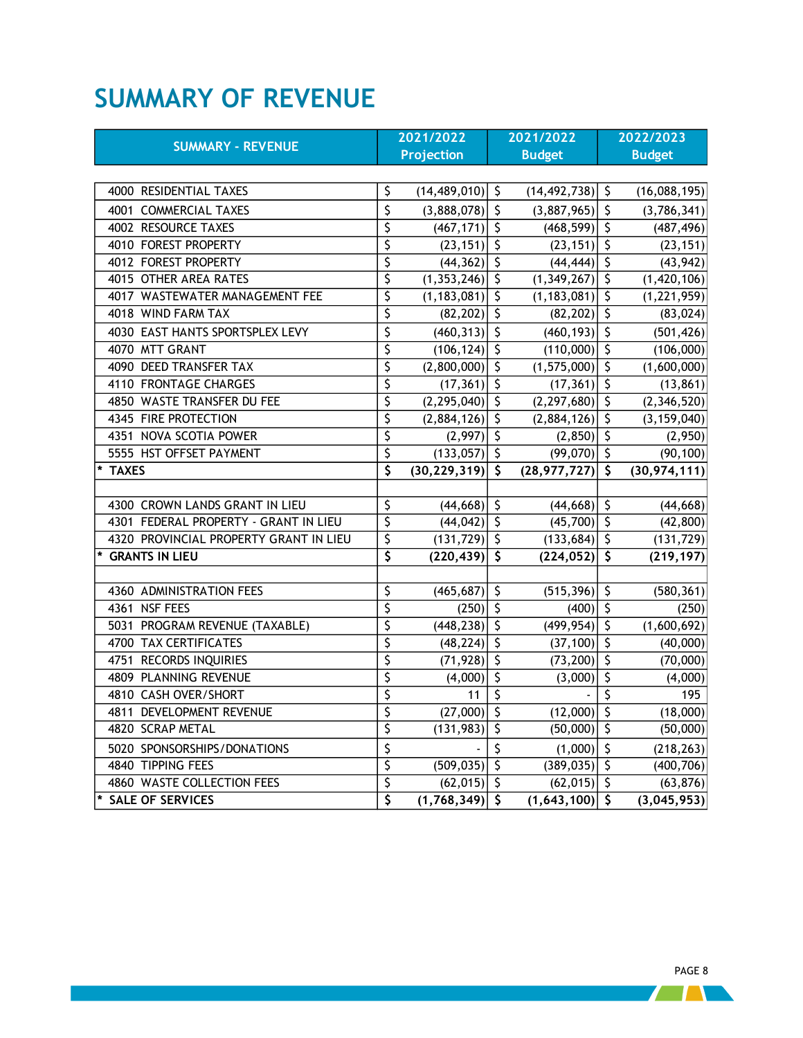# SUMMARY OF REVENUE

| SUMMARY - REVENUE | 2021/2022 Projection | 2021/2022 Budget | 2022/2023 Budget |
|---|---|---|---|
| 4000 RESIDENTIAL TAXES | $ (14,489,010) | $ (14,492,738) | $ (16,088,195) |
| 4001 COMMERCIAL TAXES | $ (3,888,078) | $ (3,887,965) | $ (3,786,341) |
| 4002 RESOURCE TAXES | $ (467,171) | $ (468,599) | $ (487,496) |
| 4010 FOREST PROPERTY | $ (23,151) | $ (23,151) | $ (23,151) |
| 4012 FOREST PROPERTY | $ (44,362) | $ (44,444) | $ (43,942) |
| 4015 OTHER AREA RATES | $ (1,353,246) | $ (1,349,267) | $ (1,420,106) |
| 4017 WASTEWATER MANAGEMENT FEE | $ (1,183,081) | $ (1,183,081) | $ (1,221,959) |
| 4018 WIND FARM TAX | $ (82,202) | $ (82,202) | $ (83,024) |
| 4030 EAST HANTS SPORTSPLEX LEVY | $ (460,313) | $ (460,193) | $ (501,426) |
| 4070 MTT GRANT | $ (106,124) | $ (110,000) | $ (106,000) |
| 4090 DEED TRANSFER TAX | $ (2,800,000) | $ (1,575,000) | $ (1,600,000) |
| 4110 FRONTAGE CHARGES | $ (17,361) | $ (17,361) | $ (13,861) |
| 4850 WASTE TRANSFER DU FEE | $ (2,295,040) | $ (2,297,680) | $ (2,346,520) |
| 4345 FIRE PROTECTION | $ (2,884,126) | $ (2,884,126) | $ (3,159,040) |
| 4351 NOVA SCOTIA POWER | $ (2,997) | $ (2,850) | $ (2,950) |
| 5555 HST OFFSET PAYMENT | $ (133,057) | $ (99,070) | $ (90,100) |
| **\* TAXES** | **$ (30,229,319)** | **$ (28,977,727)** | **$ (30,974,111)** |
| | | | |
| 4300 CROWN LANDS GRANT IN LIEU | $ (44,668) | $ (44,668) | $ (44,668) |
| 4301 FEDERAL PROPERTY - GRANT IN LIEU | $ (44,042) | $ (45,700) | $ (42,800) |
| 4320 PROVINCIAL PROPERTY GRANT IN LIEU | $ (131,729) | $ (133,684) | $ (131,729) |
| **\* GRANTS IN LIEU** | **$ (220,439)** | **$ (224,052)** | **$ (219,197)** |
| | | | |
| 4360 ADMINISTRATION FEES | $ (465,687) | $ (515,396) | $ (580,361) |
| 4361 NSF FEES | $ (250) | $ (400) | $ (250) |
| 5031 PROGRAM REVENUE (TAXABLE) | $ (448,238) | $ (499,954) | $ (1,600,692) |
| 4700 TAX CERTIFICATES | $ (48,224) | $ (37,100) | $ (40,000) |
| 4751 RECORDS INQUIRIES | $ (71,928) | $ (73,200) | $ (70,000) |
| 4809 PLANNING REVENUE | $ (4,000) | $ (3,000) | $ (4,000) |
| 4810 CASH OVER/SHORT | $ 11 | $ - | $ 195 |
| 4811 DEVELOPMENT REVENUE | $ (27,000) | $ (12,000) | $ (18,000) |
| 4820 SCRAP METAL | $ (131,983) | $ (50,000) | $ (50,000) |
| 5020 SPONSORSHIPS/DONATIONS | $ - | $ (1,000) | $ (218,263) |
| 4840 TIPPING FEES | $ (509,035) | $ (389,035) | $ (400,706) |
| 4860 WASTE COLLECTION FEES | $ (62,015) | $ (62,015) | $ (63,876) |
| **\* SALE OF SERVICES** | **$ (1,768,349)** | **$ (1,643,100)** | **$ (3,045,953)** |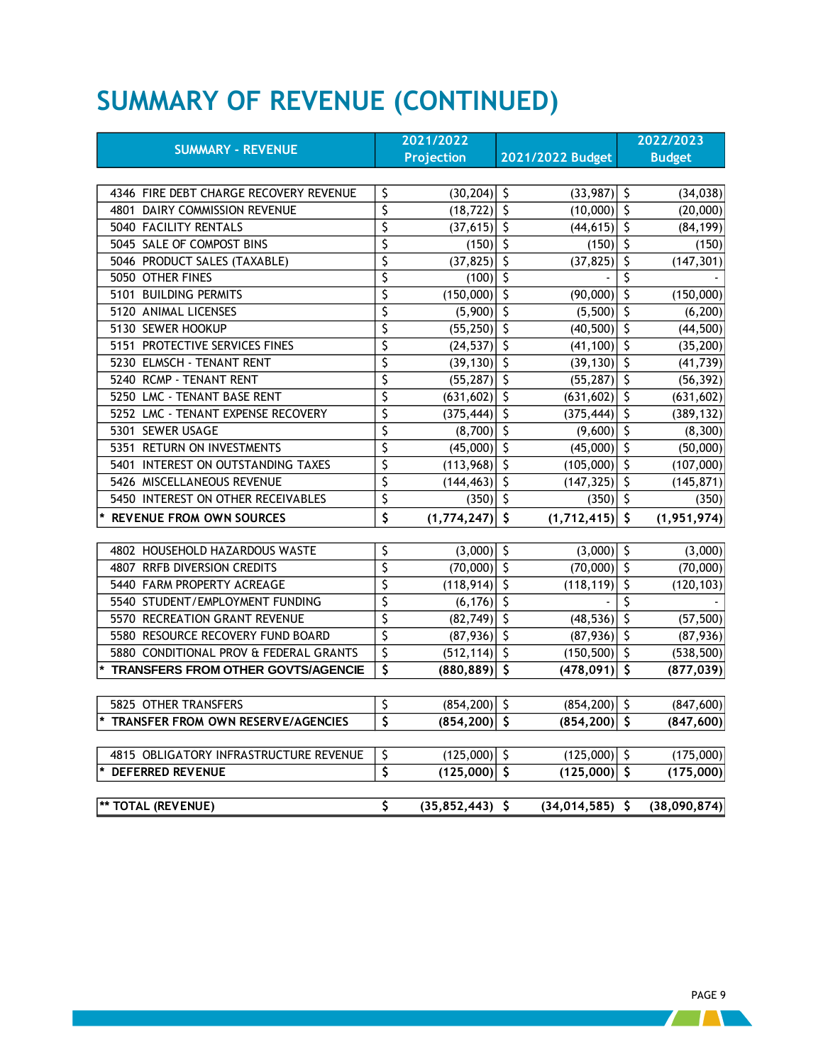# SUMMARY OF REVENUE (CONTINUED)

| SUMMARY - REVENUE | 2021/2022 Projection | 2021/2022 Budget | 2022/2023 Budget |
|---|---|---|---|
| 4346 FIRE DEBT CHARGE RECOVERY REVENUE | $ (30,204) | $ (33,987) | $ (34,038) |
| 4801 DAIRY COMMISSION REVENUE | $ (18,722) | $ (10,000) | $ (20,000) |
| 5040 FACILITY RENTALS | $ (37,615) | $ (44,615) | $ (84,199) |
| 5045 SALE OF COMPOST BINS | $ (150) | $ (150) | $ (150) |
| 5046 PRODUCT SALES (TAXABLE) | $ (37,825) | $ (37,825) | $ (147,301) |
| 5050 OTHER FINES | $ (100) | $ - | $ - |
| 5101 BUILDING PERMITS | $ (150,000) | $ (90,000) | $ (150,000) |
| 5120 ANIMAL LICENSES | $ (5,900) | $ (5,500) | $ (6,200) |
| 5130 SEWER HOOKUP | $ (55,250) | $ (40,500) | $ (44,500) |
| 5151 PROTECTIVE SERVICES FINES | $ (24,537) | $ (41,100) | $ (35,200) |
| 5230 ELMSCH - TENANT RENT | $ (39,130) | $ (39,130) | $ (41,739) |
| 5240 RCMP - TENANT RENT | $ (55,287) | $ (55,287) | $ (56,392) |
| 5250 LMC - TENANT BASE RENT | $ (631,602) | $ (631,602) | $ (631,602) |
| 5252 LMC - TENANT EXPENSE RECOVERY | $ (375,444) | $ (375,444) | $ (389,132) |
| 5301 SEWER USAGE | $ (8,700) | $ (9,600) | $ (8,300) |
| 5351 RETURN ON INVESTMENTS | $ (45,000) | $ (45,000) | $ (50,000) |
| 5401 INTEREST ON OUTSTANDING TAXES | $ (113,968) | $ (105,000) | $ (107,000) |
| 5426 MISCELLANEOUS REVENUE | $ (144,463) | $ (147,325) | $ (145,871) |
| 5450 INTEREST ON OTHER RECEIVABLES | $ (350) | $ (350) | $ (350) |
| **\* REVENUE FROM OWN SOURCES** | **$ (1,774,247)** | **$ (1,712,415)** | **$ (1,951,974)** |
| | | | |
| 4802 HOUSEHOLD HAZARDOUS WASTE | $ (3,000) | $ (3,000) | $ (3,000) |
| 4807 RRFB DIVERSION CREDITS | $ (70,000) | $ (70,000) | $ (70,000) |
| 5440 FARM PROPERTY ACREAGE | $ (118,914) | $ (118,119) | $ (120,103) |
| 5540 STUDENT/EMPLOYMENT FUNDING | $ (6,176) | $ - | $ - |
| 5570 RECREATION GRANT REVENUE | $ (82,749) | $ (48,536) | $ (57,500) |
| 5580 RESOURCE RECOVERY FUND BOARD | $ (87,936) | $ (87,936) | $ (87,936) |
| 5880 CONDITIONAL PROV & FEDERAL GRANTS | $ (512,114) | $ (150,500) | $ (538,500) |
| **\* TRANSFERS FROM OTHER GOVTS/AGENCIE** | **$ (880,889)** | **$ (478,091)** | **$ (877,039)** |
| | | | |
| 5825 OTHER TRANSFERS | $ (854,200) | $ (854,200) | $ (847,600) |
| **\* TRANSFER FROM OWN RESERVE/AGENCIES** | **$ (854,200)** | **$ (854,200)** | **$ (847,600)** |
| | | | |
| 4815 OBLIGATORY INFRASTRUCTURE REVENUE | $ (125,000) | $ (125,000) | $ (175,000) |
| **\* DEFERRED REVENUE** | **$ (125,000)** | **$ (125,000)** | **$ (175,000)** |
| | | | |
| **\*\* TOTAL (REVENUE)** | **$ (35,852,443)** | **$ (34,014,585)** | **$ (38,090,874)** |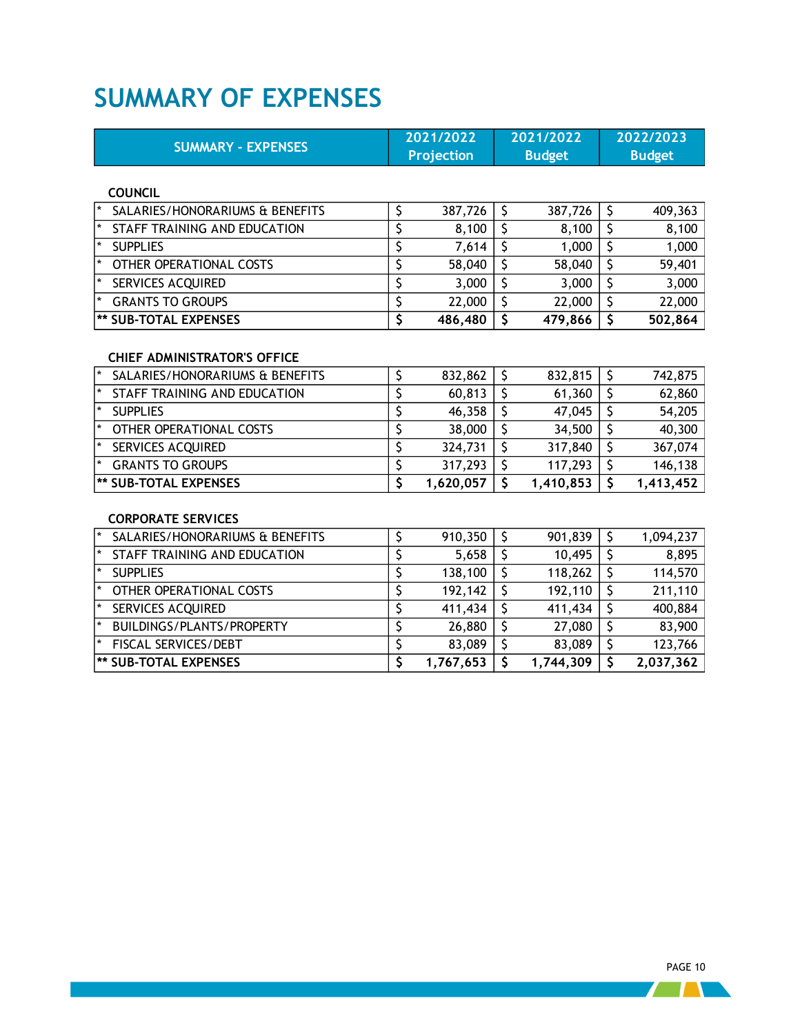# SUMMARY OF EXPENSES

| SUMMARY - EXPENSES | 2021/2022 Projection | 2021/2022 Budget | 2022/2023 Budget |
|---|---|---|---|
| **COUNCIL** | | | |
| * SALARIES/HONORARIUMS & BENEFITS | $ 387,726 | $ 387,726 | $ 409,363 |
| * STAFF TRAINING AND EDUCATION | $ 8,100 | $ 8,100 | $ 8,100 |
| * SUPPLIES | $ 7,614 | $ 1,000 | $ 1,000 |
| * OTHER OPERATIONAL COSTS | $ 58,040 | $ 58,040 | $ 59,401 |
| * SERVICES ACQUIRED | $ 3,000 | $ 3,000 | $ 3,000 |
| * GRANTS TO GROUPS | $ 22,000 | $ 22,000 | $ 22,000 |
| **** SUB-TOTAL EXPENSES** | **$ 486,480** | **$ 479,866** | **$ 502,864** |
| **CHIEF ADMINISTRATOR'S OFFICE** | | | |
| * SALARIES/HONORARIUMS & BENEFITS | $ 832,862 | $ 832,815 | $ 742,875 |
| * STAFF TRAINING AND EDUCATION | $ 60,813 | $ 61,360 | $ 62,860 |
| * SUPPLIES | $ 46,358 | $ 47,045 | $ 54,205 |
| * OTHER OPERATIONAL COSTS | $ 38,000 | $ 34,500 | $ 40,300 |
| * SERVICES ACQUIRED | $ 324,731 | $ 317,840 | $ 367,074 |
| * GRANTS TO GROUPS | $ 317,293 | $ 117,293 | $ 146,138 |
| **** SUB-TOTAL EXPENSES** | **$ 1,620,057** | **$ 1,410,853** | **$ 1,413,452** |
| **CORPORATE SERVICES** | | | |
| * SALARIES/HONORARIUMS & BENEFITS | $ 910,350 | $ 901,839 | $ 1,094,237 |
| * STAFF TRAINING AND EDUCATION | $ 5,658 | $ 10,495 | $ 8,895 |
| * SUPPLIES | $ 138,100 | $ 118,262 | $ 114,570 |
| * OTHER OPERATIONAL COSTS | $ 192,142 | $ 192,110 | $ 211,110 |
| * SERVICES ACQUIRED | $ 411,434 | $ 411,434 | $ 400,884 |
| * BUILDINGS/PLANTS/PROPERTY | $ 26,880 | $ 27,080 | $ 83,900 |
| * FISCAL SERVICES/DEBT | $ 83,089 | $ 83,089 | $ 123,766 |
| **** SUB-TOTAL EXPENSES** | **$ 1,767,653** | **$ 1,744,309** | **$ 2,037,362** |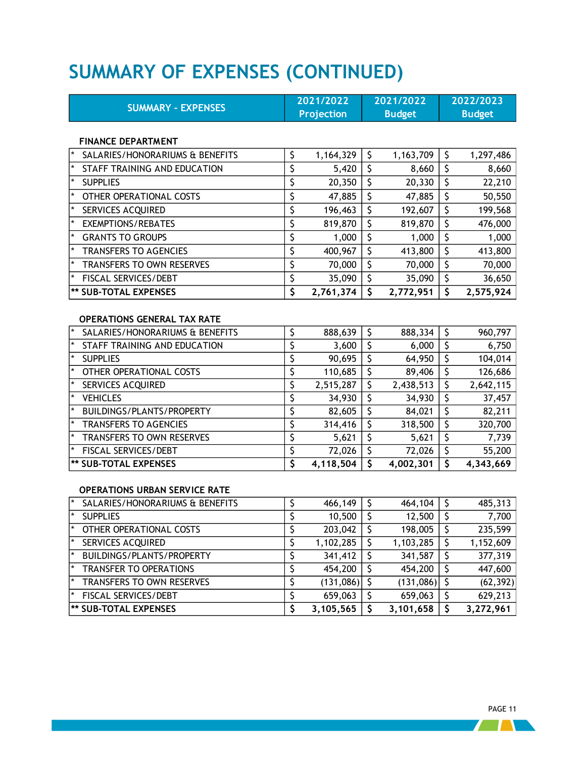# SUMMARY OF EXPENSES (CONTINUED)

| SUMMARY - EXPENSES | 2021/2022 Projection | 2021/2022 Budget | 2022/2023 Budget |
|---|---|---|---|
| **FINANCE DEPARTMENT** | | | |
| * SALARIES/HONORARIUMS & BENEFITS | $ 1,164,329 | $ 1,163,709 | $ 1,297,486 |
| * STAFF TRAINING AND EDUCATION | $ 5,420 | $ 8,660 | $ 8,660 |
| * SUPPLIES | $ 20,350 | $ 20,330 | $ 22,210 |
| * OTHER OPERATIONAL COSTS | $ 47,885 | $ 47,885 | $ 50,550 |
| * SERVICES ACQUIRED | $ 196,463 | $ 192,607 | $ 199,568 |
| * EXEMPTIONS/REBATES | $ 819,870 | $ 819,870 | $ 476,000 |
| * GRANTS TO GROUPS | $ 1,000 | $ 1,000 | $ 1,000 |
| * TRANSFERS TO AGENCIES | $ 400,967 | $ 413,800 | $ 413,800 |
| * TRANSFERS TO OWN RESERVES | $ 70,000 | $ 70,000 | $ 70,000 |
| * FISCAL SERVICES/DEBT | $ 35,090 | $ 35,090 | $ 36,650 |
| **** SUB-TOTAL EXPENSES** | **$ 2,761,374** | **$ 2,772,951** | **$ 2,575,924** |
| **OPERATIONS GENERAL TAX RATE** | | | |
| * SALARIES/HONORARIUMS & BENEFITS | $ 888,639 | $ 888,334 | $ 960,797 |
| * STAFF TRAINING AND EDUCATION | $ 3,600 | $ 6,000 | $ 6,750 |
| * SUPPLIES | $ 90,695 | $ 64,950 | $ 104,014 |
| * OTHER OPERATIONAL COSTS | $ 110,685 | $ 89,406 | $ 126,686 |
| * SERVICES ACQUIRED | $ 2,515,287 | $ 2,438,513 | $ 2,642,115 |
| * VEHICLES | $ 34,930 | $ 34,930 | $ 37,457 |
| * BUILDINGS/PLANTS/PROPERTY | $ 82,605 | $ 84,021 | $ 82,211 |
| * TRANSFERS TO AGENCIES | $ 314,416 | $ 318,500 | $ 320,700 |
| * TRANSFERS TO OWN RESERVES | $ 5,621 | $ 5,621 | $ 7,739 |
| * FISCAL SERVICES/DEBT | $ 72,026 | $ 72,026 | $ 55,200 |
| **** SUB-TOTAL EXPENSES** | **$ 4,118,504** | **$ 4,002,301** | **$ 4,343,669** |
| **OPERATIONS URBAN SERVICE RATE** | | | |
| * SALARIES/HONORARIUMS & BENEFITS | $ 466,149 | $ 464,104 | $ 485,313 |
| * SUPPLIES | $ 10,500 | $ 12,500 | $ 7,700 |
| * OTHER OPERATIONAL COSTS | $ 203,042 | $ 198,005 | $ 235,599 |
| * SERVICES ACQUIRED | $ 1,102,285 | $ 1,103,285 | $ 1,152,609 |
| * BUILDINGS/PLANTS/PROPERTY | $ 341,412 | $ 341,587 | $ 377,319 |
| * TRANSFER TO OPERATIONS | $ 454,200 | $ 454,200 | $ 447,600 |
| * TRANSFERS TO OWN RESERVES | $ (131,086) | $ (131,086) | $ (62,392) |
| * FISCAL SERVICES/DEBT | $ 659,063 | $ 659,063 | $ 629,213 |
| **** SUB-TOTAL EXPENSES** | **$ 3,105,565** | **$ 3,101,658** | **$ 3,272,961** |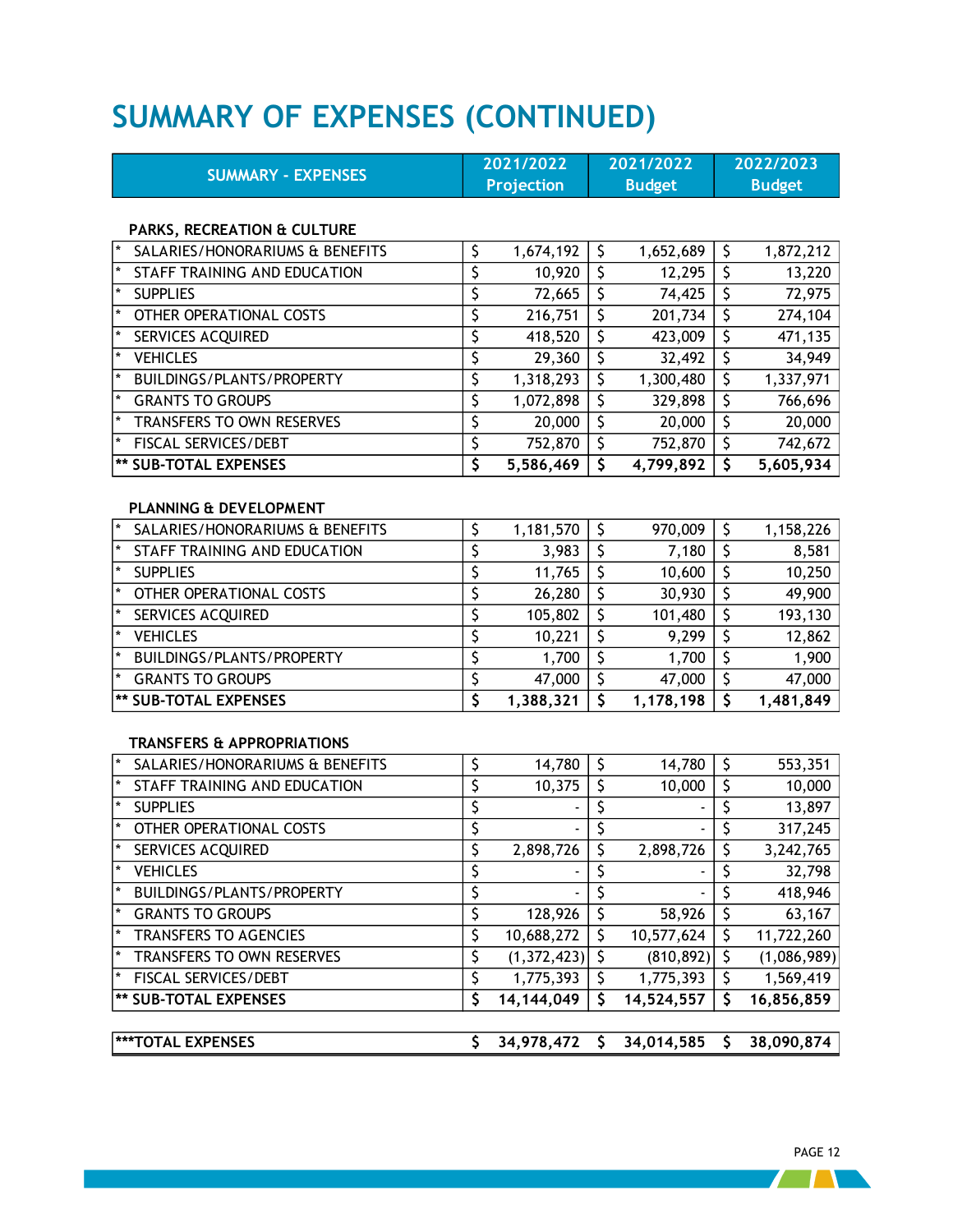# SUMMARY OF EXPENSES (CONTINUED)

| SUMMARY - EXPENSES | 2021/2022 Projection | 2021/2022 Budget | 2022/2023 Budget |
|---|---|---|---|
| **PARKS, RECREATION & CULTURE** | | | |
| * SALARIES/HONORARIUMS & BENEFITS | $ 1,674,192 | $ 1,652,689 | $ 1,872,212 |
| * STAFF TRAINING AND EDUCATION | $ 10,920 | $ 12,295 | $ 13,220 |
| * SUPPLIES | $ 72,665 | $ 74,425 | $ 72,975 |
| * OTHER OPERATIONAL COSTS | $ 216,751 | $ 201,734 | $ 274,104 |
| * SERVICES ACQUIRED | $ 418,520 | $ 423,009 | $ 471,135 |
| * VEHICLES | $ 29,360 | $ 32,492 | $ 34,949 |
| * BUILDINGS/PLANTS/PROPERTY | $ 1,318,293 | $ 1,300,480 | $ 1,337,971 |
| * GRANTS TO GROUPS | $ 1,072,898 | $ 329,898 | $ 766,696 |
| * TRANSFERS TO OWN RESERVES | $ 20,000 | $ 20,000 | $ 20,000 |
| * FISCAL SERVICES/DEBT | $ 752,870 | $ 752,870 | $ 742,672 |
| **** SUB-TOTAL EXPENSES** | **$ 5,586,469** | **$ 4,799,892** | **$ 5,605,934** |
| **PLANNING & DEVELOPMENT** | | | |
| * SALARIES/HONORARIUMS & BENEFITS | $ 1,181,570 | $ 970,009 | $ 1,158,226 |
| * STAFF TRAINING AND EDUCATION | $ 3,983 | $ 7,180 | $ 8,581 |
| * SUPPLIES | $ 11,765 | $ 10,600 | $ 10,250 |
| * OTHER OPERATIONAL COSTS | $ 26,280 | $ 30,930 | $ 49,900 |
| * SERVICES ACQUIRED | $ 105,802 | $ 101,480 | $ 193,130 |
| * VEHICLES | $ 10,221 | $ 9,299 | $ 12,862 |
| * BUILDINGS/PLANTS/PROPERTY | $ 1,700 | $ 1,700 | $ 1,900 |
| * GRANTS TO GROUPS | $ 47,000 | $ 47,000 | $ 47,000 |
| **** SUB-TOTAL EXPENSES** | **$ 1,388,321** | **$ 1,178,198** | **$ 1,481,849** |
| **TRANSFERS & APPROPRIATIONS** | | | |
| * SALARIES/HONORARIUMS & BENEFITS | $ 14,780 | $ 14,780 | $ 553,351 |
| * STAFF TRAINING AND EDUCATION | $ 10,375 | $ 10,000 | $ 10,000 |
| * SUPPLIES | $ - | $ - | $ 13,897 |
| * OTHER OPERATIONAL COSTS | $ - | $ - | $ 317,245 |
| * SERVICES ACQUIRED | $ 2,898,726 | $ 2,898,726 | $ 3,242,765 |
| * VEHICLES | $ - | $ - | $ 32,798 |
| * BUILDINGS/PLANTS/PROPERTY | $ - | $ - | $ 418,946 |
| * GRANTS TO GROUPS | $ 128,926 | $ 58,926 | $ 63,167 |
| * TRANSFERS TO AGENCIES | $ 10,688,272 | $ 10,577,624 | $ 11,722,260 |
| * TRANSFERS TO OWN RESERVES | $ (1,372,423) | $ (810,892) | $ (1,086,989) |
| * FISCAL SERVICES/DEBT | $ 1,775,393 | $ 1,775,393 | $ 1,569,419 |
| **** SUB-TOTAL EXPENSES** | **$ 14,144,049** | **$ 14,524,557** | **$ 16,856,859** |
| *****TOTAL EXPENSES** | **$ 34,978,472** | **$ 34,014,585** | **$ 38,090,874** |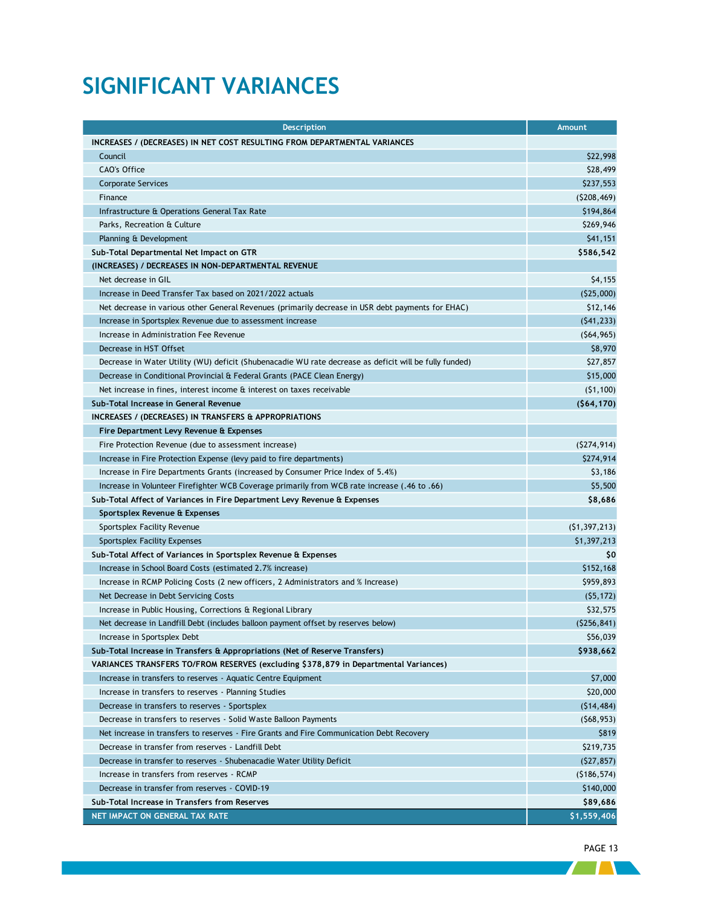# SIGNIFICANT VARIANCES

| Description | Amount |
|---|---|
| **INCREASES / (DECREASES) IN NET COST RESULTING FROM DEPARTMENTAL VARIANCES** | |
| Council | $22,998 |
| CAO's Office | $28,499 |
| Corporate Services | $237,553 |
| Finance | ($208,469) |
| Infrastructure & Operations General Tax Rate | $194,864 |
| Parks, Recreation & Culture | $269,946 |
| Planning & Development | $41,151 |
| **Sub-Total Departmental Net Impact on GTR** | **$586,542** |
| **(INCREASES) / DECREASES IN NON-DEPARTMENTAL REVENUE** | |
| Net decrease in GIL | $4,155 |
| Increase in Deed Transfer Tax based on 2021/2022 actuals | ($25,000) |
| Net decrease in various other General Revenues (primarily decrease in USR debt payments for EHAC) | $12,146 |
| Increase in Sportsplex Revenue due to assessment increase | ($41,233) |
| Increase in Administration Fee Revenue | ($64,965) |
| Decrease in HST Offset | $8,970 |
| Decrease in Water Utility (WU) deficit (Shubenacadie WU rate decrease as deficit will be fully funded) | $27,857 |
| Decrease in Conditional Provincial & Federal Grants (PACE Clean Energy) | $15,000 |
| Net increase in fines, interest income & interest on taxes receivable | ($1,100) |
| **Sub-Total Increase in General Revenue** | **($64,170)** |
| **INCREASES / (DECREASES) IN TRANSFERS & APPROPRIATIONS** | |
| **Fire Department Levy Revenue & Expenses** | |
| Fire Protection Revenue (due to assessment increase) | ($274,914) |
| Increase in Fire Protection Expense (levy paid to fire departments) | $274,914 |
| Increase in Fire Departments Grants (increased by Consumer Price Index of 5.4%) | $3,186 |
| Increase in Volunteer Firefighter WCB Coverage primarily from WCB rate increase (.46 to .66) | $5,500 |
| **Sub-Total Affect of Variances in Fire Department Levy Revenue & Expenses** | **$8,686** |
| **Sportsplex Revenue & Expenses** | |
| Sportsplex Facility Revenue | ($1,397,213) |
| Sportsplex Facility Expenses | $1,397,213 |
| **Sub-Total Affect of Variances in Sportsplex Revenue & Expenses** | **$0** |
| Increase in School Board Costs (estimated 2.7% increase) | $152,168 |
| Increase in RCMP Policing Costs (2 new officers, 2 Administrators and % Increase) | $959,893 |
| Net Decrease in Debt Servicing Costs | ($5,172) |
| Increase in Public Housing, Corrections & Regional Library | $32,575 |
| Net decrease in Landfill Debt (includes balloon payment offset by reserves below) | ($256,841) |
| Increase in Sportsplex Debt | $56,039 |
| **Sub-Total Increase in Transfers & Appropriations (Net of Reserve Transfers)** | **$938,662** |
| **VARIANCES TRANSFERS TO/FROM RESERVES (excluding $378,879 in Departmental Variances)** | |
| Increase in transfers to reserves - Aquatic Centre Equipment | $7,000 |
| Increase in transfers to reserves - Planning Studies | $20,000 |
| Decrease in transfers to reserves - Sportsplex | ($14,484) |
| Decrease in transfers to reserves - Solid Waste Balloon Payments | ($68,953) |
| Net increase in transfers to reserves - Fire Grants and Fire Communication Debt Recovery | $819 |
| Decrease in transfer from reserves - Landfill Debt | $219,735 |
| Decrease in transfer to reserves - Shubenacadie Water Utility Deficit | ($27,857) |
| Increase in transfers from reserves - RCMP | ($186,574) |
| Decrease in transfer from reserves - COVID-19 | $140,000 |
| **Sub-Total Increase in Transfers from Reserves** | **$89,686** |
| **NET IMPACT ON GENERAL TAX RATE** | **$1,559,406** |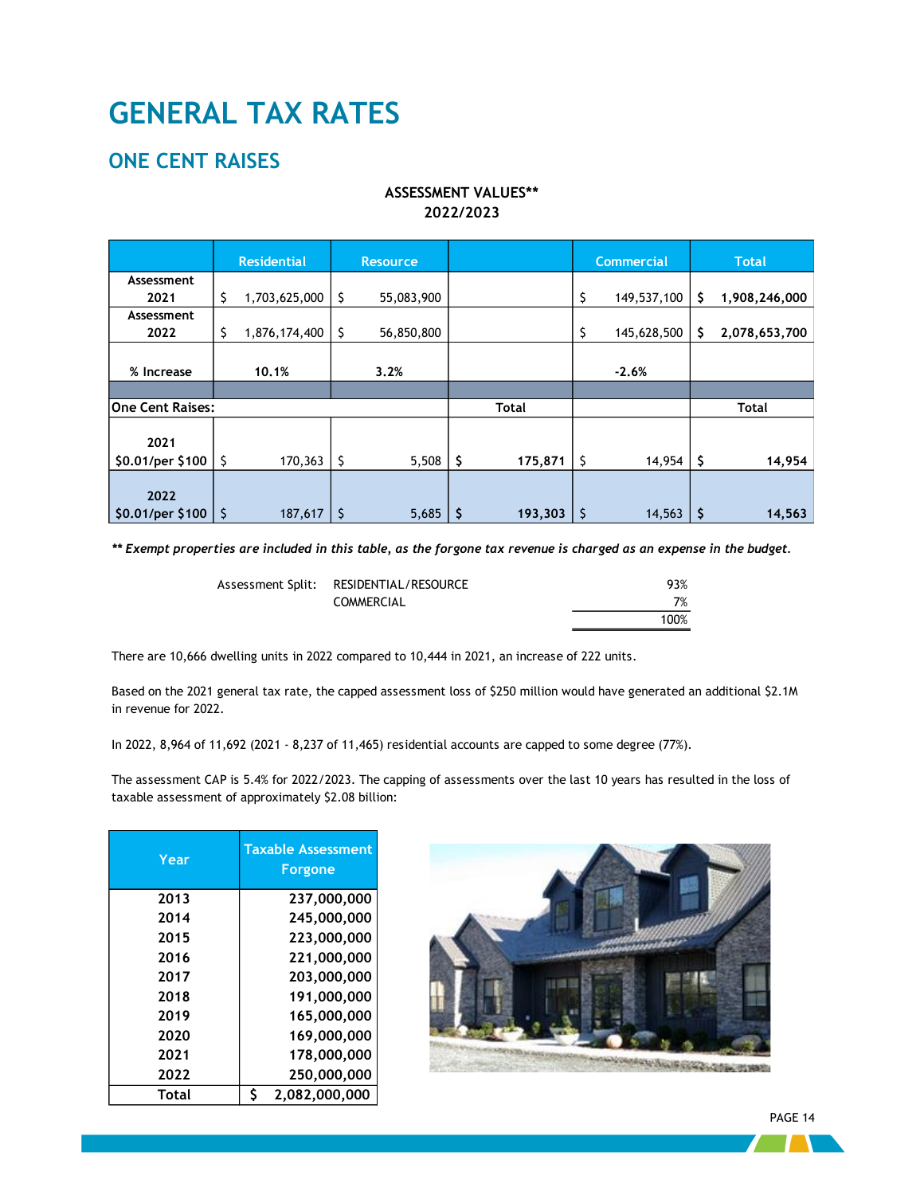# GENERAL TAX RATES

## ONE CENT RAISES

**ASSESSMENT VALUES\*\***
**2022/2023**

| | Residential | Resource | | Commercial | Total |
|---|---|---|---|---|---|
| Assessment 2021 | $ 1,703,625,000 | $ 55,083,900 | | $ 149,537,100 | **$ 1,908,246,000** |
| Assessment 2022 | $ 1,876,174,400 | $ 56,850,800 | | $ 145,628,500 | **$ 2,078,653,700** |
| % Increase | 10.1% | 3.2% | | -2.6% | |
| | | | | | |
| **One Cent Raises:** | | | Total | | Total |
| 2021 $0.01/per $100 | $ 170,363 | $ 5,508 | **$ 175,871** | $ 14,954 | **$ 14,954** |
| 2022 $0.01/per $100 | $ 187,617 | $ 5,685 | **$ 193,303** | $ 14,563 | **$ 14,563** |

***\*\* Exempt properties are included in this table, as the forgone tax revenue is charged as an expense in the budget.***

| Assessment Split: | | |
|---|---|---|
| | RESIDENTIAL/RESOURCE | 93% |
| | COMMERCIAL | 7% |
| | | 100% |

There are 10,666 dwelling units in 2022 compared to 10,444 in 2021, an increase of 222 units.

Based on the 2021 general tax rate, the capped assessment loss of $250 million would have generated an additional $2.1M in revenue for 2022.

In 2022, 8,964 of 11,692 (2021 - 8,237 of 11,465) residential accounts are capped to some degree (77%).

The assessment CAP is 5.4% for 2022/2023. The capping of assessments over the last 10 years has resulted in the loss of taxable assessment of approximately $2.08 billion:

| Year | Taxable Assessment Forgone |
|---|---|
| 2013 | 237,000,000 |
| 2014 | 245,000,000 |
| 2015 | 223,000,000 |
| 2016 | 221,000,000 |
| 2017 | 203,000,000 |
| 2018 | 191,000,000 |
| 2019 | 165,000,000 |
| 2020 | 169,000,000 |
| 2021 | 178,000,000 |
| 2022 | 250,000,000 |
| Total | $ 2,082,000,000 |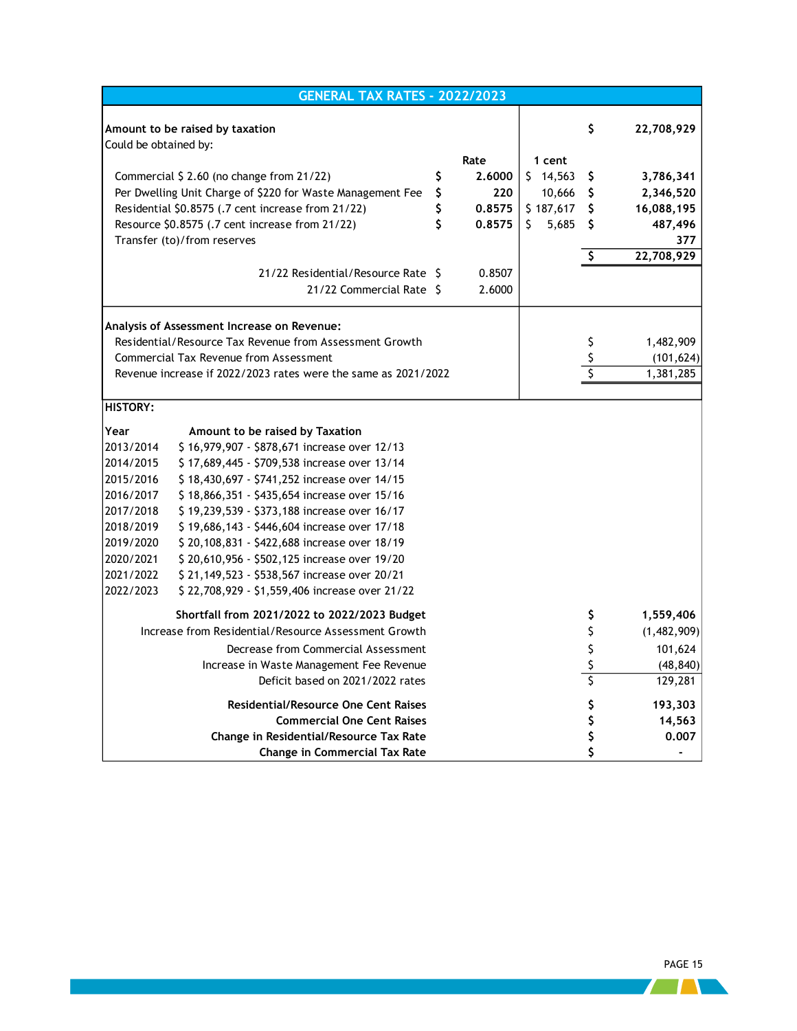## GENERAL TAX RATES - 2022/2023

| | | Rate | 1 cent | | |
|---|---|---|---|---|---|
| **Amount to be raised by taxation** | | | | $ | 22,708,929 |
| Could be obtained by: | | | | | |
| Commercial $ 2.60 (no change from 21/22) | $ | 2.6000 | $ 14,563 | $ | 3,786,341 |
| Per Dwelling Unit Charge of $220 for Waste Management Fee | $ | 220 | 10,666 | $ | 2,346,520 |
| Residential $0.8575 (.7 cent increase from 21/22) | $ | 0.8575 | $ 187,617 | $ | 16,088,195 |
| Resource $0.8575 (.7 cent increase from 21/22) | $ | 0.8575 | $ 5,685 | $ | 487,496 |
| Transfer (to)/from reserves | | | | | 377 |
| | | | | $ | 22,708,929 |
| 21/22 Residential/Resource Rate | $ | 0.8507 | | | |
| 21/22 Commercial Rate | $ | 2.6000 | | | |

**Analysis of Assessment Increase on Revenue:**

| | | |
|---|---|---|
| Residential/Resource Tax Revenue from Assessment Growth | $ | 1,482,909 |
| Commercial Tax Revenue from Assessment | $ | (101,624) |
| Revenue increase if 2022/2023 rates were the same as 2021/2022 | $ | 1,381,285 |

**HISTORY:**

| Year | Amount to be raised by Taxation |
|---|---|
| 2013/2014 | $ 16,979,907 - $878,671 increase over 12/13 |
| 2014/2015 | $ 17,689,445 - $709,538 increase over 13/14 |
| 2015/2016 | $ 18,430,697 - $741,252 increase over 14/15 |
| 2016/2017 | $ 18,866,351 - $435,654 increase over 15/16 |
| 2017/2018 | $ 19,239,539 - $373,188 increase over 16/17 |
| 2018/2019 | $ 19,686,143 - $446,604 increase over 17/18 |
| 2019/2020 | $ 20,108,831 - $422,688 increase over 18/19 |
| 2020/2021 | $ 20,610,956 - $502,125 increase over 19/20 |
| 2021/2022 | $ 21,149,523 - $538,567 increase over 20/21 |
| 2022/2023 | $ 22,708,929 - $1,559,406 increase over 21/22 |

| | | |
|---|---|---|
| **Shortfall from 2021/2022 to 2022/2023 Budget** | $ | **1,559,406** |
| Increase from Residential/Resource Assessment Growth | $ | (1,482,909) |
| Decrease from Commercial Assessment | $ | 101,624 |
| Increase in Waste Management Fee Revenue | $ | (48,840) |
| Deficit based on 2021/2022 rates | $ | 129,281 |
| **Residential/Resource One Cent Raises** | $ | **193,303** |
| **Commercial One Cent Raises** | $ | **14,563** |
| **Change in Residential/Resource Tax Rate** | $ | **0.007** |
| **Change in Commercial Tax Rate** | $ | **-** |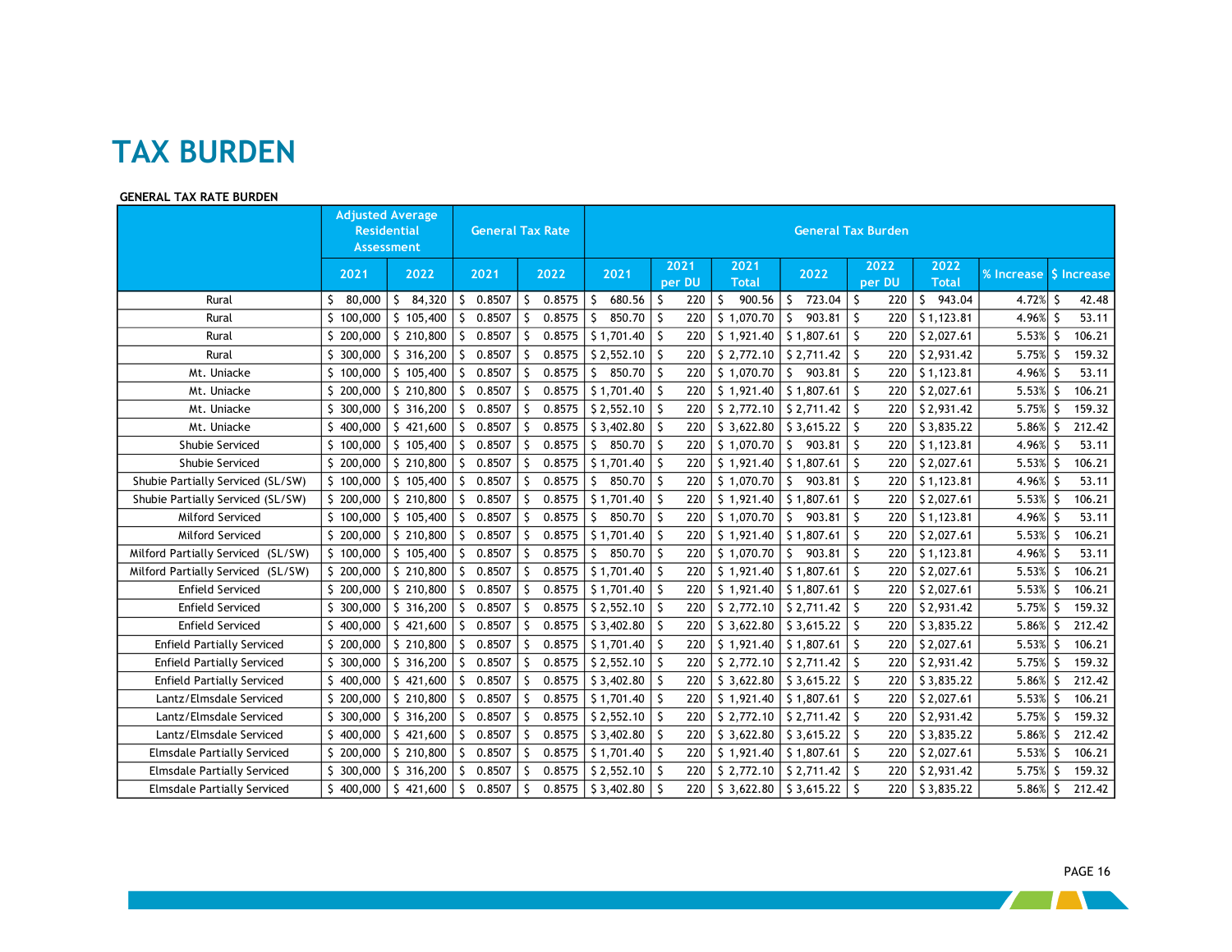# TAX BURDEN

**GENERAL TAX RATE BURDEN**

| | Adjusted Average Residential Assessment | | General Tax Rate | | General Tax Burden | | | | | | | |
|---|---|---|---|---|---|---|---|---|---|---|---|---|
| | 2021 | 2022 | 2021 | 2022 | 2021 | 2021 per DU | 2021 Total | 2022 | 2022 per DU | 2022 Total | % Increase | $ Increase |
| Rural | $ 80,000 | $ 84,320 | $ 0.8507 | $ 0.8575 | $ 680.56 | $ 220 | $ 900.56 | $ 723.04 | $ 220 | $ 943.04 | 4.72% | $ 42.48 |
| Rural | $ 100,000 | $ 105,400 | $ 0.8507 | $ 0.8575 | $ 850.70 | $ 220 | $ 1,070.70 | $ 903.81 | $ 220 | $ 1,123.81 | 4.96% | $ 53.11 |
| Rural | $ 200,000 | $ 210,800 | $ 0.8507 | $ 0.8575 | $ 1,701.40 | $ 220 | $ 1,921.40 | $ 1,807.61 | $ 220 | $ 2,027.61 | 5.53% | $ 106.21 |
| Rural | $ 300,000 | $ 316,200 | $ 0.8507 | $ 0.8575 | $ 2,552.10 | $ 220 | $ 2,772.10 | $ 2,711.42 | $ 220 | $ 2,931.42 | 5.75% | $ 159.32 |
| Mt. Uniacke | $ 100,000 | $ 105,400 | $ 0.8507 | $ 0.8575 | $ 850.70 | $ 220 | $ 1,070.70 | $ 903.81 | $ 220 | $ 1,123.81 | 4.96% | $ 53.11 |
| Mt. Uniacke | $ 200,000 | $ 210,800 | $ 0.8507 | $ 0.8575 | $ 1,701.40 | $ 220 | $ 1,921.40 | $ 1,807.61 | $ 220 | $ 2,027.61 | 5.53% | $ 106.21 |
| Mt. Uniacke | $ 300,000 | $ 316,200 | $ 0.8507 | $ 0.8575 | $ 2,552.10 | $ 220 | $ 2,772.10 | $ 2,711.42 | $ 220 | $ 2,931.42 | 5.75% | $ 159.32 |
| Mt. Uniacke | $ 400,000 | $ 421,600 | $ 0.8507 | $ 0.8575 | $ 3,402.80 | $ 220 | $ 3,622.80 | $ 3,615.22 | $ 220 | $ 3,835.22 | 5.86% | $ 212.42 |
| Shubie Serviced | $ 100,000 | $ 105,400 | $ 0.8507 | $ 0.8575 | $ 850.70 | $ 220 | $ 1,070.70 | $ 903.81 | $ 220 | $ 1,123.81 | 4.96% | $ 53.11 |
| Shubie Serviced | $ 200,000 | $ 210,800 | $ 0.8507 | $ 0.8575 | $ 1,701.40 | $ 220 | $ 1,921.40 | $ 1,807.61 | $ 220 | $ 2,027.61 | 5.53% | $ 106.21 |
| Shubie Partially Serviced (SL/SW) | $ 100,000 | $ 105,400 | $ 0.8507 | $ 0.8575 | $ 850.70 | $ 220 | $ 1,070.70 | $ 903.81 | $ 220 | $ 1,123.81 | 4.96% | $ 53.11 |
| Shubie Partially Serviced (SL/SW) | $ 200,000 | $ 210,800 | $ 0.8507 | $ 0.8575 | $ 1,701.40 | $ 220 | $ 1,921.40 | $ 1,807.61 | $ 220 | $ 2,027.61 | 5.53% | $ 106.21 |
| Milford Serviced | $ 100,000 | $ 105,400 | $ 0.8507 | $ 0.8575 | $ 850.70 | $ 220 | $ 1,070.70 | $ 903.81 | $ 220 | $ 1,123.81 | 4.96% | $ 53.11 |
| Milford Serviced | $ 200,000 | $ 210,800 | $ 0.8507 | $ 0.8575 | $ 1,701.40 | $ 220 | $ 1,921.40 | $ 1,807.61 | $ 220 | $ 2,027.61 | 5.53% | $ 106.21 |
| Milford Partially Serviced (SL/SW) | $ 100,000 | $ 105,400 | $ 0.8507 | $ 0.8575 | $ 850.70 | $ 220 | $ 1,070.70 | $ 903.81 | $ 220 | $ 1,123.81 | 4.96% | $ 53.11 |
| Milford Partially Serviced (SL/SW) | $ 200,000 | $ 210,800 | $ 0.8507 | $ 0.8575 | $ 1,701.40 | $ 220 | $ 1,921.40 | $ 1,807.61 | $ 220 | $ 2,027.61 | 5.53% | $ 106.21 |
| Enfield Serviced | $ 200,000 | $ 210,800 | $ 0.8507 | $ 0.8575 | $ 1,701.40 | $ 220 | $ 1,921.40 | $ 1,807.61 | $ 220 | $ 2,027.61 | 5.53% | $ 106.21 |
| Enfield Serviced | $ 300,000 | $ 316,200 | $ 0.8507 | $ 0.8575 | $ 2,552.10 | $ 220 | $ 2,772.10 | $ 2,711.42 | $ 220 | $ 2,931.42 | 5.75% | $ 159.32 |
| Enfield Serviced | $ 400,000 | $ 421,600 | $ 0.8507 | $ 0.8575 | $ 3,402.80 | $ 220 | $ 3,622.80 | $ 3,615.22 | $ 220 | $ 3,835.22 | 5.86% | $ 212.42 |
| Enfield Partially Serviced | $ 200,000 | $ 210,800 | $ 0.8507 | $ 0.8575 | $ 1,701.40 | $ 220 | $ 1,921.40 | $ 1,807.61 | $ 220 | $ 2,027.61 | 5.53% | $ 106.21 |
| Enfield Partially Serviced | $ 300,000 | $ 316,200 | $ 0.8507 | $ 0.8575 | $ 2,552.10 | $ 220 | $ 2,772.10 | $ 2,711.42 | $ 220 | $ 2,931.42 | 5.75% | $ 159.32 |
| Enfield Partially Serviced | $ 400,000 | $ 421,600 | $ 0.8507 | $ 0.8575 | $ 3,402.80 | $ 220 | $ 3,622.80 | $ 3,615.22 | $ 220 | $ 3,835.22 | 5.86% | $ 212.42 |
| Lantz/Elmsdale Serviced | $ 200,000 | $ 210,800 | $ 0.8507 | $ 0.8575 | $ 1,701.40 | $ 220 | $ 1,921.40 | $ 1,807.61 | $ 220 | $ 2,027.61 | 5.53% | $ 106.21 |
| Lantz/Elmsdale Serviced | $ 300,000 | $ 316,200 | $ 0.8507 | $ 0.8575 | $ 2,552.10 | $ 220 | $ 2,772.10 | $ 2,711.42 | $ 220 | $ 2,931.42 | 5.75% | $ 159.32 |
| Lantz/Elmsdale Serviced | $ 400,000 | $ 421,600 | $ 0.8507 | $ 0.8575 | $ 3,402.80 | $ 220 | $ 3,622.80 | $ 3,615.22 | $ 220 | $ 3,835.22 | 5.86% | $ 212.42 |
| Elmsdale Partially Serviced | $ 200,000 | $ 210,800 | $ 0.8507 | $ 0.8575 | $ 1,701.40 | $ 220 | $ 1,921.40 | $ 1,807.61 | $ 220 | $ 2,027.61 | 5.53% | $ 106.21 |
| Elmsdale Partially Serviced | $ 300,000 | $ 316,200 | $ 0.8507 | $ 0.8575 | $ 2,552.10 | $ 220 | $ 2,772.10 | $ 2,711.42 | $ 220 | $ 2,931.42 | 5.75% | $ 159.32 |
| Elmsdale Partially Serviced | $ 400,000 | $ 421,600 | $ 0.8507 | $ 0.8575 | $ 3,402.80 | $ 220 | $ 3,622.80 | $ 3,615.22 | $ 220 | $ 3,835.22 | 5.86% | $ 212.42 |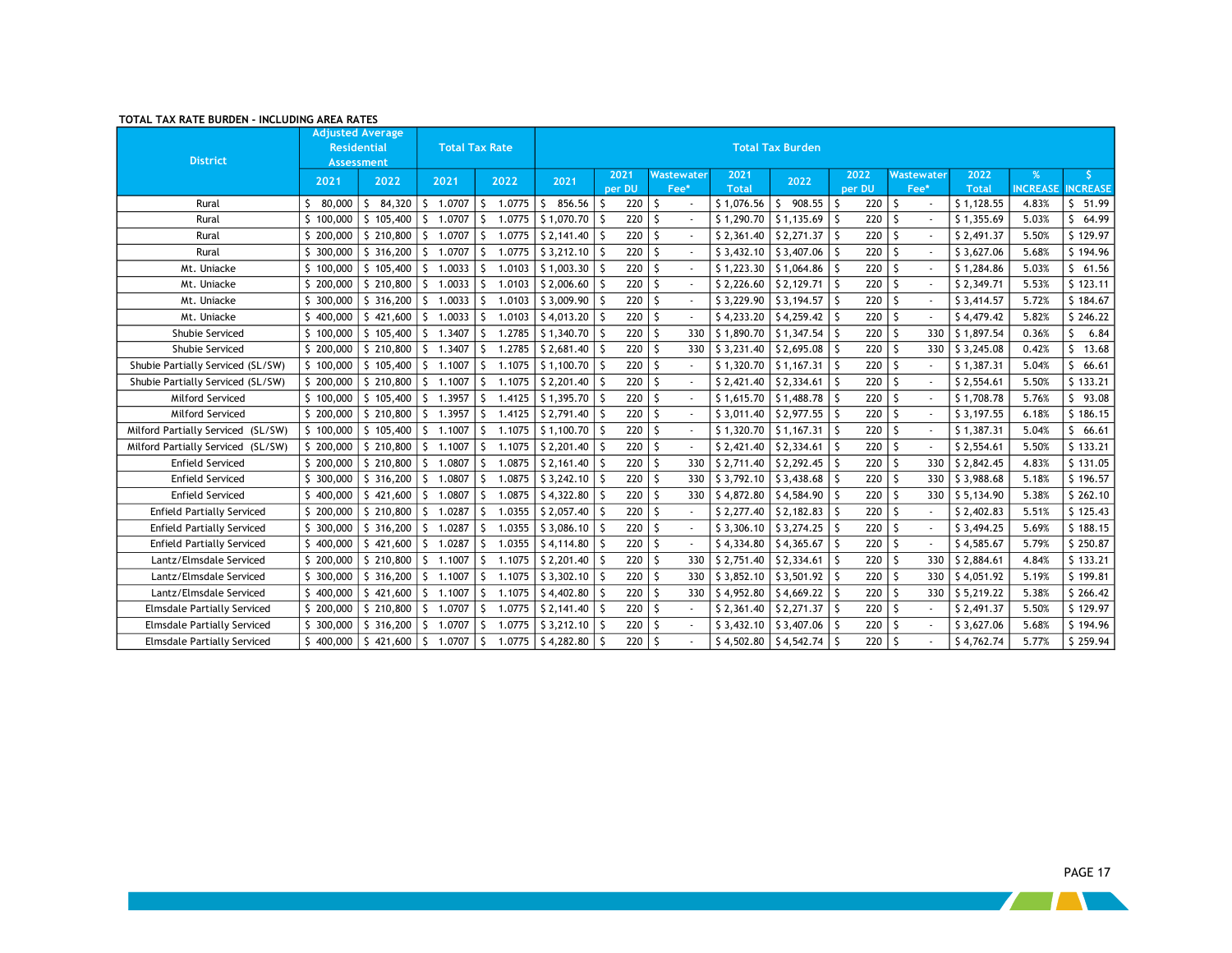**TOTAL TAX RATE BURDEN - INCLUDING AREA RATES**

| District | Adjusted Average Residential Assessment | | Total Tax Rate | | Total Tax Burden | | | | | | | | | |
|---|---|---|---|---|---|---|---|---|---|---|---|---|---|---|
| | 2021 | 2022 | 2021 | 2022 | 2021 | 2021 per DU | Wastewater Fee* | 2021 Total | 2022 | 2022 per DU | Wastewater Fee* | 2022 Total | % INCREASE | $ INCREASE |
| Rural | $ 80,000 | $ 84,320 | $ 1.0707 | $ 1.0775 | $ 856.56 | $ 220 | $ - | $ 1,076.56 | $ 908.55 | $ 220 | $ - | $ 1,128.55 | 4.83% | $ 51.99 |
| Rural | $ 100,000 | $ 105,400 | $ 1.0707 | $ 1.0775 | $ 1,070.70 | $ 220 | $ - | $ 1,290.70 | $ 1,135.69 | $ 220 | $ - | $ 1,355.69 | 5.03% | $ 64.99 |
| Rural | $ 200,000 | $ 210,800 | $ 1.0707 | $ 1.0775 | $ 2,141.40 | $ 220 | $ - | $ 2,361.40 | $ 2,271.37 | $ 220 | $ - | $ 2,491.37 | 5.50% | $ 129.97 |
| Rural | $ 300,000 | $ 316,200 | $ 1.0707 | $ 1.0775 | $ 3,212.10 | $ 220 | $ - | $ 3,432.10 | $ 3,407.06 | $ 220 | $ - | $ 3,627.06 | 5.68% | $ 194.96 |
| Mt. Uniacke | $ 100,000 | $ 105,400 | $ 1.0033 | $ 1.0103 | $ 1,003.30 | $ 220 | $ - | $ 1,223.30 | $ 1,064.86 | $ 220 | $ - | $ 1,284.86 | 5.03% | $ 61.56 |
| Mt. Uniacke | $ 200,000 | $ 210,800 | $ 1.0033 | $ 1.0103 | $ 2,006.60 | $ 220 | $ - | $ 2,226.60 | $ 2,129.71 | $ 220 | $ - | $ 2,349.71 | 5.53% | $ 123.11 |
| Mt. Uniacke | $ 300,000 | $ 316,200 | $ 1.0033 | $ 1.0103 | $ 3,009.90 | $ 220 | $ - | $ 3,229.90 | $ 3,194.57 | $ 220 | $ - | $ 3,414.57 | 5.72% | $ 184.67 |
| Mt. Uniacke | $ 400,000 | $ 421,600 | $ 1.0033 | $ 1.0103 | $ 4,013.20 | $ 220 | $ - | $ 4,233.20 | $ 4,259.42 | $ 220 | $ - | $ 4,479.42 | 5.82% | $ 246.22 |
| Shubie Serviced | $ 100,000 | $ 105,400 | $ 1.3407 | $ 1.2785 | $ 1,340.70 | $ 220 | $ 330 | $ 1,890.70 | $ 1,347.54 | $ 220 | $ 330 | $ 1,897.54 | 0.36% | $ 6.84 |
| Shubie Serviced | $ 200,000 | $ 210,800 | $ 1.3407 | $ 1.2785 | $ 2,681.40 | $ 220 | $ 330 | $ 3,231.40 | $ 2,695.08 | $ 220 | $ 330 | $ 3,245.08 | 0.42% | $ 13.68 |
| Shubie Partially Serviced (SL/SW) | $ 100,000 | $ 105,400 | $ 1.1007 | $ 1.1075 | $ 1,100.70 | $ 220 | $ - | $ 1,320.70 | $ 1,167.31 | $ 220 | $ - | $ 1,387.31 | 5.04% | $ 66.61 |
| Shubie Partially Serviced (SL/SW) | $ 200,000 | $ 210,800 | $ 1.1007 | $ 1.1075 | $ 2,201.40 | $ 220 | $ - | $ 2,421.40 | $ 2,334.61 | $ 220 | $ - | $ 2,554.61 | 5.50% | $ 133.21 |
| Milford Serviced | $ 100,000 | $ 105,400 | $ 1.3957 | $ 1.4125 | $ 1,395.70 | $ 220 | $ - | $ 1,615.70 | $ 1,488.78 | $ 220 | $ - | $ 1,708.78 | 5.76% | $ 93.08 |
| Milford Serviced | $ 200,000 | $ 210,800 | $ 1.3957 | $ 1.4125 | $ 2,791.40 | $ 220 | $ - | $ 3,011.40 | $ 2,977.55 | $ 220 | $ - | $ 3,197.55 | 6.18% | $ 186.15 |
| Milford Partially Serviced (SL/SW) | $ 100,000 | $ 105,400 | $ 1.1007 | $ 1.1075 | $ 1,100.70 | $ 220 | $ - | $ 1,320.70 | $ 1,167.31 | $ 220 | $ - | $ 1,387.31 | 5.04% | $ 66.61 |
| Milford Partially Serviced (SL/SW) | $ 200,000 | $ 210,800 | $ 1.1007 | $ 1.1075 | $ 2,201.40 | $ 220 | $ - | $ 2,421.40 | $ 2,334.61 | $ 220 | $ - | $ 2,554.61 | 5.50% | $ 133.21 |
| Enfield Serviced | $ 200,000 | $ 210,800 | $ 1.0807 | $ 1.0875 | $ 2,161.40 | $ 220 | $ 330 | $ 2,711.40 | $ 2,292.45 | $ 220 | $ 330 | $ 2,842.45 | 4.83% | $ 131.05 |
| Enfield Serviced | $ 300,000 | $ 316,200 | $ 1.0807 | $ 1.0875 | $ 3,242.10 | $ 220 | $ 330 | $ 3,792.10 | $ 3,438.68 | $ 220 | $ 330 | $ 3,988.68 | 5.18% | $ 196.57 |
| Enfield Serviced | $ 400,000 | $ 421,600 | $ 1.0807 | $ 1.0875 | $ 4,322.80 | $ 220 | $ 330 | $ 4,872.80 | $ 4,584.90 | $ 220 | $ 330 | $ 5,134.90 | 5.38% | $ 262.10 |
| Enfield Partially Serviced | $ 200,000 | $ 210,800 | $ 1.0287 | $ 1.0355 | $ 2,057.40 | $ 220 | $ - | $ 2,277.40 | $ 2,182.83 | $ 220 | $ - | $ 2,402.83 | 5.51% | $ 125.43 |
| Enfield Partially Serviced | $ 300,000 | $ 316,200 | $ 1.0287 | $ 1.0355 | $ 3,086.10 | $ 220 | $ - | $ 3,306.10 | $ 3,274.25 | $ 220 | $ - | $ 3,494.25 | 5.69% | $ 188.15 |
| Enfield Partially Serviced | $ 400,000 | $ 421,600 | $ 1.0287 | $ 1.0355 | $ 4,114.80 | $ 220 | $ - | $ 4,334.80 | $ 4,365.67 | $ 220 | $ - | $ 4,585.67 | 5.79% | $ 250.87 |
| Lantz/Elmsdale Serviced | $ 200,000 | $ 210,800 | $ 1.1007 | $ 1.1075 | $ 2,201.40 | $ 220 | $ 330 | $ 2,751.40 | $ 2,334.61 | $ 220 | $ 330 | $ 2,884.61 | 4.84% | $ 133.21 |
| Lantz/Elmsdale Serviced | $ 300,000 | $ 316,200 | $ 1.1007 | $ 1.1075 | $ 3,302.10 | $ 220 | $ 330 | $ 3,852.10 | $ 3,501.92 | $ 220 | $ 330 | $ 4,051.92 | 5.19% | $ 199.81 |
| Lantz/Elmsdale Serviced | $ 400,000 | $ 421,600 | $ 1.1007 | $ 1.1075 | $ 4,402.80 | $ 220 | $ 330 | $ 4,952.80 | $ 4,669.22 | $ 220 | $ 330 | $ 5,219.22 | 5.38% | $ 266.42 |
| Elmsdale Partially Serviced | $ 200,000 | $ 210,800 | $ 1.0707 | $ 1.0775 | $ 2,141.40 | $ 220 | $ - | $ 2,361.40 | $ 2,271.37 | $ 220 | $ - | $ 2,491.37 | 5.50% | $ 129.97 |
| Elmsdale Partially Serviced | $ 300,000 | $ 316,200 | $ 1.0707 | $ 1.0775 | $ 3,212.10 | $ 220 | $ - | $ 3,432.10 | $ 3,407.06 | $ 220 | $ - | $ 3,627.06 | 5.68% | $ 194.96 |
| Elmsdale Partially Serviced | $ 400,000 | $ 421,600 | $ 1.0707 | $ 1.0775 | $ 4,282.80 | $ 220 | $ - | $ 4,502.80 | $ 4,542.74 | $ 220 | $ - | $ 4,762.74 | 5.77% | $ 259.94 |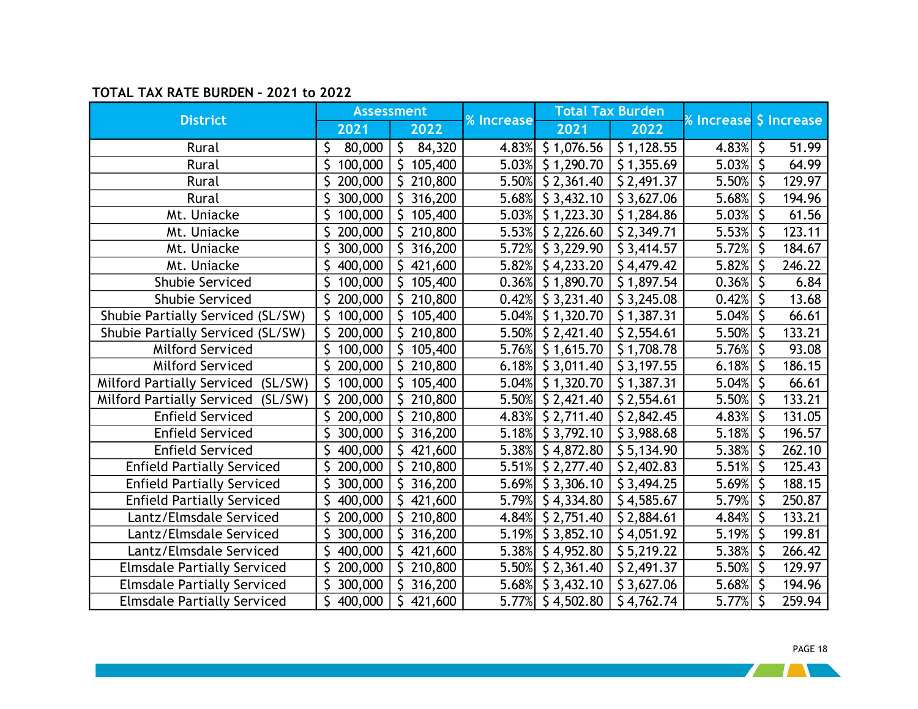**TOTAL TAX RATE BURDEN - 2021 to 2022**

| District | Assessment | | % Increase | Total Tax Burden | | % Increase | $ Increase |
|---|---|---|---|---|---|---|---|
| | 2021 | 2022 | | 2021 | 2022 | | |
| Rural | $ 80,000 | $ 84,320 | 4.83% | $ 1,076.56 | $ 1,128.55 | 4.83% | $ 51.99 |
| Rural | $ 100,000 | $ 105,400 | 5.03% | $ 1,290.70 | $ 1,355.69 | 5.03% | $ 64.99 |
| Rural | $ 200,000 | $ 210,800 | 5.50% | $ 2,361.40 | $ 2,491.37 | 5.50% | $ 129.97 |
| Rural | $ 300,000 | $ 316,200 | 5.68% | $ 3,432.10 | $ 3,627.06 | 5.68% | $ 194.96 |
| Mt. Uniacke | $ 100,000 | $ 105,400 | 5.03% | $ 1,223.30 | $ 1,284.86 | 5.03% | $ 61.56 |
| Mt. Uniacke | $ 200,000 | $ 210,800 | 5.53% | $ 2,226.60 | $ 2,349.71 | 5.53% | $ 123.11 |
| Mt. Uniacke | $ 300,000 | $ 316,200 | 5.72% | $ 3,229.90 | $ 3,414.57 | 5.72% | $ 184.67 |
| Mt. Uniacke | $ 400,000 | $ 421,600 | 5.82% | $ 4,233.20 | $ 4,479.42 | 5.82% | $ 246.22 |
| Shubie Serviced | $ 100,000 | $ 105,400 | 0.36% | $ 1,890.70 | $ 1,897.54 | 0.36% | $ 6.84 |
| Shubie Serviced | $ 200,000 | $ 210,800 | 0.42% | $ 3,231.40 | $ 3,245.08 | 0.42% | $ 13.68 |
| Shubie Partially Serviced (SL/SW) | $ 100,000 | $ 105,400 | 5.04% | $ 1,320.70 | $ 1,387.31 | 5.04% | $ 66.61 |
| Shubie Partially Serviced (SL/SW) | $ 200,000 | $ 210,800 | 5.50% | $ 2,421.40 | $ 2,554.61 | 5.50% | $ 133.21 |
| Milford Serviced | $ 100,000 | $ 105,400 | 5.76% | $ 1,615.70 | $ 1,708.78 | 5.76% | $ 93.08 |
| Milford Serviced | $ 200,000 | $ 210,800 | 6.18% | $ 3,011.40 | $ 3,197.55 | 6.18% | $ 186.15 |
| Milford Partially Serviced (SL/SW) | $ 100,000 | $ 105,400 | 5.04% | $ 1,320.70 | $ 1,387.31 | 5.04% | $ 66.61 |
| Milford Partially Serviced (SL/SW) | $ 200,000 | $ 210,800 | 5.50% | $ 2,421.40 | $ 2,554.61 | 5.50% | $ 133.21 |
| Enfield Serviced | $ 200,000 | $ 210,800 | 4.83% | $ 2,711.40 | $ 2,842.45 | 4.83% | $ 131.05 |
| Enfield Serviced | $ 300,000 | $ 316,200 | 5.18% | $ 3,792.10 | $ 3,988.68 | 5.18% | $ 196.57 |
| Enfield Serviced | $ 400,000 | $ 421,600 | 5.38% | $ 4,872.80 | $ 5,134.90 | 5.38% | $ 262.10 |
| Enfield Partially Serviced | $ 200,000 | $ 210,800 | 5.51% | $ 2,277.40 | $ 2,402.83 | 5.51% | $ 125.43 |
| Enfield Partially Serviced | $ 300,000 | $ 316,200 | 5.69% | $ 3,306.10 | $ 3,494.25 | 5.69% | $ 188.15 |
| Enfield Partially Serviced | $ 400,000 | $ 421,600 | 5.79% | $ 4,334.80 | $ 4,585.67 | 5.79% | $ 250.87 |
| Lantz/Elmsdale Serviced | $ 200,000 | $ 210,800 | 4.84% | $ 2,751.40 | $ 2,884.61 | 4.84% | $ 133.21 |
| Lantz/Elmsdale Serviced | $ 300,000 | $ 316,200 | 5.19% | $ 3,852.10 | $ 4,051.92 | 5.19% | $ 199.81 |
| Lantz/Elmsdale Serviced | $ 400,000 | $ 421,600 | 5.38% | $ 4,952.80 | $ 5,219.22 | 5.38% | $ 266.42 |
| Elmsdale Partially Serviced | $ 200,000 | $ 210,800 | 5.50% | $ 2,361.40 | $ 2,491.37 | 5.50% | $ 129.97 |
| Elmsdale Partially Serviced | $ 300,000 | $ 316,200 | 5.68% | $ 3,432.10 | $ 3,627.06 | 5.68% | $ 194.96 |
| Elmsdale Partially Serviced | $ 400,000 | $ 421,600 | 5.77% | $ 4,502.80 | $ 4,762.74 | 5.77% | $ 259.94 |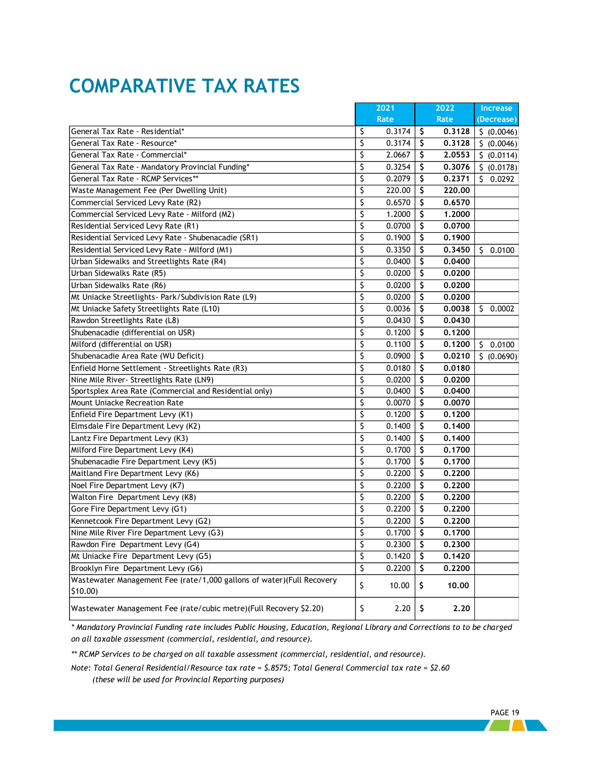# COMPARATIVE TAX RATES

| | 2021 Rate | 2022 Rate | Increase (Decrease) |
|---|---|---|---|
| General Tax Rate - Residential* | $ 0.3174 | **$ 0.3128** | $ (0.0046) |
| General Tax Rate - Resource* | $ 0.3174 | **$ 0.3128** | $ (0.0046) |
| General Tax Rate - Commercial* | $ 2.0667 | **$ 2.0553** | $ (0.0114) |
| General Tax Rate - Mandatory Provincial Funding* | $ 0.3254 | **$ 0.3076** | $ (0.0178) |
| General Tax Rate - RCMP Services** | $ 0.2079 | **$ 0.2371** | $ 0.0292 |
| Waste Management Fee (Per Dwelling Unit) | $ 220.00 | **$ 220.00** | |
| Commercial Serviced Levy Rate (R2) | $ 0.6570 | **$ 0.6570** | |
| Commercial Serviced Levy Rate - Milford (M2) | $ 1.2000 | **$ 1.2000** | |
| Residential Serviced Levy Rate (R1) | $ 0.0700 | **$ 0.0700** | |
| Residential Serviced Levy Rate - Shubenacadie (SR1) | $ 0.1900 | **$ 0.1900** | |
| Residential Serviced Levy Rate - Milford (M1) | $ 0.3350 | **$ 0.3450** | $ 0.0100 |
| Urban Sidewalks and Streetlights Rate (R4) | $ 0.0400 | **$ 0.0400** | |
| Urban Sidewalks Rate (R5) | $ 0.0200 | **$ 0.0200** | |
| Urban Sidewalks Rate (R6) | $ 0.0200 | **$ 0.0200** | |
| Mt Uniacke Streetlights- Park/Subdivision Rate (L9) | $ 0.0200 | **$ 0.0200** | |
| Mt Uniacke Safety Streetlights Rate (L10) | $ 0.0036 | **$ 0.0038** | $ 0.0002 |
| Rawdon Streetlights Rate (L8) | $ 0.0430 | **$ 0.0430** | |
| Shubenacadie (differential on USR) | $ 0.1200 | **$ 0.1200** | |
| Milford (differential on USR) | $ 0.1100 | **$ 0.1200** | $ 0.0100 |
| Shubenacadie Area Rate (WU Deficit) | $ 0.0900 | **$ 0.0210** | $ (0.0690) |
| Enfield Horne Settlement - Streetlights Rate (R3) | $ 0.0180 | **$ 0.0180** | |
| Nine Mile River- Streetlights Rate (LN9) | $ 0.0200 | **$ 0.0200** | |
| Sportsplex Area Rate (Commercial and Residential only) | $ 0.0400 | **$ 0.0400** | |
| Mount Uniacke Recreation Rate | $ 0.0070 | **$ 0.0070** | |
| Enfield Fire Department Levy (K1) | $ 0.1200 | **$ 0.1200** | |
| Elmsdale Fire Department Levy (K2) | $ 0.1400 | **$ 0.1400** | |
| Lantz Fire Department Levy (K3) | $ 0.1400 | **$ 0.1400** | |
| Milford Fire Department Levy (K4) | $ 0.1700 | **$ 0.1700** | |
| Shubenacadie Fire Department Levy (K5) | $ 0.1700 | **$ 0.1700** | |
| Maitland Fire Department Levy (K6) | $ 0.2200 | **$ 0.2200** | |
| Noel Fire Department Levy (K7) | $ 0.2200 | **$ 0.2200** | |
| Walton Fire Department Levy (K8) | $ 0.2200 | **$ 0.2200** | |
| Gore Fire Department Levy (G1) | $ 0.2200 | **$ 0.2200** | |
| Kennetcook Fire Department Levy (G2) | $ 0.2200 | **$ 0.2200** | |
| Nine Mile River Fire Department Levy (G3) | $ 0.1700 | **$ 0.1700** | |
| Rawdon Fire Department Levy (G4) | $ 0.2300 | **$ 0.2300** | |
| Mt Uniacke Fire Department Levy (G5) | $ 0.1420 | **$ 0.1420** | |
| Brooklyn Fire Department Levy (G6) | $ 0.2200 | **$ 0.2200** | |
| Wastewater Management Fee (rate/1,000 gallons of water)(Full Recovery $10.00) | $ 10.00 | **$ 10.00** | |
| Wastewater Management Fee (rate/cubic metre)(Full Recovery $2.20) | $ 2.20 | **$ 2.20** | |

*\* Mandatory Provincial Funding rate includes Public Housing, Education, Regional Library and Corrections to to be charged on all taxable assessment (commercial, residential, and resource).*

*\*\* RCMP Services to be charged on all taxable assessment (commercial, residential, and resource).*

*Note: Total General Residential/Resource tax rate = $.8575; Total General Commercial tax rate = $2.60 (these will be used for Provincial Reporting purposes)*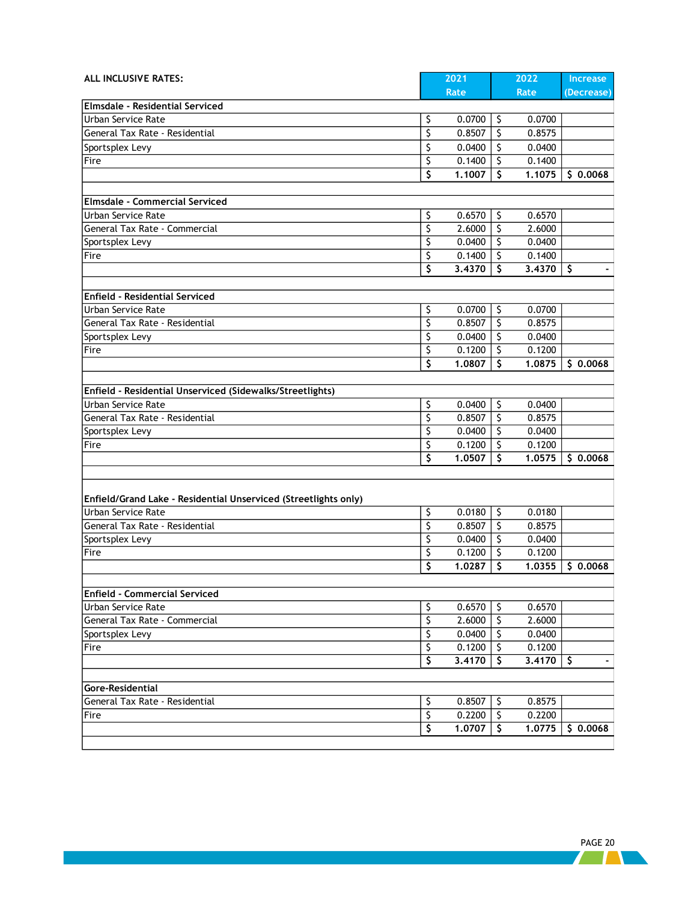| ALL INCLUSIVE RATES: | 2021 Rate | 2022 Rate | Increase (Decrease) |
|---|---|---|---|
| **Elmsdale - Residential Serviced** | | | |
| Urban Service Rate | $ 0.0700 | $ 0.0700 | |
| General Tax Rate - Residential | $ 0.8507 | $ 0.8575 | |
| Sportsplex Levy | $ 0.0400 | $ 0.0400 | |
| Fire | $ 0.1400 | $ 0.1400 | |
| | **$ 1.1007** | **$ 1.1075** | **$ 0.0068** |
| | | | |
| **Elmsdale - Commercial Serviced** | | | |
| Urban Service Rate | $ 0.6570 | $ 0.6570 | |
| General Tax Rate - Commercial | $ 2.6000 | $ 2.6000 | |
| Sportsplex Levy | $ 0.0400 | $ 0.0400 | |
| Fire | $ 0.1400 | $ 0.1400 | |
| | **$ 3.4370** | **$ 3.4370** | **$ -** |
| | | | |
| **Enfield - Residential Serviced** | | | |
| Urban Service Rate | $ 0.0700 | $ 0.0700 | |
| General Tax Rate - Residential | $ 0.8507 | $ 0.8575 | |
| Sportsplex Levy | $ 0.0400 | $ 0.0400 | |
| Fire | $ 0.1200 | $ 0.1200 | |
| | **$ 1.0807** | **$ 1.0875** | **$ 0.0068** |
| | | | |
| **Enfield - Residential Unserviced (Sidewalks/Streetlights)** | | | |
| Urban Service Rate | $ 0.0400 | $ 0.0400 | |
| General Tax Rate - Residential | $ 0.8507 | $ 0.8575 | |
| Sportsplex Levy | $ 0.0400 | $ 0.0400 | |
| Fire | $ 0.1200 | $ 0.1200 | |
| | **$ 1.0507** | **$ 1.0575** | **$ 0.0068** |
| | | | |
| **Enfield/Grand Lake - Residential Unserviced (Streetlights only)** | | | |
| Urban Service Rate | $ 0.0180 | $ 0.0180 | |
| General Tax Rate - Residential | $ 0.8507 | $ 0.8575 | |
| Sportsplex Levy | $ 0.0400 | $ 0.0400 | |
| Fire | $ 0.1200 | $ 0.1200 | |
| | **$ 1.0287** | **$ 1.0355** | **$ 0.0068** |
| | | | |
| **Enfield - Commercial Serviced** | | | |
| Urban Service Rate | $ 0.6570 | $ 0.6570 | |
| General Tax Rate - Commercial | $ 2.6000 | $ 2.6000 | |
| Sportsplex Levy | $ 0.0400 | $ 0.0400 | |
| Fire | $ 0.1200 | $ 0.1200 | |
| | **$ 3.4170** | **$ 3.4170** | **$ -** |
| | | | |
| **Gore-Residential** | | | |
| General Tax Rate - Residential | $ 0.8507 | $ 0.8575 | |
| Fire | $ 0.2200 | $ 0.2200 | |
| | **$ 1.0707** | **$ 1.0775** | **$ 0.0068** |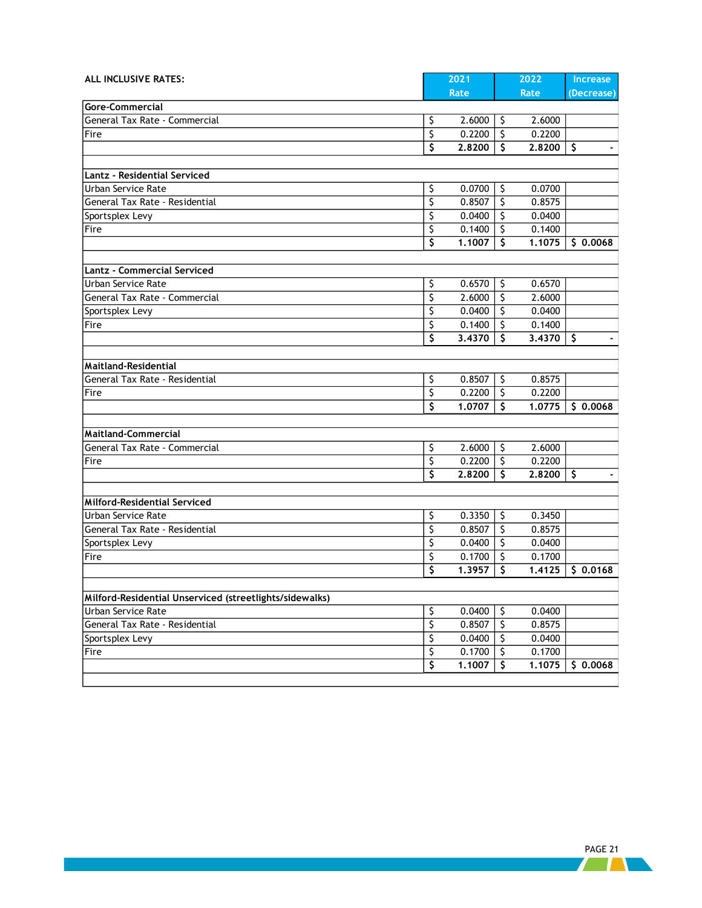**ALL INCLUSIVE RATES:**

| | 2021 Rate | 2022 Rate | Increase (Decrease) |
|---|---|---|---|
| **Gore-Commercial** | | | |
| General Tax Rate - Commercial | $ 2.6000 | $ 2.6000 | |
| Fire | $ 0.2200 | $ 0.2200 | |
| | **$ 2.8200** | **$ 2.8200** | **$ -** |
| | | | |
| **Lantz - Residential Serviced** | | | |
| Urban Service Rate | $ 0.0700 | $ 0.0700 | |
| General Tax Rate - Residential | $ 0.8507 | $ 0.8575 | |
| Sportsplex Levy | $ 0.0400 | $ 0.0400 | |
| Fire | $ 0.1400 | $ 0.1400 | |
| | **$ 1.1007** | **$ 1.1075** | **$ 0.0068** |
| | | | |
| **Lantz - Commercial Serviced** | | | |
| Urban Service Rate | $ 0.6570 | $ 0.6570 | |
| General Tax Rate - Commercial | $ 2.6000 | $ 2.6000 | |
| Sportsplex Levy | $ 0.0400 | $ 0.0400 | |
| Fire | $ 0.1400 | $ 0.1400 | |
| | **$ 3.4370** | **$ 3.4370** | **$ -** |
| | | | |
| **Maitland-Residential** | | | |
| General Tax Rate - Residential | $ 0.8507 | $ 0.8575 | |
| Fire | $ 0.2200 | $ 0.2200 | |
| | **$ 1.0707** | **$ 1.0775** | **$ 0.0068** |
| | | | |
| **Maitland-Commercial** | | | |
| General Tax Rate - Commercial | $ 2.6000 | $ 2.6000 | |
| Fire | $ 0.2200 | $ 0.2200 | |
| | **$ 2.8200** | **$ 2.8200** | **$ -** |
| | | | |
| **Milford-Residential Serviced** | | | |
| Urban Service Rate | $ 0.3350 | $ 0.3450 | |
| General Tax Rate - Residential | $ 0.8507 | $ 0.8575 | |
| Sportsplex Levy | $ 0.0400 | $ 0.0400 | |
| Fire | $ 0.1700 | $ 0.1700 | |
| | **$ 1.3957** | **$ 1.4125** | **$ 0.0168** |
| | | | |
| **Milford-Residential Unserviced (streetlights/sidewalks)** | | | |
| Urban Service Rate | $ 0.0400 | $ 0.0400 | |
| General Tax Rate - Residential | $ 0.8507 | $ 0.8575 | |
| Sportsplex Levy | $ 0.0400 | $ 0.0400 | |
| Fire | $ 0.1700 | $ 0.1700 | |
| | **$ 1.1007** | **$ 1.1075** | **$ 0.0068** |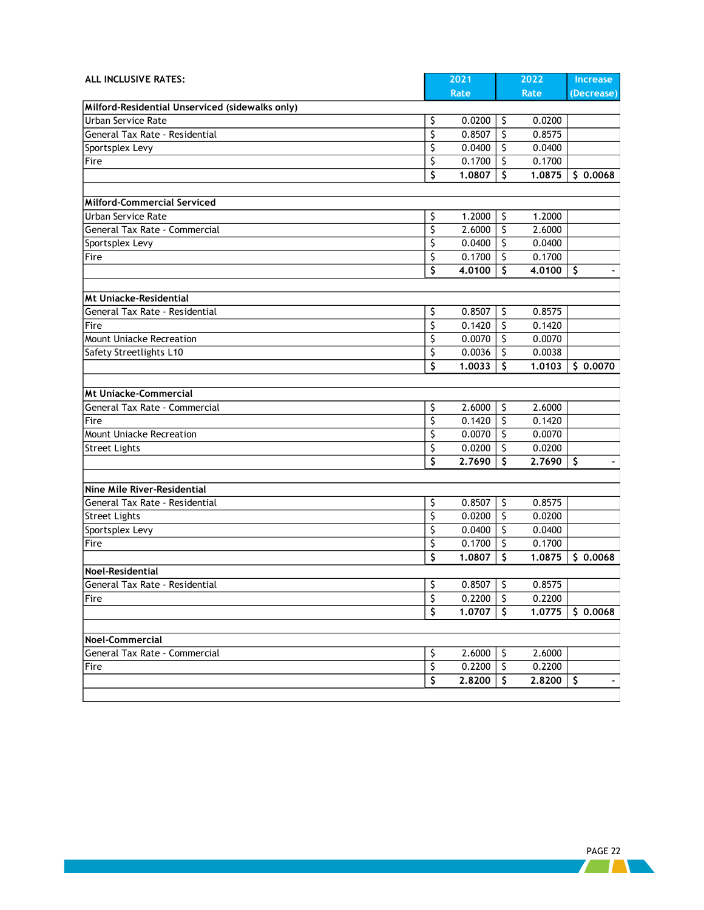| ALL INCLUSIVE RATES: | 2021 Rate | 2022 Rate | Increase (Decrease) |
|---|---|---|---|
| **Milford-Residential Unserviced (sidewalks only)** | | | |
| Urban Service Rate | $ 0.0200 | $ 0.0200 | |
| General Tax Rate - Residential | $ 0.8507 | $ 0.8575 | |
| Sportsplex Levy | $ 0.0400 | $ 0.0400 | |
| Fire | $ 0.1700 | $ 0.1700 | |
| | **$ 1.0807** | **$ 1.0875** | **$ 0.0068** |
| | | | |
| **Milford-Commercial Serviced** | | | |
| Urban Service Rate | $ 1.2000 | $ 1.2000 | |
| General Tax Rate - Commercial | $ 2.6000 | $ 2.6000 | |
| Sportsplex Levy | $ 0.0400 | $ 0.0400 | |
| Fire | $ 0.1700 | $ 0.1700 | |
| | **$ 4.0100** | **$ 4.0100** | **$ -** |
| | | | |
| **Mt Uniacke-Residential** | | | |
| General Tax Rate - Residential | $ 0.8507 | $ 0.8575 | |
| Fire | $ 0.1420 | $ 0.1420 | |
| Mount Uniacke Recreation | $ 0.0070 | $ 0.0070 | |
| Safety Streetlights L10 | $ 0.0036 | $ 0.0038 | |
| | **$ 1.0033** | **$ 1.0103** | **$ 0.0070** |
| | | | |
| **Mt Uniacke-Commercial** | | | |
| General Tax Rate - Commercial | $ 2.6000 | $ 2.6000 | |
| Fire | $ 0.1420 | $ 0.1420 | |
| Mount Uniacke Recreation | $ 0.0070 | $ 0.0070 | |
| Street Lights | $ 0.0200 | $ 0.0200 | |
| | **$ 2.7690** | **$ 2.7690** | **$ -** |
| | | | |
| **Nine Mile River-Residential** | | | |
| General Tax Rate - Residential | $ 0.8507 | $ 0.8575 | |
| Street Lights | $ 0.0200 | $ 0.0200 | |
| Sportsplex Levy | $ 0.0400 | $ 0.0400 | |
| Fire | $ 0.1700 | $ 0.1700 | |
| | **$ 1.0807** | **$ 1.0875** | **$ 0.0068** |
| **Noel-Residential** | | | |
| General Tax Rate - Residential | $ 0.8507 | $ 0.8575 | |
| Fire | $ 0.2200 | $ 0.2200 | |
| | **$ 1.0707** | **$ 1.0775** | **$ 0.0068** |
| | | | |
| **Noel-Commercial** | | | |
| General Tax Rate - Commercial | $ 2.6000 | $ 2.6000 | |
| Fire | $ 0.2200 | $ 0.2200 | |
| | **$ 2.8200** | **$ 2.8200** | **$ -** |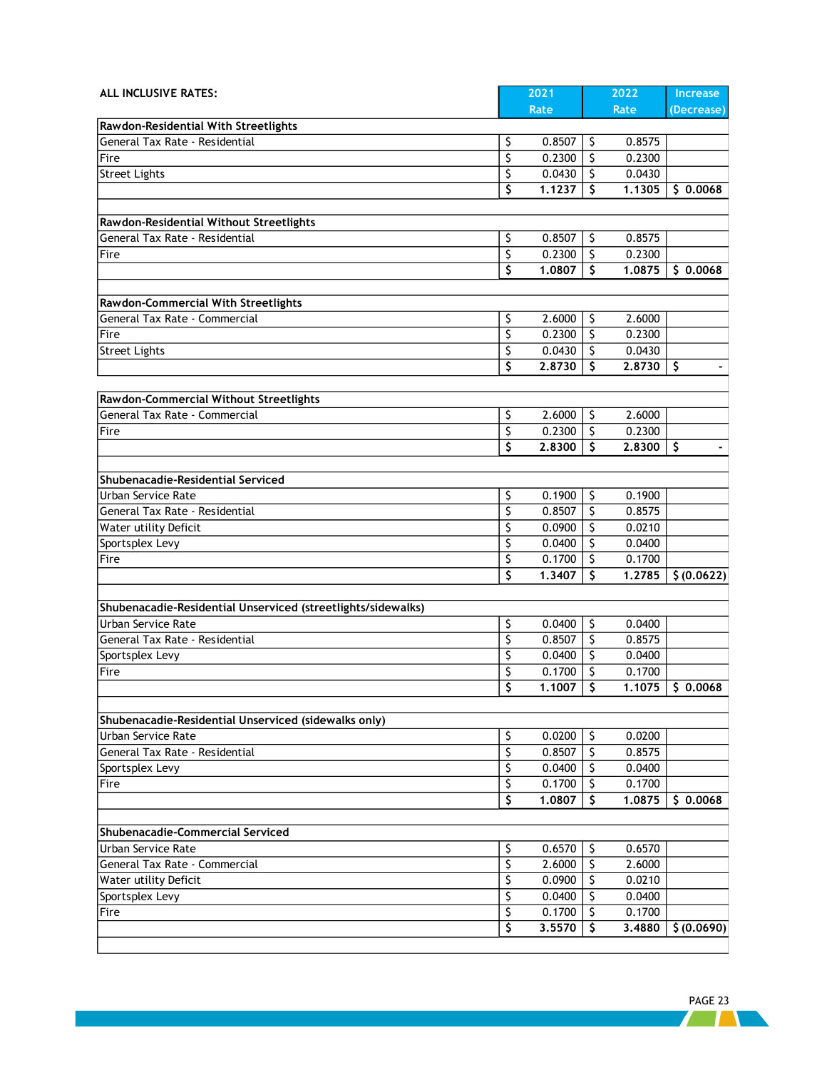| ALL INCLUSIVE RATES: | 2021 Rate | 2022 Rate | Increase (Decrease) |
|---|---|---|---|
| **Rawdon-Residential With Streetlights** | | | |
| General Tax Rate - Residential | $ 0.8507 | $ 0.8575 | |
| Fire | $ 0.2300 | $ 0.2300 | |
| Street Lights | $ 0.0430 | $ 0.0430 | |
| | **$ 1.1237** | **$ 1.1305** | **$ 0.0068** |
| | | | |
| **Rawdon-Residential Without Streetlights** | | | |
| General Tax Rate - Residential | $ 0.8507 | $ 0.8575 | |
| Fire | $ 0.2300 | $ 0.2300 | |
| | **$ 1.0807** | **$ 1.0875** | **$ 0.0068** |
| | | | |
| **Rawdon-Commercial With Streetlights** | | | |
| General Tax Rate - Commercial | $ 2.6000 | $ 2.6000 | |
| Fire | $ 0.2300 | $ 0.2300 | |
| Street Lights | $ 0.0430 | $ 0.0430 | |
| | **$ 2.8730** | **$ 2.8730** | **$ -** |
| | | | |
| **Rawdon-Commercial Without Streetlights** | | | |
| General Tax Rate - Commercial | $ 2.6000 | $ 2.6000 | |
| Fire | $ 0.2300 | $ 0.2300 | |
| | **$ 2.8300** | **$ 2.8300** | **$ -** |
| | | | |
| **Shubenacadie-Residential Serviced** | | | |
| Urban Service Rate | $ 0.1900 | $ 0.1900 | |
| General Tax Rate - Residential | $ 0.8507 | $ 0.8575 | |
| Water utility Deficit | $ 0.0900 | $ 0.0210 | |
| Sportsplex Levy | $ 0.0400 | $ 0.0400 | |
| Fire | $ 0.1700 | $ 0.1700 | |
| | **$ 1.3407** | **$ 1.2785** | **$ (0.0622)** |
| | | | |
| **Shubenacadie-Residential Unserviced (streetlights/sidewalks)** | | | |
| Urban Service Rate | $ 0.0400 | $ 0.0400 | |
| General Tax Rate - Residential | $ 0.8507 | $ 0.8575 | |
| Sportsplex Levy | $ 0.0400 | $ 0.0400 | |
| Fire | $ 0.1700 | $ 0.1700 | |
| | **$ 1.1007** | **$ 1.1075** | **$ 0.0068** |
| | | | |
| **Shubenacadie-Residential Unserviced (sidewalks only)** | | | |
| Urban Service Rate | $ 0.0200 | $ 0.0200 | |
| General Tax Rate - Residential | $ 0.8507 | $ 0.8575 | |
| Sportsplex Levy | $ 0.0400 | $ 0.0400 | |
| Fire | $ 0.1700 | $ 0.1700 | |
| | **$ 1.0807** | **$ 1.0875** | **$ 0.0068** |
| | | | |
| **Shubenacadie-Commercial Serviced** | | | |
| Urban Service Rate | $ 0.6570 | $ 0.6570 | |
| General Tax Rate - Commercial | $ 2.6000 | $ 2.6000 | |
| Water utility Deficit | $ 0.0900 | $ 0.0210 | |
| Sportsplex Levy | $ 0.0400 | $ 0.0400 | |
| Fire | $ 0.1700 | $ 0.1700 | |
| | **$ 3.5570** | **$ 3.4880** | **$ (0.0690)** |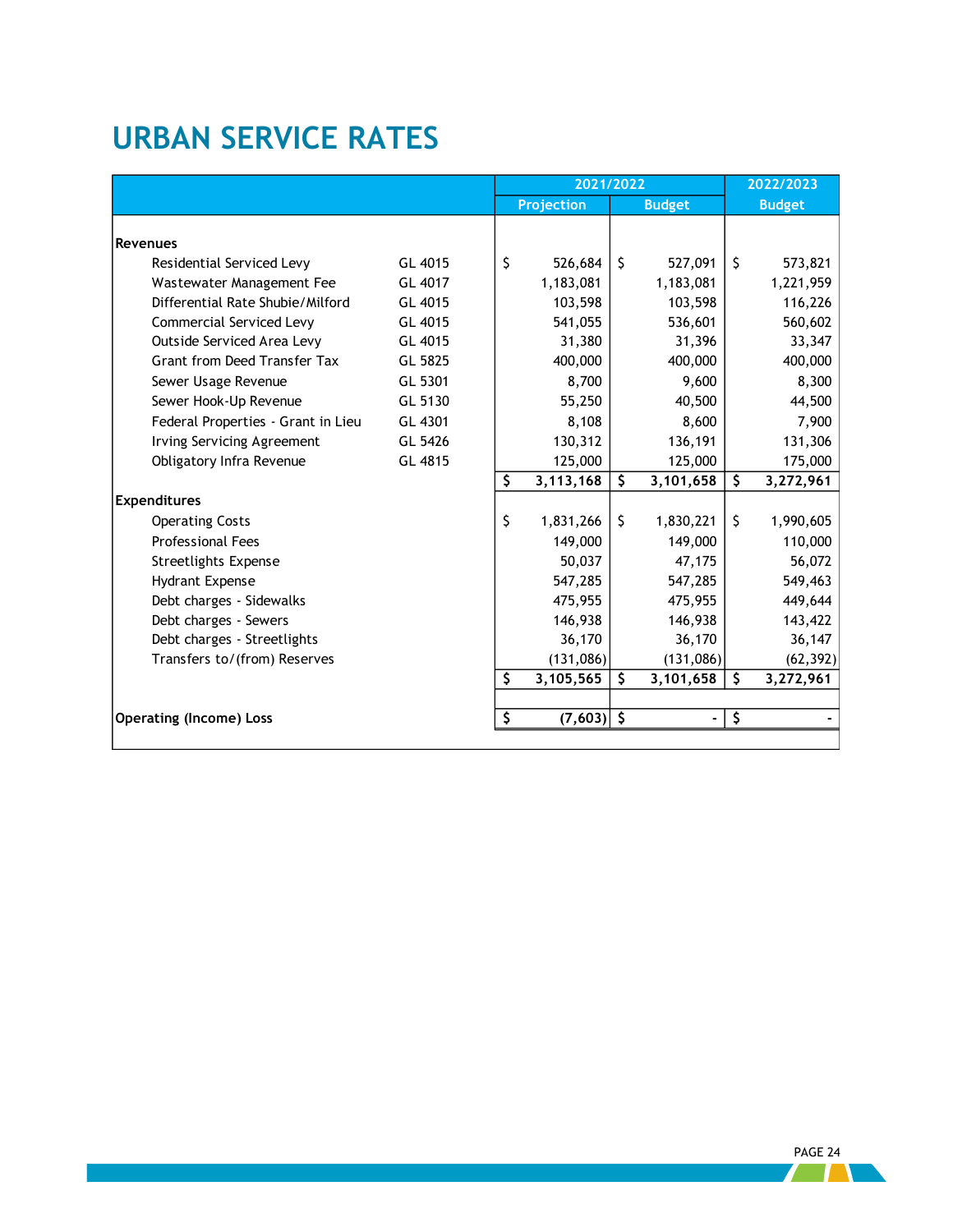# URBAN SERVICE RATES

| | | 2021/2022 | | 2022/2023 |
|---|---|---|---|---|
| | | Projection | Budget | Budget |
| **Revenues** | | | | |
| Residential Serviced Levy | GL 4015 | $ 526,684 | $ 527,091 | $ 573,821 |
| Wastewater Management Fee | GL 4017 | 1,183,081 | 1,183,081 | 1,221,959 |
| Differential Rate Shubie/Milford | GL 4015 | 103,598 | 103,598 | 116,226 |
| Commercial Serviced Levy | GL 4015 | 541,055 | 536,601 | 560,602 |
| Outside Serviced Area Levy | GL 4015 | 31,380 | 31,396 | 33,347 |
| Grant from Deed Transfer Tax | GL 5825 | 400,000 | 400,000 | 400,000 |
| Sewer Usage Revenue | GL 5301 | 8,700 | 9,600 | 8,300 |
| Sewer Hook-Up Revenue | GL 5130 | 55,250 | 40,500 | 44,500 |
| Federal Properties - Grant in Lieu | GL 4301 | 8,108 | 8,600 | 7,900 |
| Irving Servicing Agreement | GL 5426 | 130,312 | 136,191 | 131,306 |
| Obligatory Infra Revenue | GL 4815 | 125,000 | 125,000 | 175,000 |
| | | **$ 3,113,168** | **$ 3,101,658** | **$ 3,272,961** |
| **Expenditures** | | | | |
| Operating Costs | | $ 1,831,266 | $ 1,830,221 | $ 1,990,605 |
| Professional Fees | | 149,000 | 149,000 | 110,000 |
| Streetlights Expense | | 50,037 | 47,175 | 56,072 |
| Hydrant Expense | | 547,285 | 547,285 | 549,463 |
| Debt charges - Sidewalks | | 475,955 | 475,955 | 449,644 |
| Debt charges - Sewers | | 146,938 | 146,938 | 143,422 |
| Debt charges - Streetlights | | 36,170 | 36,170 | 36,147 |
| Transfers to/(from) Reserves | | (131,086) | (131,086) | (62,392) |
| | | **$ 3,105,565** | **$ 3,101,658** | **$ 3,272,961** |
| **Operating (Income) Loss** | | $ (7,603) | $ - | $ - |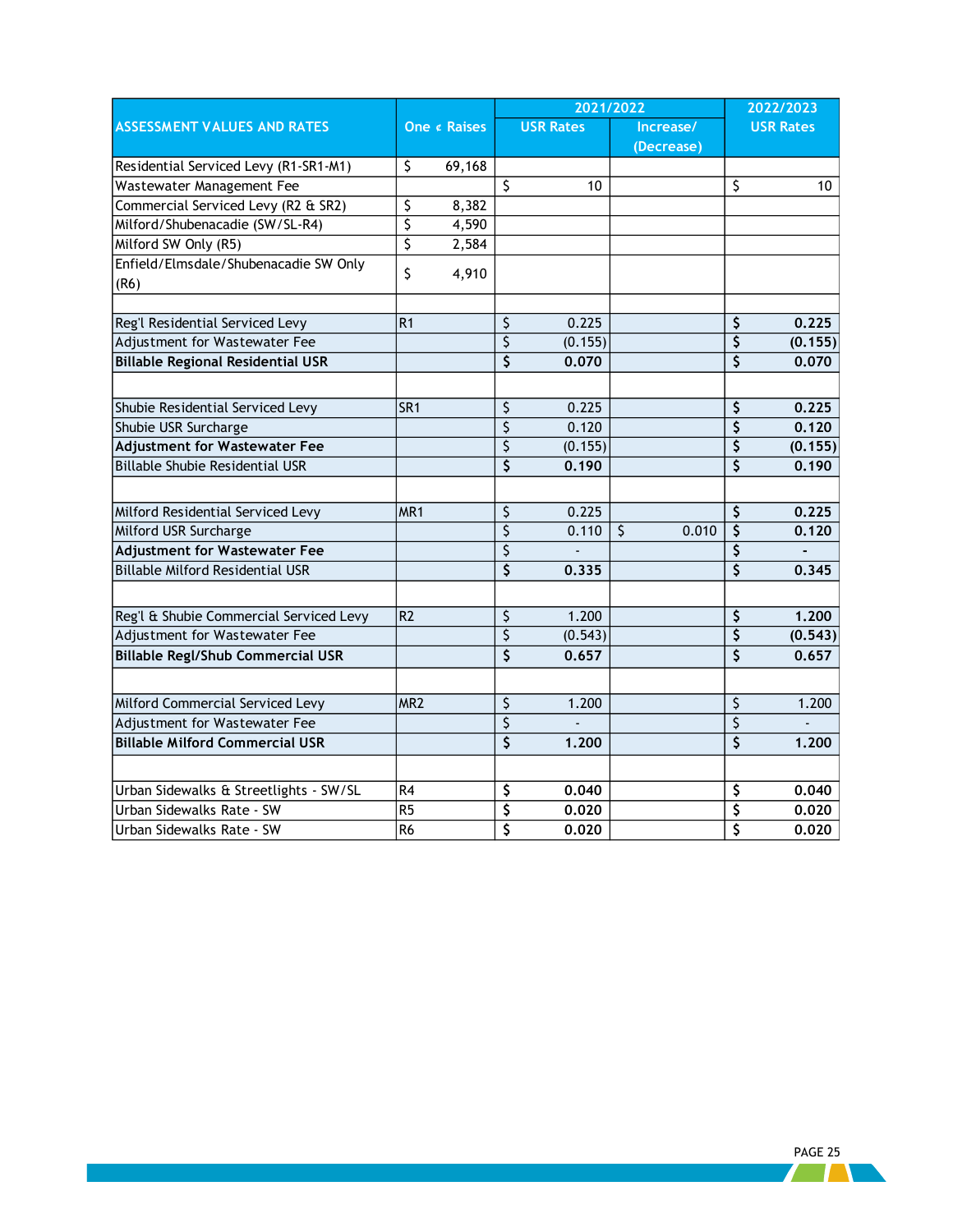| ASSESSMENT VALUES AND RATES | One ¢ Raises | 2021/2022 | | 2022/2023 |
|---|---|---|---|---|
| | | USR Rates | Increase/ (Decrease) | USR Rates |
| Residential Serviced Levy (R1-SR1-M1) | $ 69,168 | | | |
| Wastewater Management Fee | | $ 10 | | $ 10 |
| Commercial Serviced Levy (R2 & SR2) | $ 8,382 | | | |
| Milford/Shubenacadie (SW/SL-R4) | $ 4,590 | | | |
| Milford SW Only (R5) | $ 2,584 | | | |
| Enfield/Elmsdale/Shubenacadie SW Only (R6) | $ 4,910 | | | |
| | | | | |
| Reg'l Residential Serviced Levy | R1 | $ 0.225 | | **$ 0.225** |
| Adjustment for Wastewater Fee | | $ (0.155) | | **$ (0.155)** |
| **Billable Regional Residential USR** | | **$ 0.070** | | **$ 0.070** |
| | | | | |
| Shubie Residential Serviced Levy | SR1 | $ 0.225 | | **$ 0.225** |
| Shubie USR Surcharge | | $ 0.120 | | **$ 0.120** |
| **Adjustment for Wastewater Fee** | | $ (0.155) | | **$ (0.155)** |
| Billable Shubie Residential USR | | **$ 0.190** | | **$ 0.190** |
| | | | | |
| Milford Residential Serviced Levy | MR1 | $ 0.225 | | **$ 0.225** |
| Milford USR Surcharge | | $ 0.110 | $ 0.010 | **$ 0.120** |
| **Adjustment for Wastewater Fee** | | $ - | | **$ -** |
| Billable Milford Residential USR | | **$ 0.335** | | **$ 0.345** |
| | | | | |
| Reg'l & Shubie Commercial Serviced Levy | R2 | $ 1.200 | | **$ 1.200** |
| Adjustment for Wastewater Fee | | $ (0.543) | | **$ (0.543)** |
| **Billable Regl/Shub Commercial USR** | | **$ 0.657** | | **$ 0.657** |
| | | | | |
| Milford Commercial Serviced Levy | MR2 | $ 1.200 | | $ 1.200 |
| Adjustment for Wastewater Fee | | $ - | | $ - |
| **Billable Milford Commercial USR** | | **$ 1.200** | | **$ 1.200** |
| | | | | |
| Urban Sidewalks & Streetlights - SW/SL | R4 | **$ 0.040** | | **$ 0.040** |
| Urban Sidewalks Rate - SW | R5 | **$ 0.020** | | **$ 0.020** |
| Urban Sidewalks Rate - SW | R6 | **$ 0.020** | | **$ 0.020** |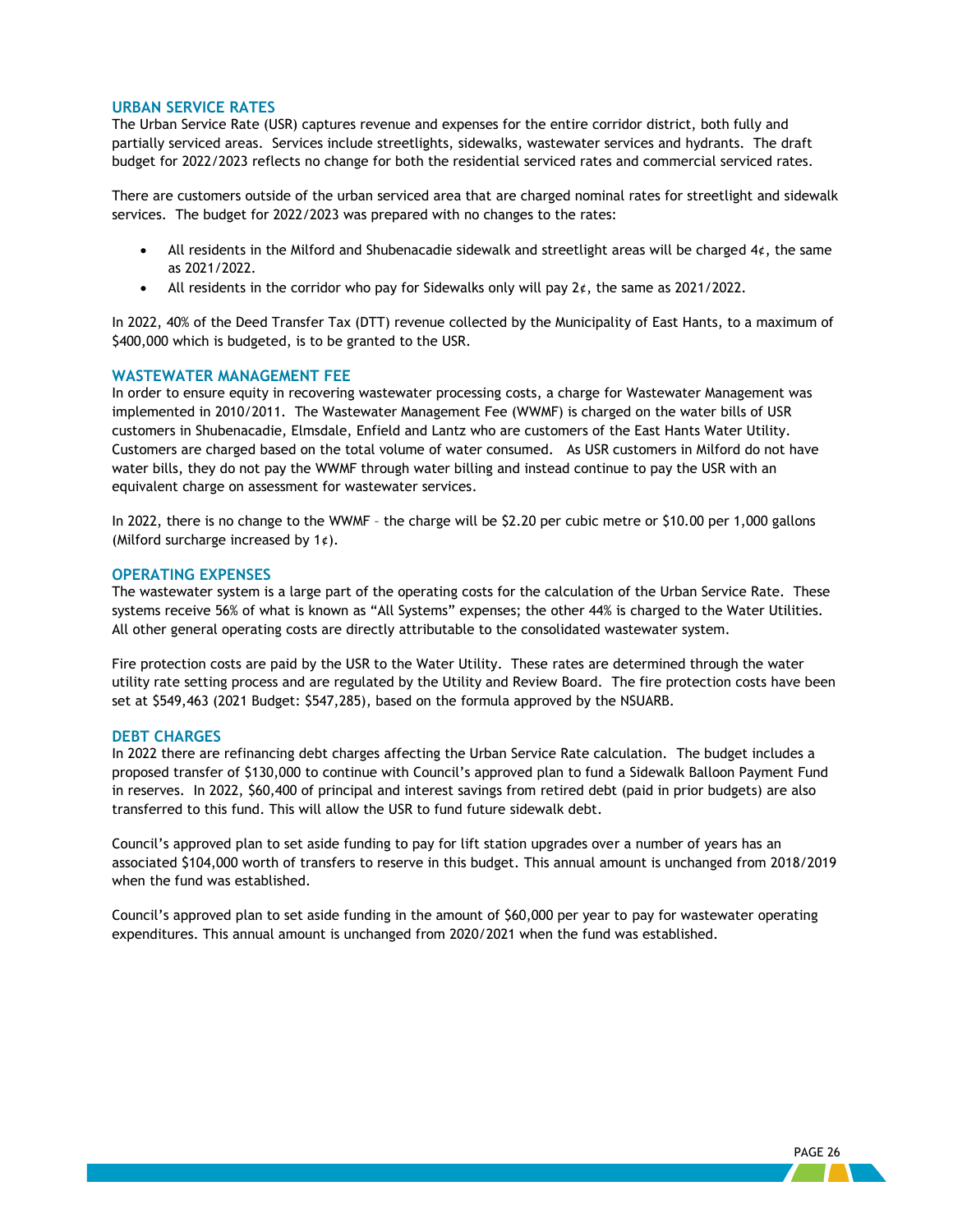## URBAN SERVICE RATES

The Urban Service Rate (USR) captures revenue and expenses for the entire corridor district, both fully and partially serviced areas. Services include streetlights, sidewalks, wastewater services and hydrants. The draft budget for 2022/2023 reflects no change for both the residential serviced rates and commercial serviced rates.

There are customers outside of the urban serviced area that are charged nominal rates for streetlight and sidewalk services. The budget for 2022/2023 was prepared with no changes to the rates:

- All residents in the Milford and Shubenacadie sidewalk and streetlight areas will be charged 4¢, the same as 2021/2022.
- All residents in the corridor who pay for Sidewalks only will pay 2¢, the same as 2021/2022.

In 2022, 40% of the Deed Transfer Tax (DTT) revenue collected by the Municipality of East Hants, to a maximum of $400,000 which is budgeted, is to be granted to the USR.

## WASTEWATER MANAGEMENT FEE

In order to ensure equity in recovering wastewater processing costs, a charge for Wastewater Management was implemented in 2010/2011. The Wastewater Management Fee (WWMF) is charged on the water bills of USR customers in Shubenacadie, Elmsdale, Enfield and Lantz who are customers of the East Hants Water Utility. Customers are charged based on the total volume of water consumed. As USR customers in Milford do not have water bills, they do not pay the WWMF through water billing and instead continue to pay the USR with an equivalent charge on assessment for wastewater services.

In 2022, there is no change to the WWMF – the charge will be $2.20 per cubic metre or $10.00 per 1,000 gallons (Milford surcharge increased by 1¢).

## OPERATING EXPENSES

The wastewater system is a large part of the operating costs for the calculation of the Urban Service Rate. These systems receive 56% of what is known as "All Systems" expenses; the other 44% is charged to the Water Utilities. All other general operating costs are directly attributable to the consolidated wastewater system.

Fire protection costs are paid by the USR to the Water Utility. These rates are determined through the water utility rate setting process and are regulated by the Utility and Review Board. The fire protection costs have been set at $549,463 (2021 Budget: $547,285), based on the formula approved by the NSUARB.

## DEBT CHARGES

In 2022 there are refinancing debt charges affecting the Urban Service Rate calculation. The budget includes a proposed transfer of $130,000 to continue with Council's approved plan to fund a Sidewalk Balloon Payment Fund in reserves. In 2022, $60,400 of principal and interest savings from retired debt (paid in prior budgets) are also transferred to this fund. This will allow the USR to fund future sidewalk debt.

Council's approved plan to set aside funding to pay for lift station upgrades over a number of years has an associated $104,000 worth of transfers to reserve in this budget. This annual amount is unchanged from 2018/2019 when the fund was established.

Council's approved plan to set aside funding in the amount of $60,000 per year to pay for wastewater operating expenditures. This annual amount is unchanged from 2020/2021 when the fund was established.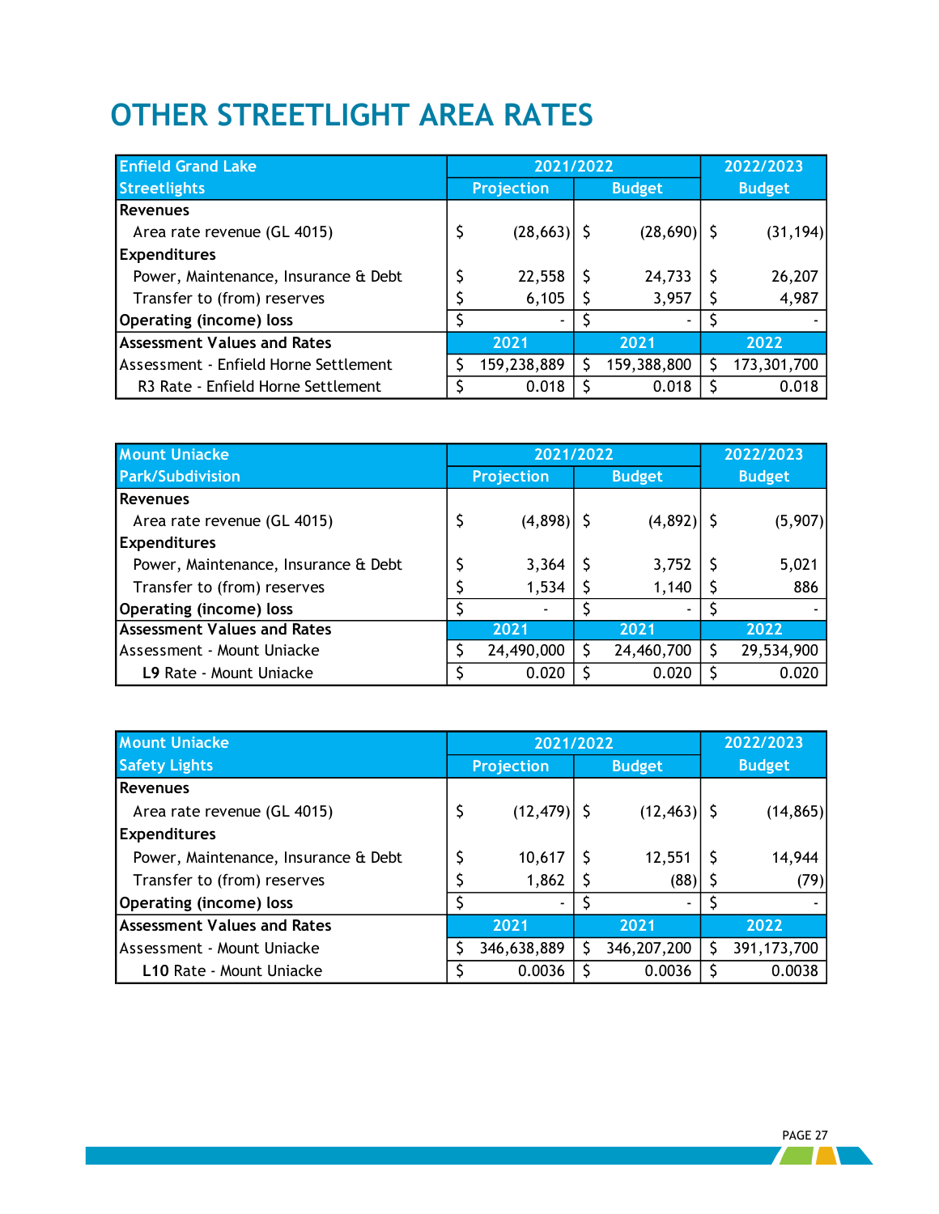# OTHER STREETLIGHT AREA RATES

| Enfield Grand Lake Streetlights | 2021/2022 Projection | 2021/2022 Budget | 2022/2023 Budget |
|---|---|---|---|
| **Revenues** | | | |
| Area rate revenue (GL 4015) | $ (28,663) | $ (28,690) | $ (31,194) |
| **Expenditures** | | | |
| Power, Maintenance, Insurance & Debt | $ 22,558 | $ 24,733 | $ 26,207 |
| Transfer to (from) reserves | $ 6,105 | $ 3,957 | $ 4,987 |
| **Operating (income) loss** | $ - | $ - | $ - |
| **Assessment Values and Rates** | 2021 | 2021 | 2022 |
| Assessment - Enfield Horne Settlement | $ 159,238,889 | $ 159,388,800 | $ 173,301,700 |
| R3 Rate - Enfield Horne Settlement | $ 0.018 | $ 0.018 | $ 0.018 |

| Mount Uniacke Park/Subdivision | 2021/2022 Projection | 2021/2022 Budget | 2022/2023 Budget |
|---|---|---|---|
| **Revenues** | | | |
| Area rate revenue (GL 4015) | $ (4,898) | $ (4,892) | $ (5,907) |
| **Expenditures** | | | |
| Power, Maintenance, Insurance & Debt | $ 3,364 | $ 3,752 | $ 5,021 |
| Transfer to (from) reserves | $ 1,534 | $ 1,140 | $ 886 |
| **Operating (income) loss** | $ - | $ - | $ - |
| **Assessment Values and Rates** | 2021 | 2021 | 2022 |
| Assessment - Mount Uniacke | $ 24,490,000 | $ 24,460,700 | $ 29,534,900 |
| **L9** Rate - Mount Uniacke | $ 0.020 | $ 0.020 | $ 0.020 |

| Mount Uniacke Safety Lights | 2021/2022 Projection | 2021/2022 Budget | 2022/2023 Budget |
|---|---|---|---|
| **Revenues** | | | |
| Area rate revenue (GL 4015) | $ (12,479) | $ (12,463) | $ (14,865) |
| **Expenditures** | | | |
| Power, Maintenance, Insurance & Debt | $ 10,617 | $ 12,551 | $ 14,944 |
| Transfer to (from) reserves | $ 1,862 | $ (88) | $ (79) |
| **Operating (income) loss** | $ - | $ - | $ - |
| **Assessment Values and Rates** | 2021 | 2021 | 2022 |
| Assessment - Mount Uniacke | $ 346,638,889 | $ 346,207,200 | $ 391,173,700 |
| **L10** Rate - Mount Uniacke | $ 0.0036 | $ 0.0036 | $ 0.0038 |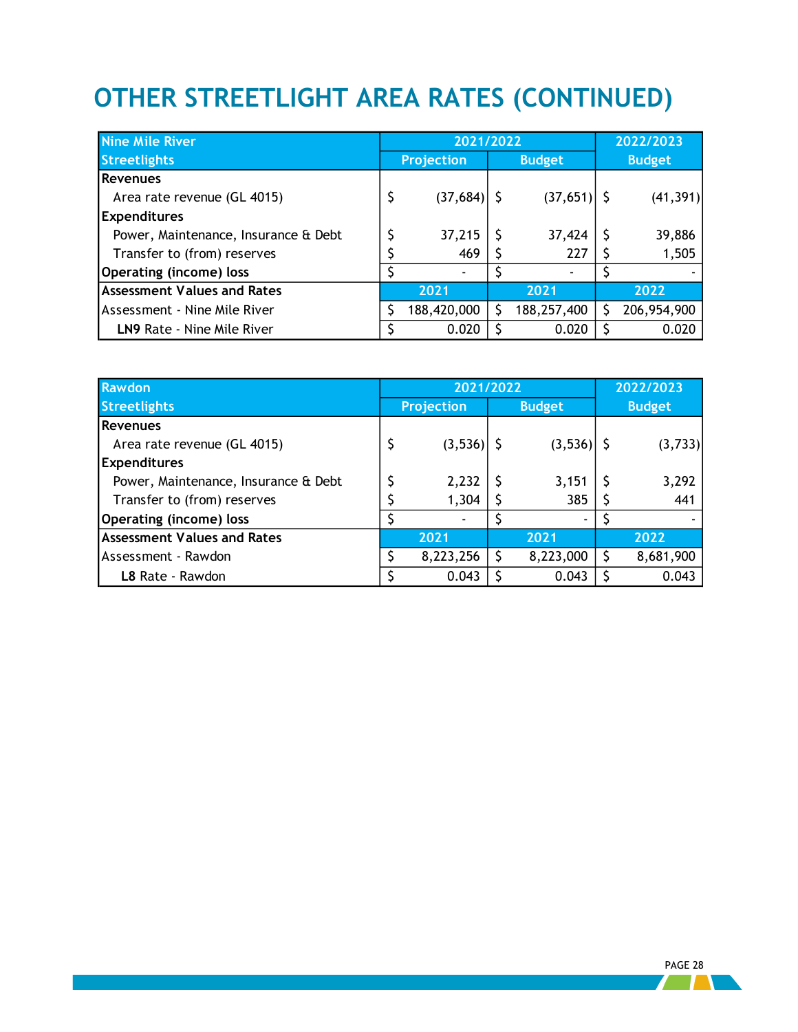# OTHER STREETLIGHT AREA RATES (CONTINUED)

| Nine Mile River | 2021/2022 | | 2022/2023 |
|---|---|---|---|
| Streetlights | Projection | Budget | Budget |
| **Revenues** | | | |
| Area rate revenue (GL 4015) | $ (37,684) | $ (37,651) | $ (41,391) |
| **Expenditures** | | | |
| Power, Maintenance, Insurance & Debt | $ 37,215 | $ 37,424 | $ 39,886 |
| Transfer to (from) reserves | $ 469 | $ 227 | $ 1,505 |
| **Operating (income) loss** | $ - | $ - | $ - |
| **Assessment Values and Rates** | 2021 | 2021 | 2022 |
| Assessment - Nine Mile River | $ 188,420,000 | $ 188,257,400 | $ 206,954,900 |
| **LN9** Rate - Nine Mile River | $ 0.020 | $ 0.020 | $ 0.020 |

| Rawdon | 2021/2022 | | 2022/2023 |
|---|---|---|---|
| Streetlights | Projection | Budget | Budget |
| **Revenues** | | | |
| Area rate revenue (GL 4015) | $ (3,536) | $ (3,536) | $ (3,733) |
| **Expenditures** | | | |
| Power, Maintenance, Insurance & Debt | $ 2,232 | $ 3,151 | $ 3,292 |
| Transfer to (from) reserves | $ 1,304 | $ 385 | $ 441 |
| **Operating (income) loss** | $ - | $ - | $ - |
| **Assessment Values and Rates** | 2021 | 2021 | 2022 |
| Assessment - Rawdon | $ 8,223,256 | $ 8,223,000 | $ 8,681,900 |
| **L8** Rate - Rawdon | $ 0.043 | $ 0.043 | $ 0.043 |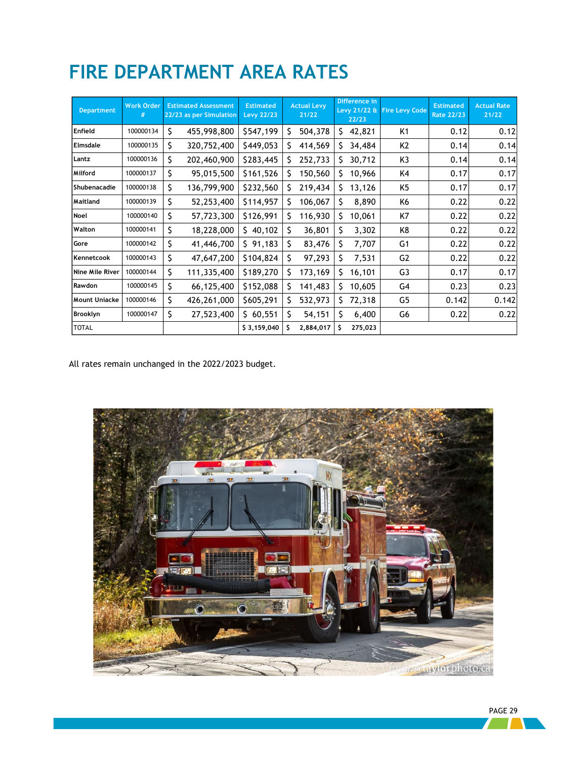# FIRE DEPARTMENT AREA RATES

| Department | Work Order # | Estimated Assessment 22/23 as per Simulation | Estimated Levy 22/23 | Actual Levy 21/22 | Difference in Levy 21/22 & 22/23 | Fire Levy Code | Estimated Rate 22/23 | Actual Rate 21/22 |
|---|---|---|---|---|---|---|---|---|
| Enfield | 100000134 | $ 455,998,800 | $547,199 | $ 504,378 | $ 42,821 | K1 | 0.12 | 0.12 |
| Elmsdale | 100000135 | $ 320,752,400 | $449,053 | $ 414,569 | $ 34,484 | K2 | 0.14 | 0.14 |
| Lantz | 100000136 | $ 202,460,900 | $283,445 | $ 252,733 | $ 30,712 | K3 | 0.14 | 0.14 |
| Milford | 100000137 | $ 95,015,500 | $161,526 | $ 150,560 | $ 10,966 | K4 | 0.17 | 0.17 |
| Shubenacadie | 100000138 | $ 136,799,900 | $232,560 | $ 219,434 | $ 13,126 | K5 | 0.17 | 0.17 |
| Maitland | 100000139 | $ 52,253,400 | $114,957 | $ 106,067 | $ 8,890 | K6 | 0.22 | 0.22 |
| Noel | 100000140 | $ 57,723,300 | $126,991 | $ 116,930 | $ 10,061 | K7 | 0.22 | 0.22 |
| Walton | 100000141 | $ 18,228,000 | $ 40,102 | $ 36,801 | $ 3,302 | K8 | 0.22 | 0.22 |
| Gore | 100000142 | $ 41,446,700 | $ 91,183 | $ 83,476 | $ 7,707 | G1 | 0.22 | 0.22 |
| Kennetcook | 100000143 | $ 47,647,200 | $104,824 | $ 97,293 | $ 7,531 | G2 | 0.22 | 0.22 |
| Nine Mile River | 100000144 | $ 111,335,400 | $189,270 | $ 173,169 | $ 16,101 | G3 | 0.17 | 0.17 |
| Rawdon | 100000145 | $ 66,125,400 | $152,088 | $ 141,483 | $ 10,605 | G4 | 0.23 | 0.23 |
| Mount Uniacke | 100000146 | $ 426,261,000 | $605,291 | $ 532,973 | $ 72,318 | G5 | 0.142 | 0.142 |
| Brooklyn | 100000147 | $ 27,523,400 | $ 60,551 | $ 54,151 | $ 6,400 | G6 | 0.22 | 0.22 |
| TOTAL | | | $ 3,159,040 | $ 2,884,017 | $ 275,023 | | | |

All rates remain unchanged in the 2022/2023 budget.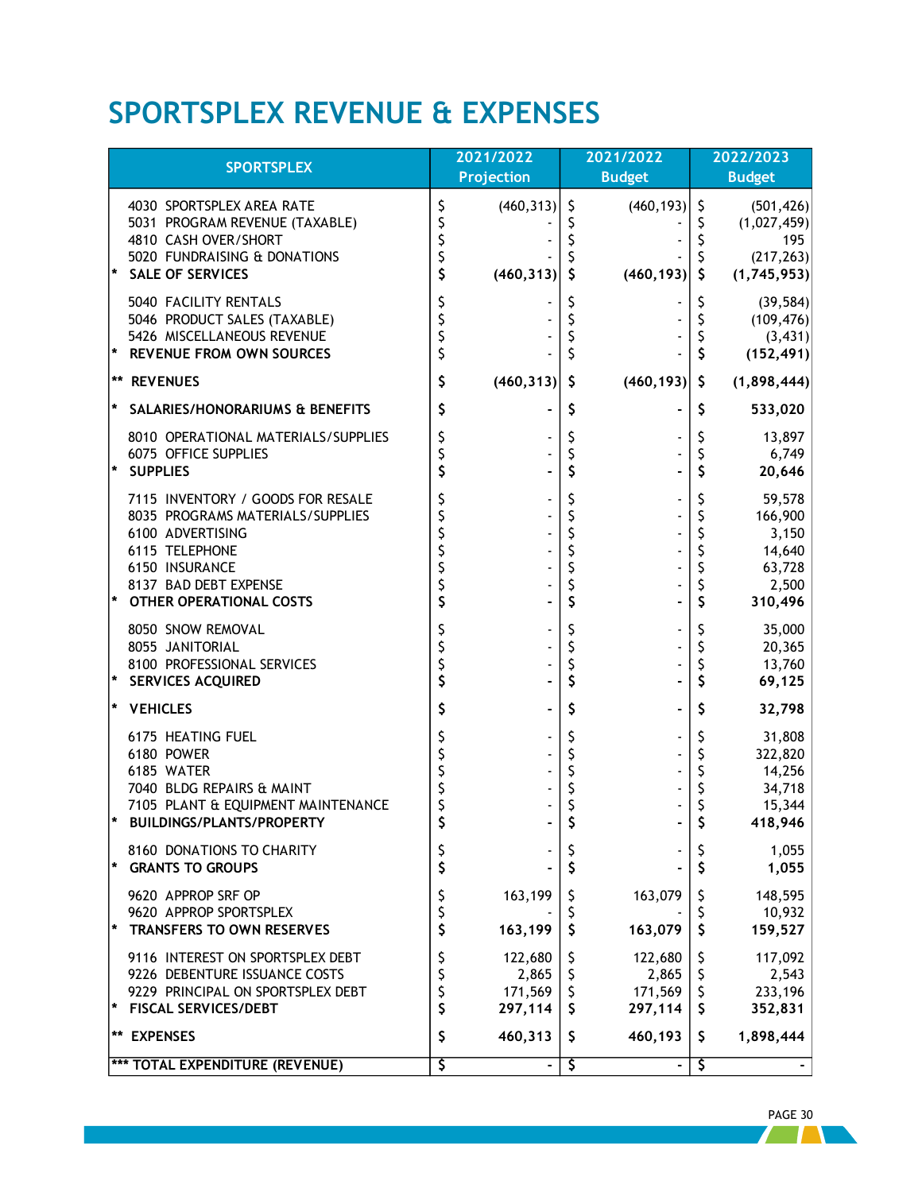# SPORTSPLEX REVENUE & EXPENSES

| SPORTSPLEX | 2021/2022 Projection | 2021/2022 Budget | 2022/2023 Budget |
|---|---|---|---|
| 4030 SPORTSPLEX AREA RATE | $ (460,313) | $ (460,193) | $ (501,426) |
| 5031 PROGRAM REVENUE (TAXABLE) | $ - | $ - | $ (1,027,459) |
| 4810 CASH OVER/SHORT | $ - | $ - | $ 195 |
| 5020 FUNDRAISING & DONATIONS | $ - | $ - | $ (217,263) |
| * **SALE OF SERVICES** | **$ (460,313)** | **$ (460,193)** | **$ (1,745,953)** |
| 5040 FACILITY RENTALS | $ - | $ - | $ (39,584) |
| 5046 PRODUCT SALES (TAXABLE) | $ - | $ - | $ (109,476) |
| 5426 MISCELLANEOUS REVENUE | $ - | $ - | $ (3,431) |
| * **REVENUE FROM OWN SOURCES** | **$ -** | **$ -** | **$ (152,491)** |
| ** **REVENUES** | **$ (460,313)** | **$ (460,193)** | **$ (1,898,444)** |
| * **SALARIES/HONORARIUMS & BENEFITS** | **$ -** | **$ -** | **$ 533,020** |
| 8010 OPERATIONAL MATERIALS/SUPPLIES | $ - | $ - | $ 13,897 |
| 6075 OFFICE SUPPLIES | $ - | $ - | $ 6,749 |
| * **SUPPLIES** | **$ -** | **$ -** | **$ 20,646** |
| 7115 INVENTORY / GOODS FOR RESALE | $ - | $ - | $ 59,578 |
| 8035 PROGRAMS MATERIALS/SUPPLIES | $ - | $ - | $ 166,900 |
| 6100 ADVERTISING | $ - | $ - | $ 3,150 |
| 6115 TELEPHONE | $ - | $ - | $ 14,640 |
| 6150 INSURANCE | $ - | $ - | $ 63,728 |
| 8137 BAD DEBT EXPENSE | $ - | $ - | $ 2,500 |
| * **OTHER OPERATIONAL COSTS** | **$ -** | **$ -** | **$ 310,496** |
| 8050 SNOW REMOVAL | $ - | $ - | $ 35,000 |
| 8055 JANITORIAL | $ - | $ - | $ 20,365 |
| 8100 PROFESSIONAL SERVICES | $ - | $ - | $ 13,760 |
| * **SERVICES ACQUIRED** | **$ -** | **$ -** | **$ 69,125** |
| * **VEHICLES** | **$ -** | **$ -** | **$ 32,798** |
| 6175 HEATING FUEL | $ - | $ - | $ 31,808 |
| 6180 POWER | $ - | $ - | $ 322,820 |
| 6185 WATER | $ - | $ - | $ 14,256 |
| 7040 BLDG REPAIRS & MAINT | $ - | $ - | $ 34,718 |
| 7105 PLANT & EQUIPMENT MAINTENANCE | $ - | $ - | $ 15,344 |
| * **BUILDINGS/PLANTS/PROPERTY** | **$ -** | **$ -** | **$ 418,946** |
| 8160 DONATIONS TO CHARITY | $ - | $ - | $ 1,055 |
| * **GRANTS TO GROUPS** | **$ -** | **$ -** | **$ 1,055** |
| 9620 APPROP SRF OP | $ 163,199 | $ 163,079 | $ 148,595 |
| 9620 APPROP SPORTSPLEX | $ - | $ - | $ 10,932 |
| * **TRANSFERS TO OWN RESERVES** | **$ 163,199** | **$ 163,079** | **$ 159,527** |
| 9116 INTEREST ON SPORTSPLEX DEBT | $ 122,680 | $ 122,680 | $ 117,092 |
| 9226 DEBENTURE ISSUANCE COSTS | $ 2,865 | $ 2,865 | $ 2,543 |
| 9229 PRINCIPAL ON SPORTSPLEX DEBT | $ 171,569 | $ 171,569 | $ 233,196 |
| * **FISCAL SERVICES/DEBT** | **$ 297,114** | **$ 297,114** | **$ 352,831** |
| ** **EXPENSES** | **$ 460,313** | **$ 460,193** | **$ 1,898,444** |
| *** **TOTAL EXPENDITURE (REVENUE)** | **$ -** | **$ -** | **$ -** |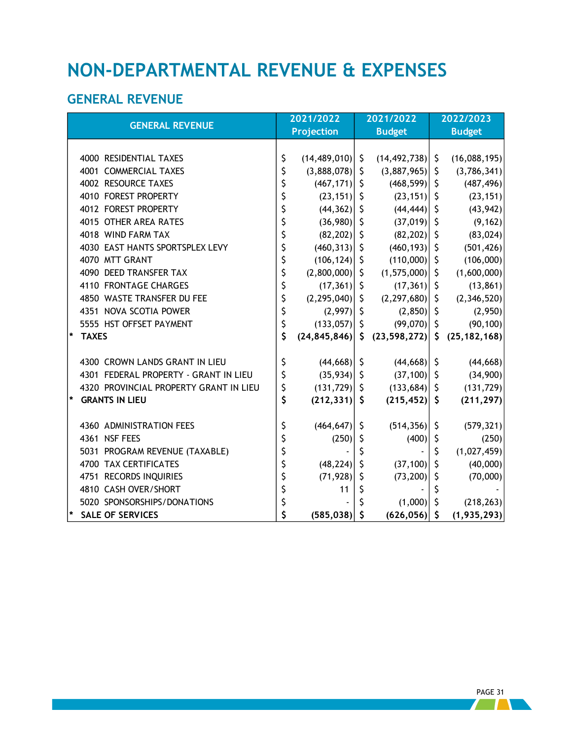# NON-DEPARTMENTAL REVENUE & EXPENSES

## GENERAL REVENUE

| GENERAL REVENUE | 2021/2022 Projection | 2021/2022 Budget | 2022/2023 Budget |
|---|---|---|---|
| 4000 RESIDENTIAL TAXES | $ (14,489,010) | $ (14,492,738) | $ (16,088,195) |
| 4001 COMMERCIAL TAXES | $ (3,888,078) | $ (3,887,965) | $ (3,786,341) |
| 4002 RESOURCE TAXES | $ (467,171) | $ (468,599) | $ (487,496) |
| 4010 FOREST PROPERTY | $ (23,151) | $ (23,151) | $ (23,151) |
| 4012 FOREST PROPERTY | $ (44,362) | $ (44,444) | $ (43,942) |
| 4015 OTHER AREA RATES | $ (36,980) | $ (37,019) | $ (9,162) |
| 4018 WIND FARM TAX | $ (82,202) | $ (82,202) | $ (83,024) |
| 4030 EAST HANTS SPORTSPLEX LEVY | $ (460,313) | $ (460,193) | $ (501,426) |
| 4070 MTT GRANT | $ (106,124) | $ (110,000) | $ (106,000) |
| 4090 DEED TRANSFER TAX | $ (2,800,000) | $ (1,575,000) | $ (1,600,000) |
| 4110 FRONTAGE CHARGES | $ (17,361) | $ (17,361) | $ (13,861) |
| 4850 WASTE TRANSFER DU FEE | $ (2,295,040) | $ (2,297,680) | $ (2,346,520) |
| 4351 NOVA SCOTIA POWER | $ (2,997) | $ (2,850) | $ (2,950) |
| 5555 HST OFFSET PAYMENT | $ (133,057) | $ (99,070) | $ (90,100) |
| * **TAXES** | **$ (24,845,846)** | **$ (23,598,272)** | **$ (25,182,168)** |
| | | | |
| 4300 CROWN LANDS GRANT IN LIEU | $ (44,668) | $ (44,668) | $ (44,668) |
| 4301 FEDERAL PROPERTY - GRANT IN LIEU | $ (35,934) | $ (37,100) | $ (34,900) |
| 4320 PROVINCIAL PROPERTY GRANT IN LIEU | $ (131,729) | $ (133,684) | $ (131,729) |
| * **GRANTS IN LIEU** | **$ (212,331)** | **$ (215,452)** | **$ (211,297)** |
| | | | |
| 4360 ADMINISTRATION FEES | $ (464,647) | $ (514,356) | $ (579,321) |
| 4361 NSF FEES | $ (250) | $ (400) | $ (250) |
| 5031 PROGRAM REVENUE (TAXABLE) | $ - | $ - | $ (1,027,459) |
| 4700 TAX CERTIFICATES | $ (48,224) | $ (37,100) | $ (40,000) |
| 4751 RECORDS INQUIRIES | $ (71,928) | $ (73,200) | $ (70,000) |
| 4810 CASH OVER/SHORT | $ 11 | $ - | $ - |
| 5020 SPONSORSHIPS/DONATIONS | $ - | $ (1,000) | $ (218,263) |
| * **SALE OF SERVICES** | **$ (585,038)** | **$ (626,056)** | **$ (1,935,293)** |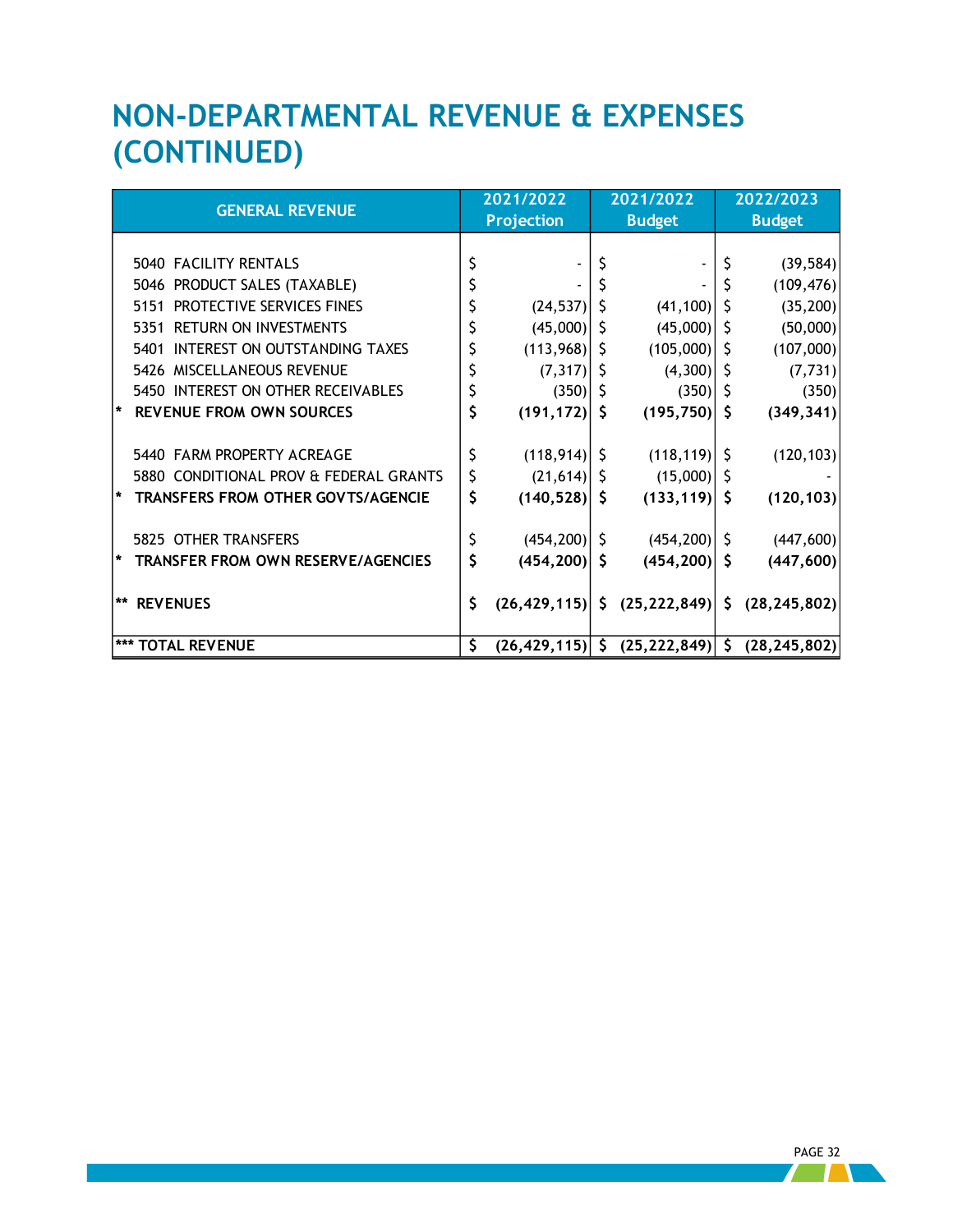# NON-DEPARTMENTAL REVENUE & EXPENSES (CONTINUED)

| GENERAL REVENUE | 2021/2022 Projection | 2021/2022 Budget | 2022/2023 Budget |
|---|---|---|---|
| 5040 FACILITY RENTALS | $ - | $ - | $ (39,584) |
| 5046 PRODUCT SALES (TAXABLE) | $ - | $ - | $ (109,476) |
| 5151 PROTECTIVE SERVICES FINES | $ (24,537) | $ (41,100) | $ (35,200) |
| 5351 RETURN ON INVESTMENTS | $ (45,000) | $ (45,000) | $ (50,000) |
| 5401 INTEREST ON OUTSTANDING TAXES | $ (113,968) | $ (105,000) | $ (107,000) |
| 5426 MISCELLANEOUS REVENUE | $ (7,317) | $ (4,300) | $ (7,731) |
| 5450 INTEREST ON OTHER RECEIVABLES | $ (350) | $ (350) | $ (350) |
| **\* REVENUE FROM OWN SOURCES** | **$ (191,172)** | **$ (195,750)** | **$ (349,341)** |
| 5440 FARM PROPERTY ACREAGE | $ (118,914) | $ (118,119) | $ (120,103) |
| 5880 CONDITIONAL PROV & FEDERAL GRANTS | $ (21,614) | $ (15,000) | $ - |
| **\* TRANSFERS FROM OTHER GOVTS/AGENCIE** | **$ (140,528)** | **$ (133,119)** | **$ (120,103)** |
| 5825 OTHER TRANSFERS | $ (454,200) | $ (454,200) | $ (447,600) |
| **\* TRANSFER FROM OWN RESERVE/AGENCIES** | **$ (454,200)** | **$ (454,200)** | **$ (447,600)** |
| **\*\* REVENUES** | **$ (26,429,115)** | **$ (25,222,849)** | **$ (28,245,802)** |
| **\*\*\* TOTAL REVENUE** | **$ (26,429,115)** | **$ (25,222,849)** | **$ (28,245,802)** |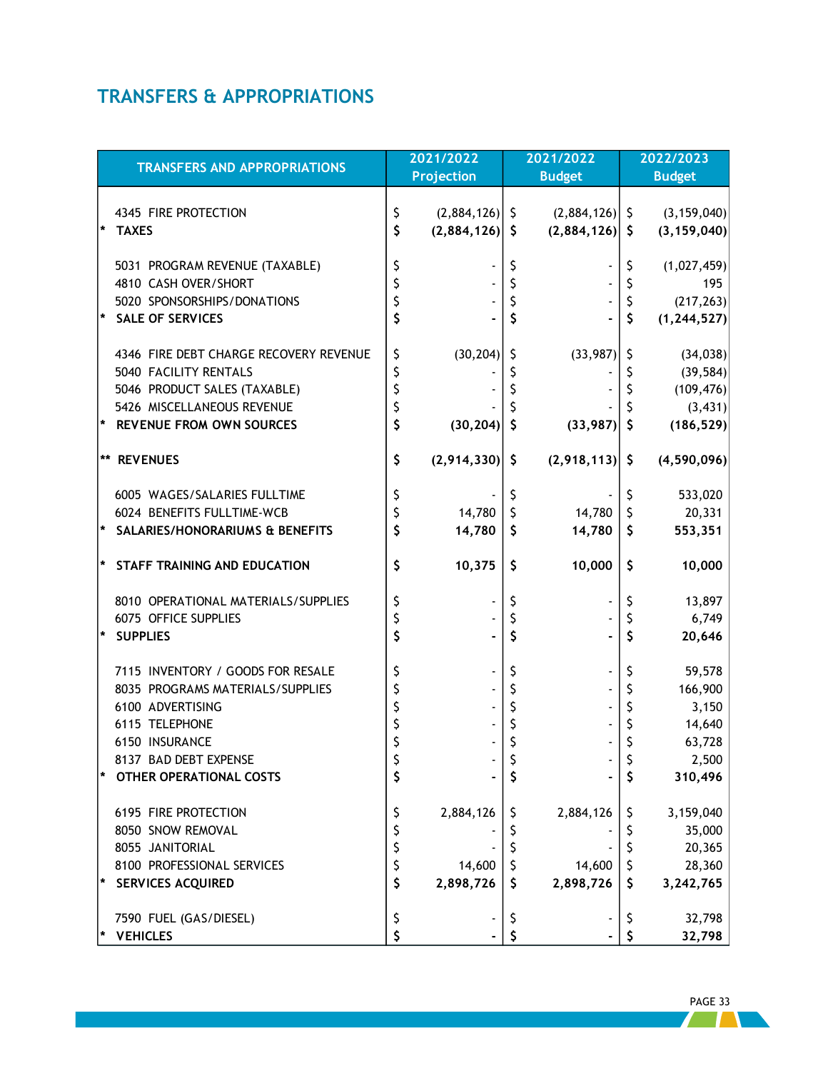# TRANSFERS & APPROPRIATIONS

| TRANSFERS AND APPROPRIATIONS | 2021/2022 Projection | 2021/2022 Budget | 2022/2023 Budget |
|---|---|---|---|
| 4345 FIRE PROTECTION | $ (2,884,126) | $ (2,884,126) | $ (3,159,040) |
| * **TAXES** | **$ (2,884,126)** | **$ (2,884,126)** | **$ (3,159,040)** |
| 5031 PROGRAM REVENUE (TAXABLE) | $ - | $ - | $ (1,027,459) |
| 4810 CASH OVER/SHORT | $ - | $ - | $ 195 |
| 5020 SPONSORSHIPS/DONATIONS | $ - | $ - | $ (217,263) |
| * **SALE OF SERVICES** | **$ -** | **$ -** | **$ (1,244,527)** |
| 4346 FIRE DEBT CHARGE RECOVERY REVENUE | $ (30,204) | $ (33,987) | $ (34,038) |
| 5040 FACILITY RENTALS | $ - | $ - | $ (39,584) |
| 5046 PRODUCT SALES (TAXABLE) | $ - | $ - | $ (109,476) |
| 5426 MISCELLANEOUS REVENUE | $ - | $ - | $ (3,431) |
| * **REVENUE FROM OWN SOURCES** | **$ (30,204)** | **$ (33,987)** | **$ (186,529)** |
| ** **REVENUES** | **$ (2,914,330)** | **$ (2,918,113)** | **$ (4,590,096)** |
| 6005 WAGES/SALARIES FULLTIME | $ - | $ - | $ 533,020 |
| 6024 BENEFITS FULLTIME-WCB | $ 14,780 | $ 14,780 | $ 20,331 |
| * **SALARIES/HONORARIUMS & BENEFITS** | **$ 14,780** | **$ 14,780** | **$ 553,351** |
| * **STAFF TRAINING AND EDUCATION** | **$ 10,375** | **$ 10,000** | **$ 10,000** |
| 8010 OPERATIONAL MATERIALS/SUPPLIES | $ - | $ - | $ 13,897 |
| 6075 OFFICE SUPPLIES | $ - | $ - | $ 6,749 |
| * **SUPPLIES** | **$ -** | **$ -** | **$ 20,646** |
| 7115 INVENTORY / GOODS FOR RESALE | $ - | $ - | $ 59,578 |
| 8035 PROGRAMS MATERIALS/SUPPLIES | $ - | $ - | $ 166,900 |
| 6100 ADVERTISING | $ - | $ - | $ 3,150 |
| 6115 TELEPHONE | $ - | $ - | $ 14,640 |
| 6150 INSURANCE | $ - | $ - | $ 63,728 |
| 8137 BAD DEBT EXPENSE | $ - | $ - | $ 2,500 |
| * **OTHER OPERATIONAL COSTS** | **$ -** | **$ -** | **$ 310,496** |
| 6195 FIRE PROTECTION | $ 2,884,126 | $ 2,884,126 | $ 3,159,040 |
| 8050 SNOW REMOVAL | $ - | $ - | $ 35,000 |
| 8055 JANITORIAL | $ - | $ - | $ 20,365 |
| 8100 PROFESSIONAL SERVICES | $ 14,600 | $ 14,600 | $ 28,360 |
| * **SERVICES ACQUIRED** | **$ 2,898,726** | **$ 2,898,726** | **$ 3,242,765** |
| 7590 FUEL (GAS/DIESEL) | $ - | $ - | $ 32,798 |
| * **VEHICLES** | **$ -** | **$ -** | **$ 32,798** |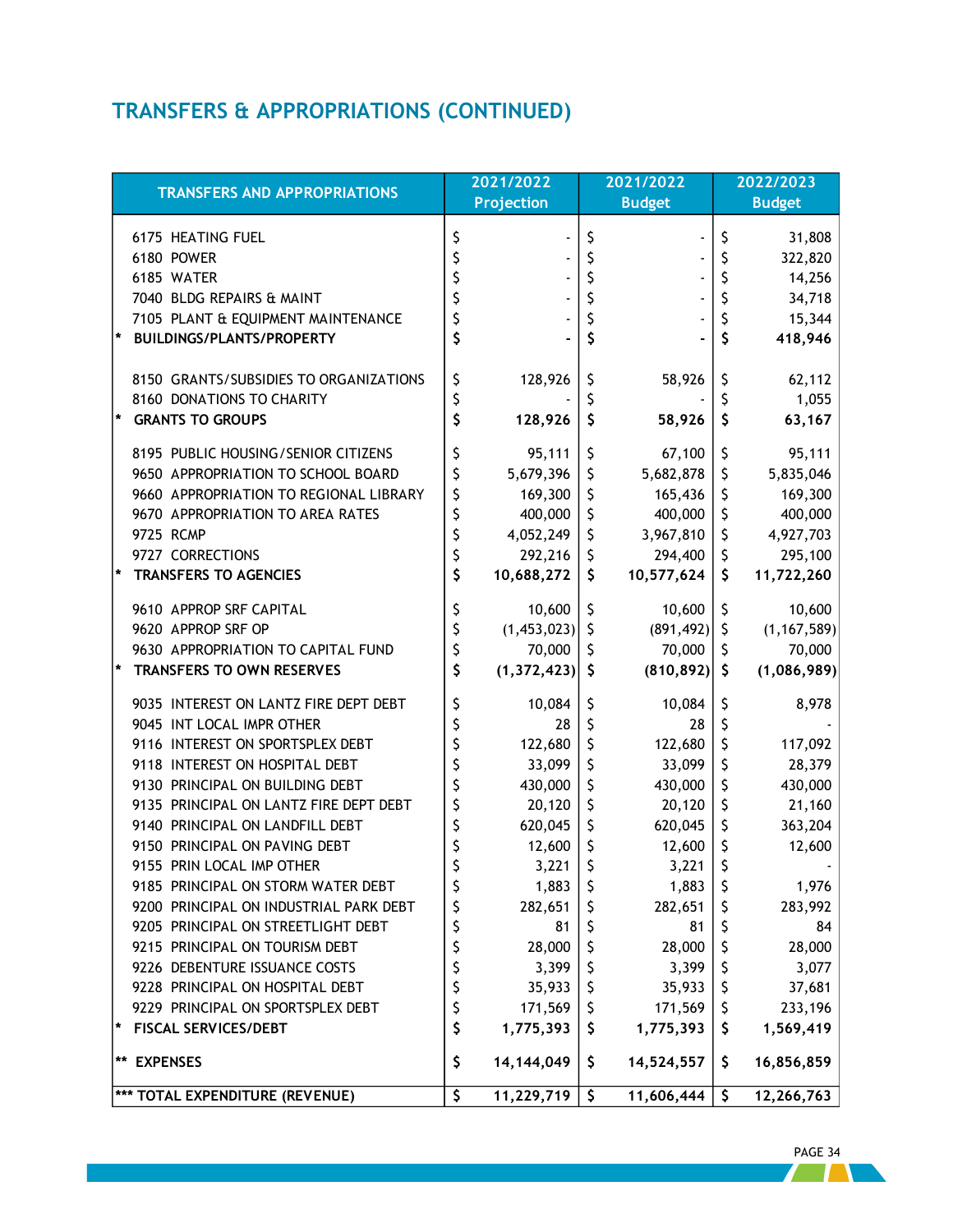## TRANSFERS & APPROPRIATIONS (CONTINUED)

| TRANSFERS AND APPROPRIATIONS | 2021/2022 Projection | 2021/2022 Budget | 2022/2023 Budget |
|---|---|---|---|
| 6175 HEATING FUEL | $ - | $ - | $ 31,808 |
| 6180 POWER | $ - | $ - | $ 322,820 |
| 6185 WATER | $ - | $ - | $ 14,256 |
| 7040 BLDG REPAIRS & MAINT | $ - | $ - | $ 34,718 |
| 7105 PLANT & EQUIPMENT MAINTENANCE | $ - | $ - | $ 15,344 |
| * **BUILDINGS/PLANTS/PROPERTY** | **$ -** | **$ -** | **$ 418,946** |
| 8150 GRANTS/SUBSIDIES TO ORGANIZATIONS | $ 128,926 | $ 58,926 | $ 62,112 |
| 8160 DONATIONS TO CHARITY | $ - | $ - | $ 1,055 |
| * **GRANTS TO GROUPS** | **$ 128,926** | **$ 58,926** | **$ 63,167** |
| 8195 PUBLIC HOUSING/SENIOR CITIZENS | $ 95,111 | $ 67,100 | $ 95,111 |
| 9650 APPROPRIATION TO SCHOOL BOARD | $ 5,679,396 | $ 5,682,878 | $ 5,835,046 |
| 9660 APPROPRIATION TO REGIONAL LIBRARY | $ 169,300 | $ 165,436 | $ 169,300 |
| 9670 APPROPRIATION TO AREA RATES | $ 400,000 | $ 400,000 | $ 400,000 |
| 9725 RCMP | $ 4,052,249 | $ 3,967,810 | $ 4,927,703 |
| 9727 CORRECTIONS | $ 292,216 | $ 294,400 | $ 295,100 |
| * **TRANSFERS TO AGENCIES** | **$ 10,688,272** | **$ 10,577,624** | **$ 11,722,260** |
| 9610 APPROP SRF CAPITAL | $ 10,600 | $ 10,600 | $ 10,600 |
| 9620 APPROP SRF OP | $ (1,453,023) | $ (891,492) | $ (1,167,589) |
| 9630 APPROPRIATION TO CAPITAL FUND | $ 70,000 | $ 70,000 | $ 70,000 |
| * **TRANSFERS TO OWN RESERVES** | **$ (1,372,423)** | **$ (810,892)** | **$ (1,086,989)** |
| 9035 INTEREST ON LANTZ FIRE DEPT DEBT | $ 10,084 | $ 10,084 | $ 8,978 |
| 9045 INT LOCAL IMPR OTHER | $ 28 | $ 28 | $ - |
| 9116 INTEREST ON SPORTSPLEX DEBT | $ 122,680 | $ 122,680 | $ 117,092 |
| 9118 INTEREST ON HOSPITAL DEBT | $ 33,099 | $ 33,099 | $ 28,379 |
| 9130 PRINCIPAL ON BUILDING DEBT | $ 430,000 | $ 430,000 | $ 430,000 |
| 9135 PRINCIPAL ON LANTZ FIRE DEPT DEBT | $ 20,120 | $ 20,120 | $ 21,160 |
| 9140 PRINCIPAL ON LANDFILL DEBT | $ 620,045 | $ 620,045 | $ 363,204 |
| 9150 PRINCIPAL ON PAVING DEBT | $ 12,600 | $ 12,600 | $ 12,600 |
| 9155 PRIN LOCAL IMP OTHER | $ 3,221 | $ 3,221 | $ - |
| 9185 PRINCIPAL ON STORM WATER DEBT | $ 1,883 | $ 1,883 | $ 1,976 |
| 9200 PRINCIPAL ON INDUSTRIAL PARK DEBT | $ 282,651 | $ 282,651 | $ 283,992 |
| 9205 PRINCIPAL ON STREETLIGHT DEBT | $ 81 | $ 81 | $ 84 |
| 9215 PRINCIPAL ON TOURISM DEBT | $ 28,000 | $ 28,000 | $ 28,000 |
| 9226 DEBENTURE ISSUANCE COSTS | $ 3,399 | $ 3,399 | $ 3,077 |
| 9228 PRINCIPAL ON HOSPITAL DEBT | $ 35,933 | $ 35,933 | $ 37,681 |
| 9229 PRINCIPAL ON SPORTSPLEX DEBT | $ 171,569 | $ 171,569 | $ 233,196 |
| * **FISCAL SERVICES/DEBT** | **$ 1,775,393** | **$ 1,775,393** | **$ 1,569,419** |
| ** **EXPENSES** | **$ 14,144,049** | **$ 14,524,557** | **$ 16,856,859** |
| *** **TOTAL EXPENDITURE (REVENUE)** | **$ 11,229,719** | **$ 11,606,444** | **$ 12,266,763** |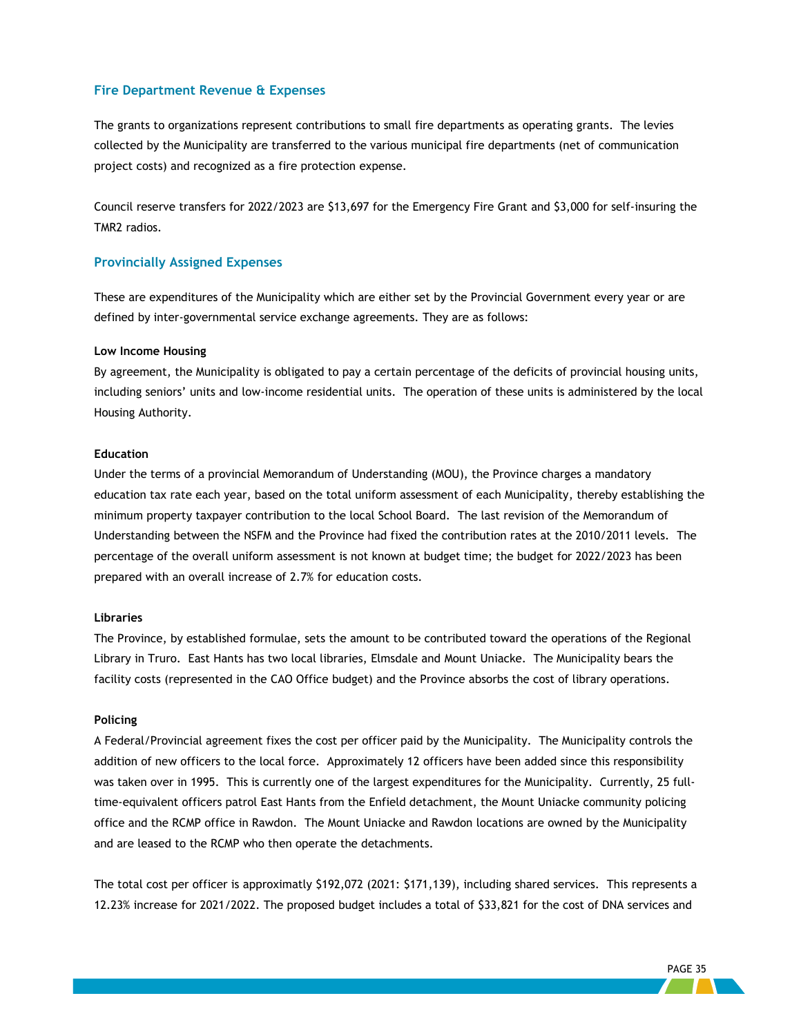## Fire Department Revenue & Expenses

The grants to organizations represent contributions to small fire departments as operating grants. The levies collected by the Municipality are transferred to the various municipal fire departments (net of communication project costs) and recognized as a fire protection expense.

Council reserve transfers for 2022/2023 are $13,697 for the Emergency Fire Grant and $3,000 for self-insuring the TMR2 radios.

## Provincially Assigned Expenses

These are expenditures of the Municipality which are either set by the Provincial Government every year or are defined by inter-governmental service exchange agreements. They are as follows:

**Low Income Housing**
By agreement, the Municipality is obligated to pay a certain percentage of the deficits of provincial housing units, including seniors' units and low-income residential units. The operation of these units is administered by the local Housing Authority.

**Education**
Under the terms of a provincial Memorandum of Understanding (MOU), the Province charges a mandatory education tax rate each year, based on the total uniform assessment of each Municipality, thereby establishing the minimum property taxpayer contribution to the local School Board. The last revision of the Memorandum of Understanding between the NSFM and the Province had fixed the contribution rates at the 2010/2011 levels. The percentage of the overall uniform assessment is not known at budget time; the budget for 2022/2023 has been prepared with an overall increase of 2.7% for education costs.

**Libraries**
The Province, by established formulae, sets the amount to be contributed toward the operations of the Regional Library in Truro. East Hants has two local libraries, Elmsdale and Mount Uniacke. The Municipality bears the facility costs (represented in the CAO Office budget) and the Province absorbs the cost of library operations.

**Policing**
A Federal/Provincial agreement fixes the cost per officer paid by the Municipality. The Municipality controls the addition of new officers to the local force. Approximately 12 officers have been added since this responsibility was taken over in 1995. This is currently one of the largest expenditures for the Municipality. Currently, 25 full-time-equivalent officers patrol East Hants from the Enfield detachment, the Mount Uniacke community policing office and the RCMP office in Rawdon. The Mount Uniacke and Rawdon locations are owned by the Municipality and are leased to the RCMP who then operate the detachments.

The total cost per officer is approximatly $192,072 (2021: $171,139), including shared services. This represents a 12.23% increase for 2021/2022. The proposed budget includes a total of $33,821 for the cost of DNA services and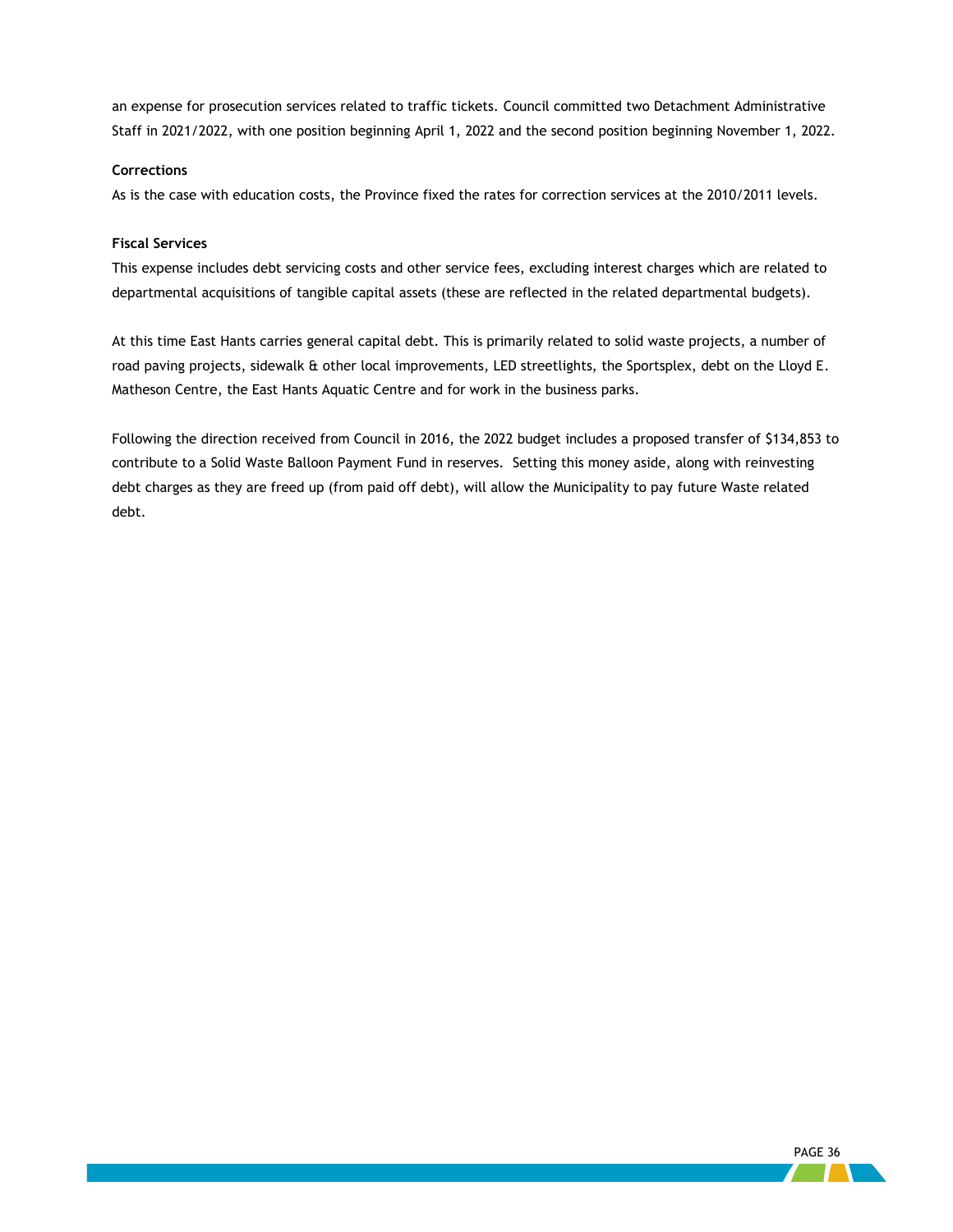an expense for prosecution services related to traffic tickets. Council committed two Detachment Administrative Staff in 2021/2022, with one position beginning April 1, 2022 and the second position beginning November 1, 2022.

**Corrections**

As is the case with education costs, the Province fixed the rates for correction services at the 2010/2011 levels.

**Fiscal Services**

This expense includes debt servicing costs and other service fees, excluding interest charges which are related to departmental acquisitions of tangible capital assets (these are reflected in the related departmental budgets).

At this time East Hants carries general capital debt. This is primarily related to solid waste projects, a number of road paving projects, sidewalk & other local improvements, LED streetlights, the Sportsplex, debt on the Lloyd E. Matheson Centre, the East Hants Aquatic Centre and for work in the business parks.

Following the direction received from Council in 2016, the 2022 budget includes a proposed transfer of $134,853 to contribute to a Solid Waste Balloon Payment Fund in reserves. Setting this money aside, along with reinvesting debt charges as they are freed up (from paid off debt), will allow the Municipality to pay future Waste related debt.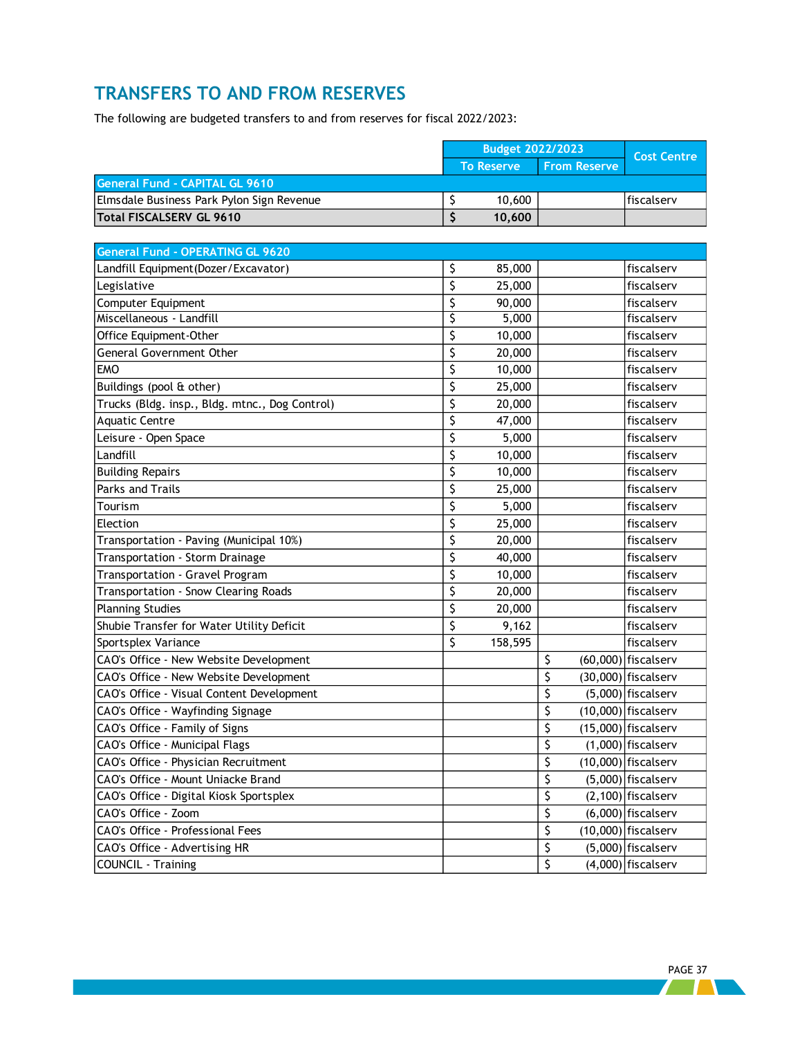## TRANSFERS TO AND FROM RESERVES

The following are budgeted transfers to and from reserves for fiscal 2022/2023:

| | Budget 2022/2023 | | Cost Centre |
|---|---|---|---|
| | To Reserve | From Reserve | |
| **General Fund - CAPITAL GL 9610** | | | |
| Elmsdale Business Park Pylon Sign Revenue | $ 10,600 | | fiscalserv |
| **Total FISCALSERV GL 9610** | **$ 10,600** | | |
| | | | |
| **General Fund - OPERATING GL 9620** | | | |
| Landfill Equipment(Dozer/Excavator) | $ 85,000 | | fiscalserv |
| Legislative | $ 25,000 | | fiscalserv |
| Computer Equipment | $ 90,000 | | fiscalserv |
| Miscellaneous - Landfill | $ 5,000 | | fiscalserv |
| Office Equipment-Other | $ 10,000 | | fiscalserv |
| General Government Other | $ 20,000 | | fiscalserv |
| EMO | $ 10,000 | | fiscalserv |
| Buildings (pool & other) | $ 25,000 | | fiscalserv |
| Trucks (Bldg. insp., Bldg. mtnc., Dog Control) | $ 20,000 | | fiscalserv |
| Aquatic Centre | $ 47,000 | | fiscalserv |
| Leisure - Open Space | $ 5,000 | | fiscalserv |
| Landfill | $ 10,000 | | fiscalserv |
| Building Repairs | $ 10,000 | | fiscalserv |
| Parks and Trails | $ 25,000 | | fiscalserv |
| Tourism | $ 5,000 | | fiscalserv |
| Election | $ 25,000 | | fiscalserv |
| Transportation - Paving (Municipal 10%) | $ 20,000 | | fiscalserv |
| Transportation - Storm Drainage | $ 40,000 | | fiscalserv |
| Transportation - Gravel Program | $ 10,000 | | fiscalserv |
| Transportation - Snow Clearing Roads | $ 20,000 | | fiscalserv |
| Planning Studies | $ 20,000 | | fiscalserv |
| Shubie Transfer for Water Utility Deficit | $ 9,162 | | fiscalserv |
| Sportsplex Variance | $ 158,595 | | fiscalserv |
| CAO's Office - New Website Development | | $ (60,000) | fiscalserv |
| CAO's Office - New Website Development | | $ (30,000) | fiscalserv |
| CAO's Office - Visual Content Development | | $ (5,000) | fiscalserv |
| CAO's Office - Wayfinding Signage | | $ (10,000) | fiscalserv |
| CAO's Office - Family of Signs | | $ (15,000) | fiscalserv |
| CAO's Office - Municipal Flags | | $ (1,000) | fiscalserv |
| CAO's Office - Physician Recruitment | | $ (10,000) | fiscalserv |
| CAO's Office - Mount Uniacke Brand | | $ (5,000) | fiscalserv |
| CAO's Office - Digital Kiosk Sportsplex | | $ (2,100) | fiscalserv |
| CAO's Office - Zoom | | $ (6,000) | fiscalserv |
| CAO's Office - Professional Fees | | $ (10,000) | fiscalserv |
| CAO's Office - Advertising HR | | $ (5,000) | fiscalserv |
| COUNCIL - Training | | $ (4,000) | fiscalserv |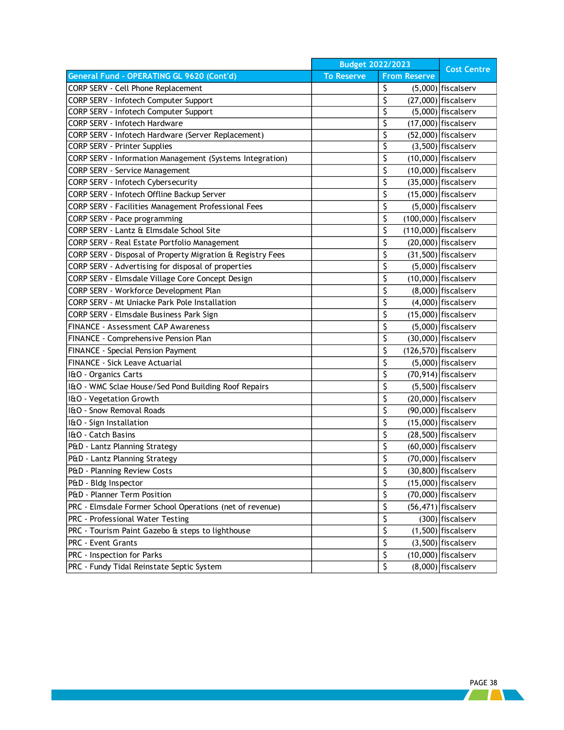| General Fund - OPERATING GL 9620 (Cont'd) | Budget 2022/2023 | | Cost Centre |
|---|---|---|---|
| | To Reserve | From Reserve | |
| CORP SERV - Cell Phone Replacement | | $ (5,000) | fiscalserv |
| CORP SERV - Infotech Computer Support | | $ (27,000) | fiscalserv |
| CORP SERV - Infotech Computer Support | | $ (5,000) | fiscalserv |
| CORP SERV - Infotech Hardware | | $ (17,000) | fiscalserv |
| CORP SERV - Infotech Hardware (Server Replacement) | | $ (52,000) | fiscalserv |
| CORP SERV - Printer Supplies | | $ (3,500) | fiscalserv |
| CORP SERV - Information Management (Systems Integration) | | $ (10,000) | fiscalserv |
| CORP SERV - Service Management | | $ (10,000) | fiscalserv |
| CORP SERV - Infotech Cybersecurity | | $ (35,000) | fiscalserv |
| CORP SERV - Infotech Offline Backup Server | | $ (15,000) | fiscalserv |
| CORP SERV - Facilities Management Professional Fees | | $ (5,000) | fiscalserv |
| CORP SERV - Pace programming | | $ (100,000) | fiscalserv |
| CORP SERV - Lantz & Elmsdale School Site | | $ (110,000) | fiscalserv |
| CORP SERV - Real Estate Portfolio Management | | $ (20,000) | fiscalserv |
| CORP SERV - Disposal of Property Migration & Registry Fees | | $ (31,500) | fiscalserv |
| CORP SERV - Advertising for disposal of properties | | $ (5,000) | fiscalserv |
| CORP SERV - Elmsdale Village Core Concept Design | | $ (10,000) | fiscalserv |
| CORP SERV - Workforce Development Plan | | $ (8,000) | fiscalserv |
| CORP SERV - Mt Uniacke Park Pole Installation | | $ (4,000) | fiscalserv |
| CORP SERV - Elmsdale Business Park Sign | | $ (15,000) | fiscalserv |
| FINANCE - Assessment CAP Awareness | | $ (5,000) | fiscalserv |
| FINANCE - Comprehensive Pension Plan | | $ (30,000) | fiscalserv |
| FINANCE - Special Pension Payment | | $ (126,570) | fiscalserv |
| FINANCE - Sick Leave Actuarial | | $ (5,000) | fiscalserv |
| I&O - Organics Carts | | $ (70,914) | fiscalserv |
| I&O - WMC Sclae House/Sed Pond Building Roof Repairs | | $ (5,500) | fiscalserv |
| I&O - Vegetation Growth | | $ (20,000) | fiscalserv |
| I&O - Snow Removal Roads | | $ (90,000) | fiscalserv |
| I&O - Sign Installation | | $ (15,000) | fiscalserv |
| I&O - Catch Basins | | $ (28,500) | fiscalserv |
| P&D - Lantz Planning Strategy | | $ (60,000) | fiscalserv |
| P&D - Lantz Planning Strategy | | $ (70,000) | fiscalserv |
| P&D - Planning Review Costs | | $ (30,800) | fiscalserv |
| P&D - Bldg Inspector | | $ (15,000) | fiscalserv |
| P&D - Planner Term Position | | $ (70,000) | fiscalserv |
| PRC - Elmsdale Former School Operations (net of revenue) | | $ (56,471) | fiscalserv |
| PRC - Professional Water Testing | | $ (300) | fiscalserv |
| PRC - Tourism Paint Gazebo & steps to lighthouse | | $ (1,500) | fiscalserv |
| PRC - Event Grants | | $ (3,500) | fiscalserv |
| PRC - Inspection for Parks | | $ (10,000) | fiscalserv |
| PRC - Fundy Tidal Reinstate Septic System | | $ (8,000) | fiscalserv |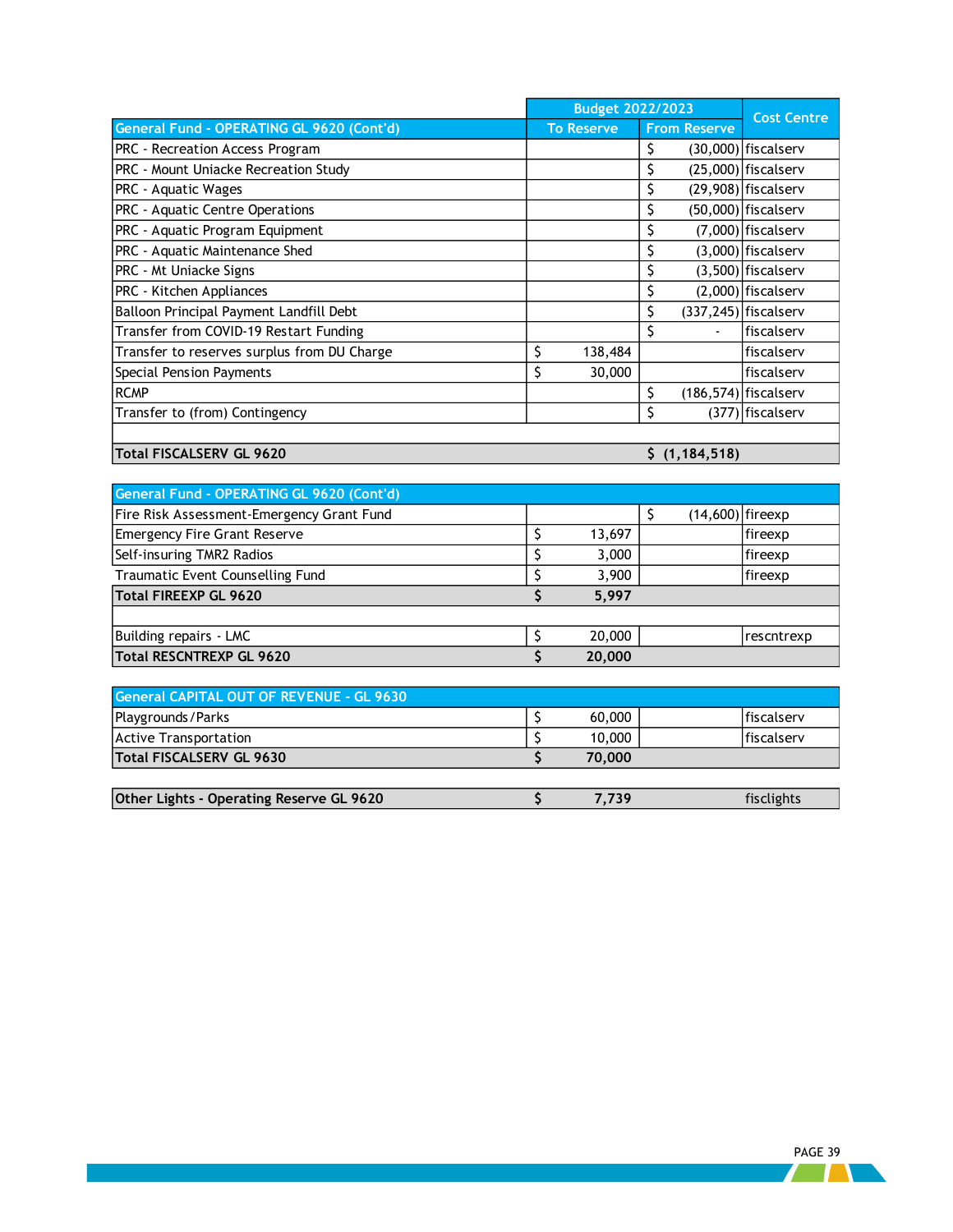| General Fund - OPERATING GL 9620 (Cont'd) | Budget 2022/2023 To Reserve | Budget 2022/2023 From Reserve | Cost Centre |
|---|---|---|---|
| PRC - Recreation Access Program | | $ (30,000) | fiscalserv |
| PRC - Mount Uniacke Recreation Study | | $ (25,000) | fiscalserv |
| PRC - Aquatic Wages | | $ (29,908) | fiscalserv |
| PRC - Aquatic Centre Operations | | $ (50,000) | fiscalserv |
| PRC - Aquatic Program Equipment | | $ (7,000) | fiscalserv |
| PRC - Aquatic Maintenance Shed | | $ (3,000) | fiscalserv |
| PRC - Mt Uniacke Signs | | $ (3,500) | fiscalserv |
| PRC - Kitchen Appliances | | $ (2,000) | fiscalserv |
| Balloon Principal Payment Landfill Debt | | $ (337,245) | fiscalserv |
| Transfer from COVID-19 Restart Funding | | $ - | fiscalserv |
| Transfer to reserves surplus from DU Charge | $ 138,484 | | fiscalserv |
| Special Pension Payments | $ 30,000 | | fiscalserv |
| RCMP | | $ (186,574) | fiscalserv |
| Transfer to (from) Contingency | | $ (377) | fiscalserv |
| | | | |
| **Total FISCALSERV GL 9620** | | **$ (1,184,518)** | |

| General Fund - OPERATING GL 9620 (Cont'd) | To Reserve | From Reserve | Cost Centre |
|---|---|---|---|
| Fire Risk Assessment-Emergency Grant Fund | | $ (14,600) | fireexp |
| Emergency Fire Grant Reserve | $ 13,697 | | fireexp |
| Self-insuring TMR2 Radios | $ 3,000 | | fireexp |
| Traumatic Event Counselling Fund | $ 3,900 | | fireexp |
| **Total FIREEXP GL 9620** | **$ 5,997** | | |
| | | | |
| Building repairs - LMC | $ 20,000 | | rescntrexp |
| **Total RESCNTREXP GL 9620** | **$ 20,000** | | |

| General CAPITAL OUT OF REVENUE - GL 9630 | To Reserve | From Reserve | Cost Centre |
|---|---|---|---|
| Playgrounds/Parks | $ 60,000 | | fiscalserv |
| Active Transportation | $ 10,000 | | fiscalserv |
| **Total FISCALSERV GL 9630** | **$ 70,000** | | |

| | To Reserve | From Reserve | Cost Centre |
|---|---|---|---|
| **Other Lights - Operating Reserve GL 9620** | **$ 7,739** | | fisclights |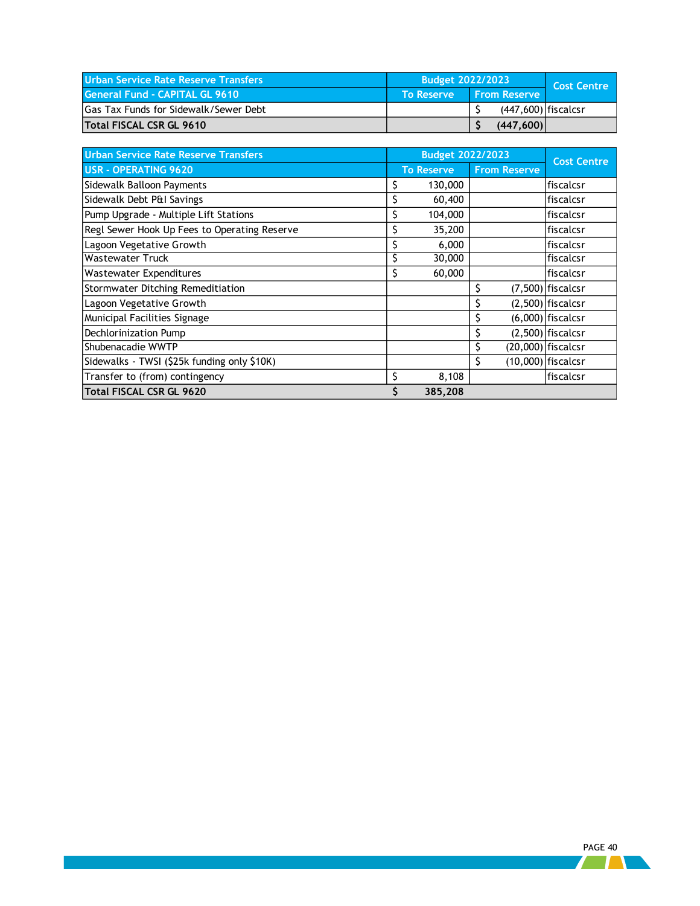| Urban Service Rate Reserve Transfers | Budget 2022/2023 | | Cost Centre |
|---|---|---|---|
| General Fund - CAPITAL GL 9610 | To Reserve | From Reserve | |
| Gas Tax Funds for Sidewalk/Sewer Debt | | $ (447,600) | fiscalcsr |
| **Total FISCAL CSR GL 9610** | | **$ (447,600)** | |

| Urban Service Rate Reserve Transfers | Budget 2022/2023 | | Cost Centre |
|---|---|---|---|
| USR - OPERATING 9620 | To Reserve | From Reserve | |
| Sidewalk Balloon Payments | $ 130,000 | | fiscalcsr |
| Sidewalk Debt P&I Savings | $ 60,400 | | fiscalcsr |
| Pump Upgrade - Multiple Lift Stations | $ 104,000 | | fiscalcsr |
| Regl Sewer Hook Up Fees to Operating Reserve | $ 35,200 | | fiscalcsr |
| Lagoon Vegetative Growth | $ 6,000 | | fiscalcsr |
| Wastewater Truck | $ 30,000 | | fiscalcsr |
| Wastewater Expenditures | $ 60,000 | | fiscalcsr |
| Stormwater Ditching Remeditiation | | $ (7,500) | fiscalcsr |
| Lagoon Vegetative Growth | | $ (2,500) | fiscalcsr |
| Municipal Facilities Signage | | $ (6,000) | fiscalcsr |
| Dechlorinization Pump | | $ (2,500) | fiscalcsr |
| Shubenacadie WWTP | | $ (20,000) | fiscalcsr |
| Sidewalks - TWSI ($25k funding only $10K) | | $ (10,000) | fiscalcsr |
| Transfer to (from) contingency | $ 8,108 | | fiscalcsr |
| **Total FISCAL CSR GL 9620** | **$ 385,208** | | |